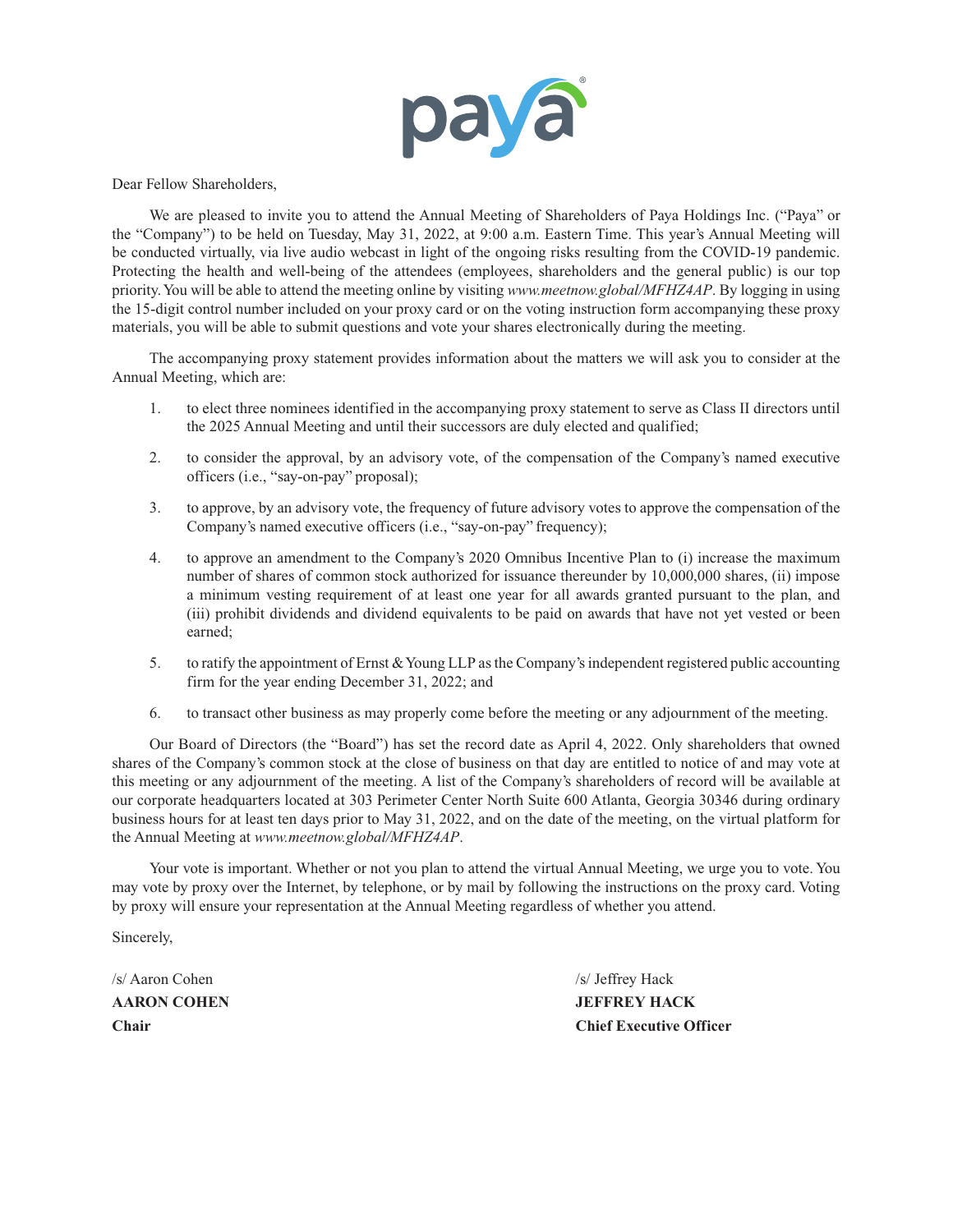Dear Fellow Shareholders,

We are pleased to invite you to attend the Annual Meeting of Shareholders of Paya Holdings Inc. ("Paya" or the "Company") to be held on Tuesday, May 31, 2022, at 9:00 a.m. Eastern Time. This year's Annual Meeting will be conducted virtually, via live audio webcast in light of the ongoing risks resulting from the COVID-19 pandemic. Protecting the health and well-being of the attendees (employees, shareholders and the general public) is our top priority. You will be able to attend the meeting online by visiting *www.meetnow.global/MFHZ4AP*. By logging in using the 15-digit control number included on your proxy card or on the voting instruction form accompanying these proxy materials, you will be able to submit questions and vote your shares electronically during the meeting.

The accompanying proxy statement provides information about the matters we will ask you to consider at the Annual Meeting, which are:

1. to elect three nominees identified in the accompanying proxy statement to serve as Class II directors until the 2025 Annual Meeting and until their successors are duly elected and qualified;
2. to consider the approval, by an advisory vote, of the compensation of the Company's named executive officers (i.e., "say-on-pay" proposal);
3. to approve, by an advisory vote, the frequency of future advisory votes to approve the compensation of the Company's named executive officers (i.e., "say-on-pay" frequency);
4. to approve an amendment to the Company's 2020 Omnibus Incentive Plan to (i) increase the maximum number of shares of common stock authorized for issuance thereunder by 10,000,000 shares, (ii) impose a minimum vesting requirement of at least one year for all awards granted pursuant to the plan, and (iii) prohibit dividends and dividend equivalents to be paid on awards that have not yet vested or been earned;
5. to ratify the appointment of Ernst & Young LLP as the Company's independent registered public accounting firm for the year ending December 31, 2022; and
6. to transact other business as may properly come before the meeting or any adjournment of the meeting.

Our Board of Directors (the "Board") has set the record date as April 4, 2022. Only shareholders that owned shares of the Company's common stock at the close of business on that day are entitled to notice of and may vote at this meeting or any adjournment of the meeting. A list of the Company's shareholders of record will be available at our corporate headquarters located at 303 Perimeter Center North Suite 600 Atlanta, Georgia 30346 during ordinary business hours for at least ten days prior to May 31, 2022, and on the date of the meeting, on the virtual platform for the Annual Meeting at *www.meetnow.global/MFHZ4AP*.

Your vote is important. Whether or not you plan to attend the virtual Annual Meeting, we urge you to vote. You may vote by proxy over the Internet, by telephone, or by mail by following the instructions on the proxy card. Voting by proxy will ensure your representation at the Annual Meeting regardless of whether you attend.

Sincerely,

/s/ Aaron Cohen
**AARON COHEN**
**Chair**

/s/ Jeffrey Hack
**JEFFREY HACK**
**Chief Executive Officer**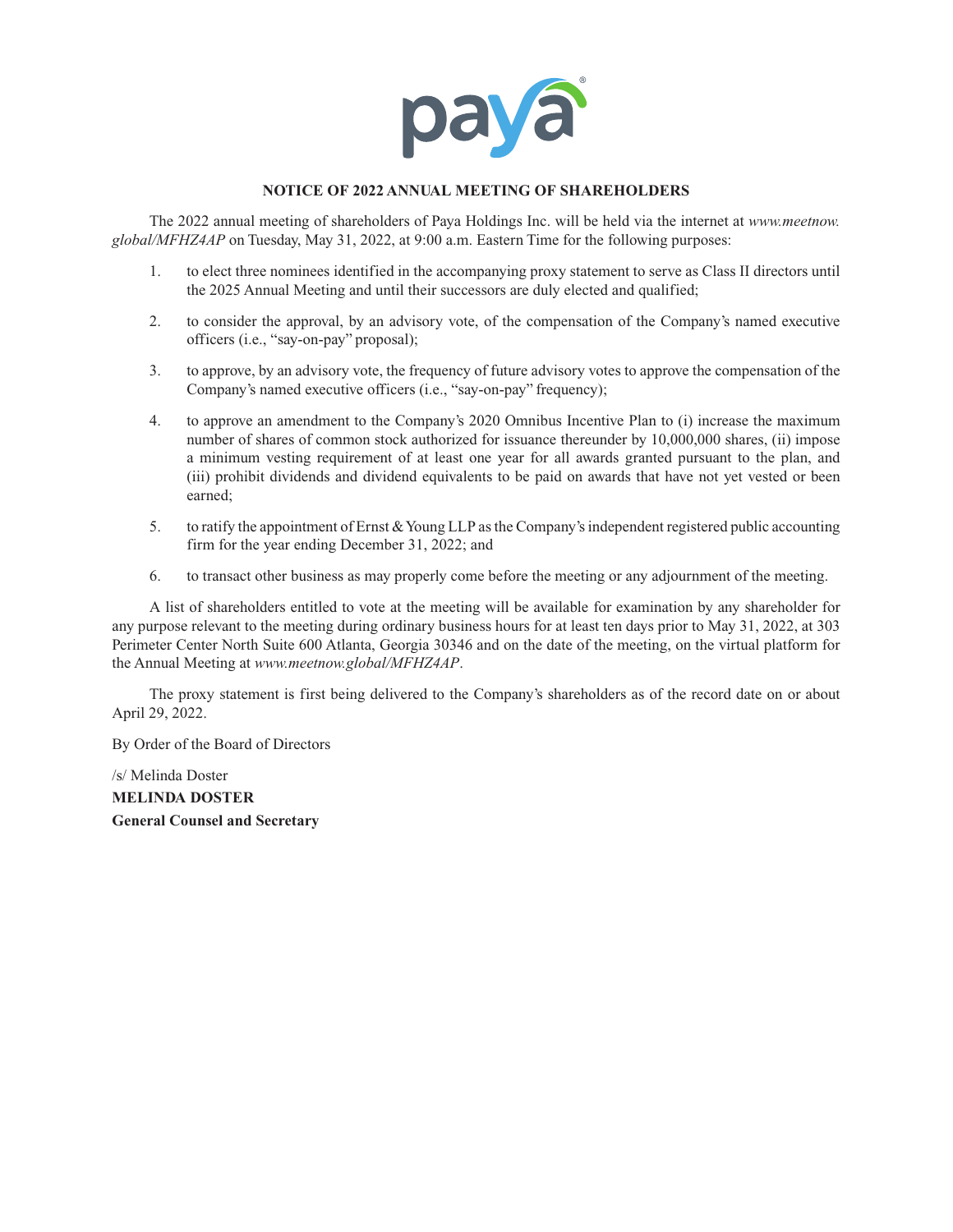## NOTICE OF 2022 ANNUAL MEETING OF SHAREHOLDERS

The 2022 annual meeting of shareholders of Paya Holdings Inc. will be held via the internet at *www.meetnow.global/MFHZ4AP* on Tuesday, May 31, 2022, at 9:00 a.m. Eastern Time for the following purposes:

1. to elect three nominees identified in the accompanying proxy statement to serve as Class II directors until the 2025 Annual Meeting and until their successors are duly elected and qualified;
2. to consider the approval, by an advisory vote, of the compensation of the Company's named executive officers (i.e., "say-on-pay" proposal);
3. to approve, by an advisory vote, the frequency of future advisory votes to approve the compensation of the Company's named executive officers (i.e., "say-on-pay" frequency);
4. to approve an amendment to the Company's 2020 Omnibus Incentive Plan to (i) increase the maximum number of shares of common stock authorized for issuance thereunder by 10,000,000 shares, (ii) impose a minimum vesting requirement of at least one year for all awards granted pursuant to the plan, and (iii) prohibit dividends and dividend equivalents to be paid on awards that have not yet vested or been earned;
5. to ratify the appointment of Ernst & Young LLP as the Company's independent registered public accounting firm for the year ending December 31, 2022; and
6. to transact other business as may properly come before the meeting or any adjournment of the meeting.

A list of shareholders entitled to vote at the meeting will be available for examination by any shareholder for any purpose relevant to the meeting during ordinary business hours for at least ten days prior to May 31, 2022, at 303 Perimeter Center North Suite 600 Atlanta, Georgia 30346 and on the date of the meeting, on the virtual platform for the Annual Meeting at *www.meetnow.global/MFHZ4AP*.

The proxy statement is first being delivered to the Company's shareholders as of the record date on or about April 29, 2022.

By Order of the Board of Directors

/s/ Melinda Doster

**MELINDA DOSTER**

**General Counsel and Secretary**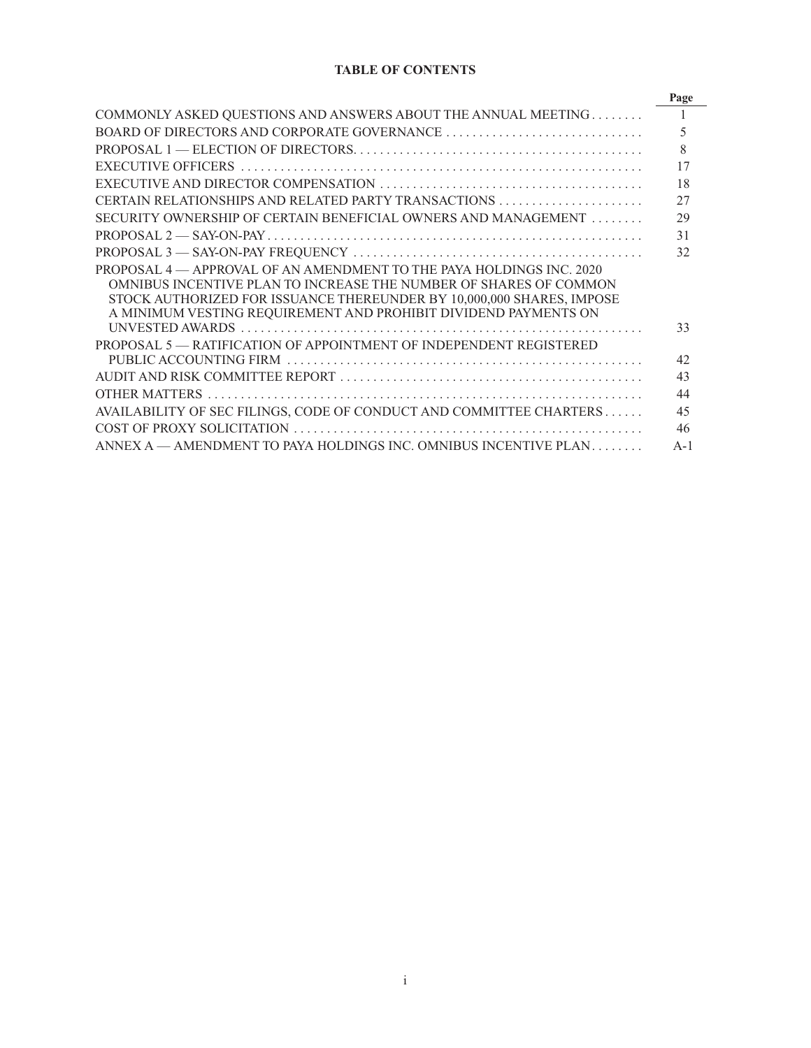# TABLE OF CONTENTS

| | Page |
|---|---|
| COMMONLY ASKED QUESTIONS AND ANSWERS ABOUT THE ANNUAL MEETING | 1 |
| BOARD OF DIRECTORS AND CORPORATE GOVERNANCE | 5 |
| PROPOSAL 1 — ELECTION OF DIRECTORS. | 8 |
| EXECUTIVE OFFICERS | 17 |
| EXECUTIVE AND DIRECTOR COMPENSATION | 18 |
| CERTAIN RELATIONSHIPS AND RELATED PARTY TRANSACTIONS | 27 |
| SECURITY OWNERSHIP OF CERTAIN BENEFICIAL OWNERS AND MANAGEMENT | 29 |
| PROPOSAL 2 — SAY-ON-PAY | 31 |
| PROPOSAL 3 — SAY-ON-PAY FREQUENCY | 32 |
| PROPOSAL 4 — APPROVAL OF AN AMENDMENT TO THE PAYA HOLDINGS INC. 2020 OMNIBUS INCENTIVE PLAN TO INCREASE THE NUMBER OF SHARES OF COMMON STOCK AUTHORIZED FOR ISSUANCE THEREUNDER BY 10,000,000 SHARES, IMPOSE A MINIMUM VESTING REQUIREMENT AND PROHIBIT DIVIDEND PAYMENTS ON UNVESTED AWARDS | 33 |
| PROPOSAL 5 — RATIFICATION OF APPOINTMENT OF INDEPENDENT REGISTERED PUBLIC ACCOUNTING FIRM | 42 |
| AUDIT AND RISK COMMITTEE REPORT | 43 |
| OTHER MATTERS | 44 |
| AVAILABILITY OF SEC FILINGS, CODE OF CONDUCT AND COMMITTEE CHARTERS | 45 |
| COST OF PROXY SOLICITATION | 46 |
| ANNEX A — AMENDMENT TO PAYA HOLDINGS INC. OMNIBUS INCENTIVE PLAN | A-1 |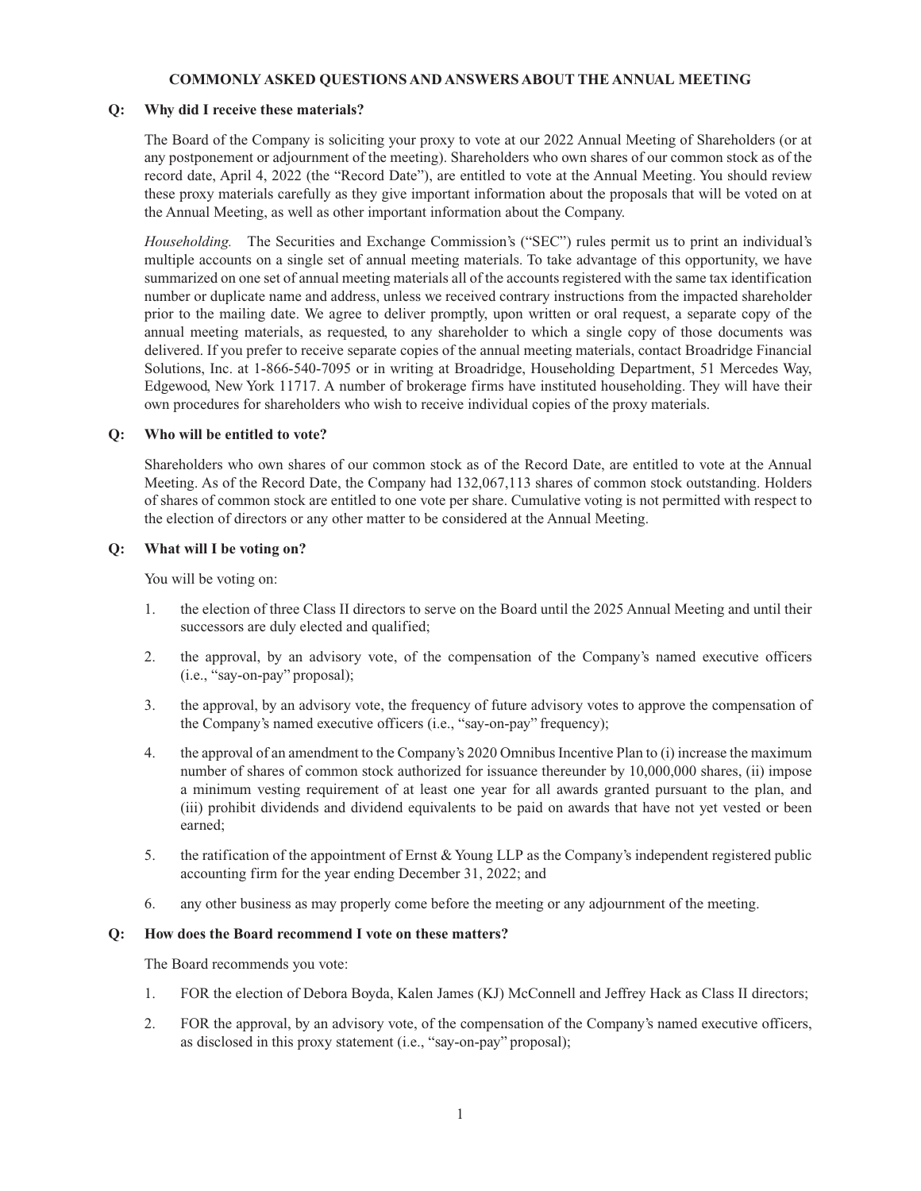## COMMONLY ASKED QUESTIONS AND ANSWERS ABOUT THE ANNUAL MEETING

**Q: Why did I receive these materials?**

The Board of the Company is soliciting your proxy to vote at our 2022 Annual Meeting of Shareholders (or at any postponement or adjournment of the meeting). Shareholders who own shares of our common stock as of the record date, April 4, 2022 (the "Record Date"), are entitled to vote at the Annual Meeting. You should review these proxy materials carefully as they give important information about the proposals that will be voted on at the Annual Meeting, as well as other important information about the Company.

*Householding.* The Securities and Exchange Commission's ("SEC") rules permit us to print an individual's multiple accounts on a single set of annual meeting materials. To take advantage of this opportunity, we have summarized on one set of annual meeting materials all of the accounts registered with the same tax identification number or duplicate name and address, unless we received contrary instructions from the impacted shareholder prior to the mailing date. We agree to deliver promptly, upon written or oral request, a separate copy of the annual meeting materials, as requested, to any shareholder to which a single copy of those documents was delivered. If you prefer to receive separate copies of the annual meeting materials, contact Broadridge Financial Solutions, Inc. at 1-866-540-7095 or in writing at Broadridge, Householding Department, 51 Mercedes Way, Edgewood, New York 11717. A number of brokerage firms have instituted householding. They will have their own procedures for shareholders who wish to receive individual copies of the proxy materials.

**Q: Who will be entitled to vote?**

Shareholders who own shares of our common stock as of the Record Date, are entitled to vote at the Annual Meeting. As of the Record Date, the Company had 132,067,113 shares of common stock outstanding. Holders of shares of common stock are entitled to one vote per share. Cumulative voting is not permitted with respect to the election of directors or any other matter to be considered at the Annual Meeting.

**Q: What will I be voting on?**

You will be voting on:

1. the election of three Class II directors to serve on the Board until the 2025 Annual Meeting and until their successors are duly elected and qualified;
2. the approval, by an advisory vote, of the compensation of the Company's named executive officers (i.e., "say-on-pay" proposal);
3. the approval, by an advisory vote, the frequency of future advisory votes to approve the compensation of the Company's named executive officers (i.e., "say-on-pay" frequency);
4. the approval of an amendment to the Company's 2020 Omnibus Incentive Plan to (i) increase the maximum number of shares of common stock authorized for issuance thereunder by 10,000,000 shares, (ii) impose a minimum vesting requirement of at least one year for all awards granted pursuant to the plan, and (iii) prohibit dividends and dividend equivalents to be paid on awards that have not yet vested or been earned;
5. the ratification of the appointment of Ernst & Young LLP as the Company's independent registered public accounting firm for the year ending December 31, 2022; and
6. any other business as may properly come before the meeting or any adjournment of the meeting.

**Q: How does the Board recommend I vote on these matters?**

The Board recommends you vote:

1. FOR the election of Debora Boyda, Kalen James (KJ) McConnell and Jeffrey Hack as Class II directors;
2. FOR the approval, by an advisory vote, of the compensation of the Company's named executive officers, as disclosed in this proxy statement (i.e., "say-on-pay" proposal);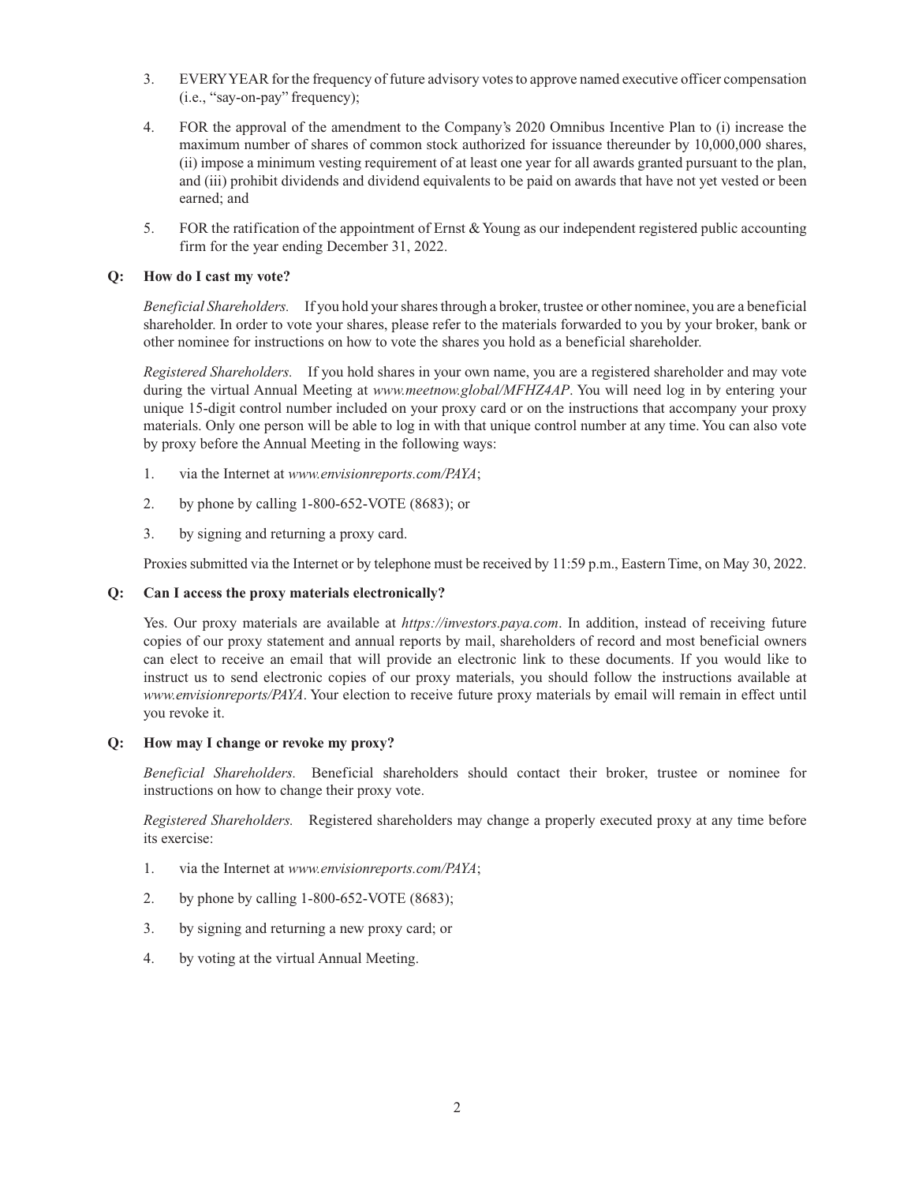3. EVERY YEAR for the frequency of future advisory votes to approve named executive officer compensation (i.e., "say-on-pay" frequency);

4. FOR the approval of the amendment to the Company's 2020 Omnibus Incentive Plan to (i) increase the maximum number of shares of common stock authorized for issuance thereunder by 10,000,000 shares, (ii) impose a minimum vesting requirement of at least one year for all awards granted pursuant to the plan, and (iii) prohibit dividends and dividend equivalents to be paid on awards that have not yet vested or been earned; and

5. FOR the ratification of the appointment of Ernst & Young as our independent registered public accounting firm for the year ending December 31, 2022.

**Q: How do I cast my vote?**

*Beneficial Shareholders.* If you hold your shares through a broker, trustee or other nominee, you are a beneficial shareholder. In order to vote your shares, please refer to the materials forwarded to you by your broker, bank or other nominee for instructions on how to vote the shares you hold as a beneficial shareholder.

*Registered Shareholders.* If you hold shares in your own name, you are a registered shareholder and may vote during the virtual Annual Meeting at *www.meetnow.global/MFHZ4AP*. You will need log in by entering your unique 15-digit control number included on your proxy card or on the instructions that accompany your proxy materials. Only one person will be able to log in with that unique control number at any time. You can also vote by proxy before the Annual Meeting in the following ways:

1. via the Internet at *www.envisionreports.com/PAYA*;
2. by phone by calling 1-800-652-VOTE (8683); or
3. by signing and returning a proxy card.

Proxies submitted via the Internet or by telephone must be received by 11:59 p.m., Eastern Time, on May 30, 2022.

**Q: Can I access the proxy materials electronically?**

Yes. Our proxy materials are available at *https://investors.paya.com*. In addition, instead of receiving future copies of our proxy statement and annual reports by mail, shareholders of record and most beneficial owners can elect to receive an email that will provide an electronic link to these documents. If you would like to instruct us to send electronic copies of our proxy materials, you should follow the instructions available at *www.envisionreports/PAYA*. Your election to receive future proxy materials by email will remain in effect until you revoke it.

**Q: How may I change or revoke my proxy?**

*Beneficial Shareholders.* Beneficial shareholders should contact their broker, trustee or nominee for instructions on how to change their proxy vote.

*Registered Shareholders.* Registered shareholders may change a properly executed proxy at any time before its exercise:

1. via the Internet at *www.envisionreports.com/PAYA*;
2. by phone by calling 1-800-652-VOTE (8683);
3. by signing and returning a new proxy card; or
4. by voting at the virtual Annual Meeting.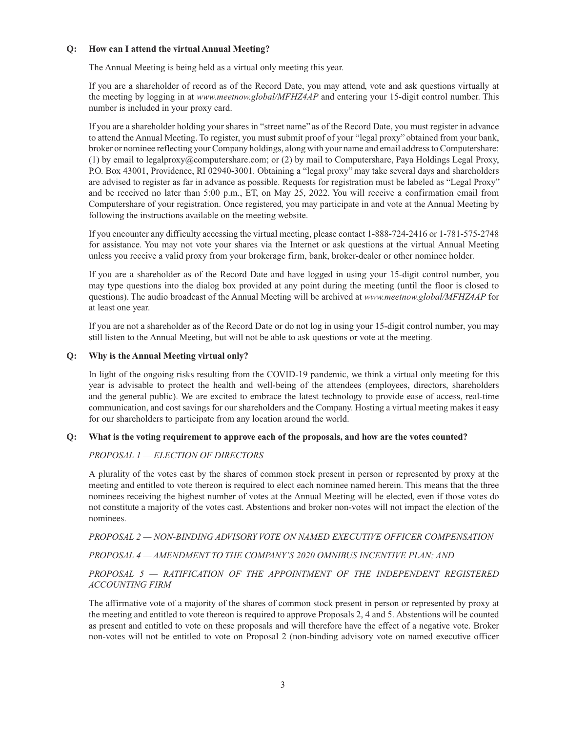**Q: How can I attend the virtual Annual Meeting?**

The Annual Meeting is being held as a virtual only meeting this year.

If you are a shareholder of record as of the Record Date, you may attend, vote and ask questions virtually at the meeting by logging in at *www.meetnow.global/MFHZ4AP* and entering your 15-digit control number. This number is included in your proxy card.

If you are a shareholder holding your shares in "street name" as of the Record Date, you must register in advance to attend the Annual Meeting. To register, you must submit proof of your "legal proxy" obtained from your bank, broker or nominee reflecting your Company holdings, along with your name and email address to Computershare: (1) by email to legalproxy@computershare.com; or (2) by mail to Computershare, Paya Holdings Legal Proxy, P.O. Box 43001, Providence, RI 02940-3001. Obtaining a "legal proxy" may take several days and shareholders are advised to register as far in advance as possible. Requests for registration must be labeled as "Legal Proxy" and be received no later than 5:00 p.m., ET, on May 25, 2022. You will receive a confirmation email from Computershare of your registration. Once registered, you may participate in and vote at the Annual Meeting by following the instructions available on the meeting website.

If you encounter any difficulty accessing the virtual meeting, please contact 1-888-724-2416 or 1-781-575-2748 for assistance. You may not vote your shares via the Internet or ask questions at the virtual Annual Meeting unless you receive a valid proxy from your brokerage firm, bank, broker-dealer or other nominee holder.

If you are a shareholder as of the Record Date and have logged in using your 15-digit control number, you may type questions into the dialog box provided at any point during the meeting (until the floor is closed to questions). The audio broadcast of the Annual Meeting will be archived at *www.meetnow.global/MFHZ4AP* for at least one year.

If you are not a shareholder as of the Record Date or do not log in using your 15-digit control number, you may still listen to the Annual Meeting, but will not be able to ask questions or vote at the meeting.

**Q: Why is the Annual Meeting virtual only?**

In light of the ongoing risks resulting from the COVID-19 pandemic, we think a virtual only meeting for this year is advisable to protect the health and well-being of the attendees (employees, directors, shareholders and the general public). We are excited to embrace the latest technology to provide ease of access, real-time communication, and cost savings for our shareholders and the Company. Hosting a virtual meeting makes it easy for our shareholders to participate from any location around the world.

**Q: What is the voting requirement to approve each of the proposals, and how are the votes counted?**

*PROPOSAL 1 — ELECTION OF DIRECTORS*

A plurality of the votes cast by the shares of common stock present in person or represented by proxy at the meeting and entitled to vote thereon is required to elect each nominee named herein. This means that the three nominees receiving the highest number of votes at the Annual Meeting will be elected, even if those votes do not constitute a majority of the votes cast. Abstentions and broker non-votes will not impact the election of the nominees.

*PROPOSAL 2 — NON-BINDING ADVISORY VOTE ON NAMED EXECUTIVE OFFICER COMPENSATION*

*PROPOSAL 4 — AMENDMENT TO THE COMPANY'S 2020 OMNIBUS INCENTIVE PLAN; AND*

*PROPOSAL 5 — RATIFICATION OF THE APPOINTMENT OF THE INDEPENDENT REGISTERED ACCOUNTING FIRM*

The affirmative vote of a majority of the shares of common stock present in person or represented by proxy at the meeting and entitled to vote thereon is required to approve Proposals 2, 4 and 5. Abstentions will be counted as present and entitled to vote on these proposals and will therefore have the effect of a negative vote. Broker non-votes will not be entitled to vote on Proposal 2 (non-binding advisory vote on named executive officer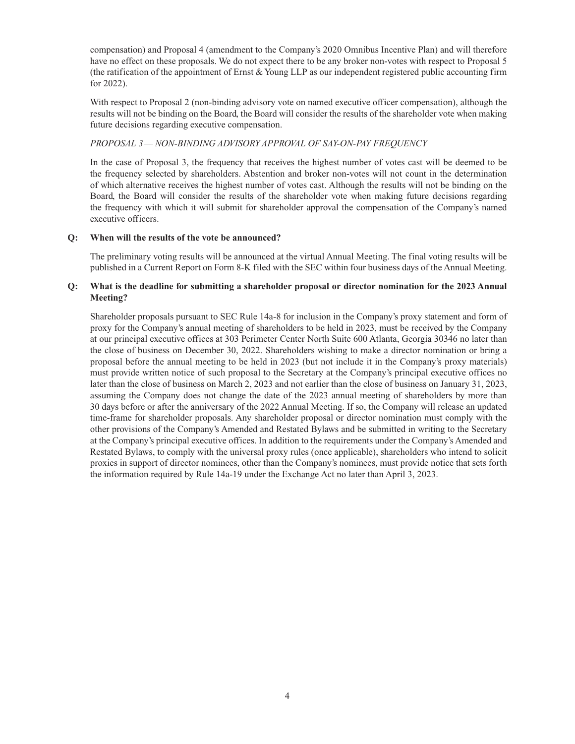compensation) and Proposal 4 (amendment to the Company's 2020 Omnibus Incentive Plan) and will therefore have no effect on these proposals. We do not expect there to be any broker non-votes with respect to Proposal 5 (the ratification of the appointment of Ernst & Young LLP as our independent registered public accounting firm for 2022).

With respect to Proposal 2 (non-binding advisory vote on named executive officer compensation), although the results will not be binding on the Board, the Board will consider the results of the shareholder vote when making future decisions regarding executive compensation.

*PROPOSAL 3 — NON-BINDING ADVISORY APPROVAL OF SAY-ON-PAY FREQUENCY*

In the case of Proposal 3, the frequency that receives the highest number of votes cast will be deemed to be the frequency selected by shareholders. Abstention and broker non-votes will not count in the determination of which alternative receives the highest number of votes cast. Although the results will not be binding on the Board, the Board will consider the results of the shareholder vote when making future decisions regarding the frequency with which it will submit for shareholder approval the compensation of the Company's named executive officers.

**Q: When will the results of the vote be announced?**

The preliminary voting results will be announced at the virtual Annual Meeting. The final voting results will be published in a Current Report on Form 8-K filed with the SEC within four business days of the Annual Meeting.

**Q: What is the deadline for submitting a shareholder proposal or director nomination for the 2023 Annual Meeting?**

Shareholder proposals pursuant to SEC Rule 14a-8 for inclusion in the Company's proxy statement and form of proxy for the Company's annual meeting of shareholders to be held in 2023, must be received by the Company at our principal executive offices at 303 Perimeter Center North Suite 600 Atlanta, Georgia 30346 no later than the close of business on December 30, 2022. Shareholders wishing to make a director nomination or bring a proposal before the annual meeting to be held in 2023 (but not include it in the Company's proxy materials) must provide written notice of such proposal to the Secretary at the Company's principal executive offices no later than the close of business on March 2, 2023 and not earlier than the close of business on January 31, 2023, assuming the Company does not change the date of the 2023 annual meeting of shareholders by more than 30 days before or after the anniversary of the 2022 Annual Meeting. If so, the Company will release an updated time-frame for shareholder proposals. Any shareholder proposal or director nomination must comply with the other provisions of the Company's Amended and Restated Bylaws and be submitted in writing to the Secretary at the Company's principal executive offices. In addition to the requirements under the Company's Amended and Restated Bylaws, to comply with the universal proxy rules (once applicable), shareholders who intend to solicit proxies in support of director nominees, other than the Company's nominees, must provide notice that sets forth the information required by Rule 14a-19 under the Exchange Act no later than April 3, 2023.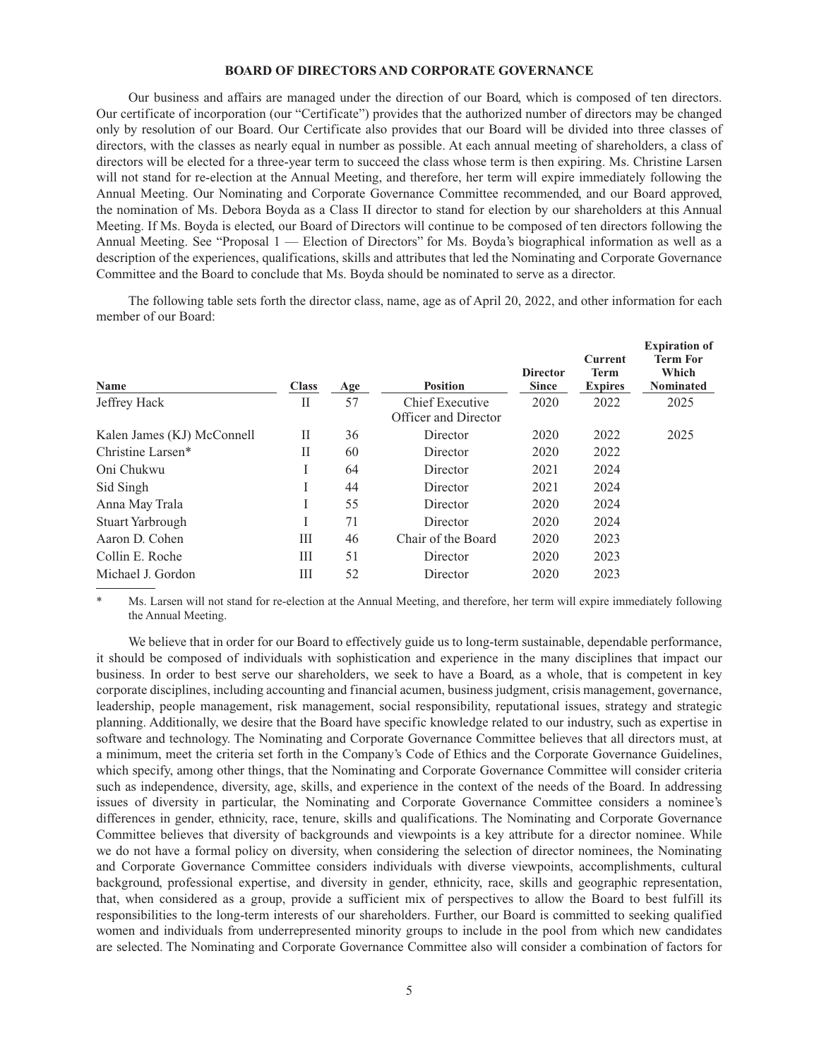## BOARD OF DIRECTORS AND CORPORATE GOVERNANCE

Our business and affairs are managed under the direction of our Board, which is composed of ten directors. Our certificate of incorporation (our "Certificate") provides that the authorized number of directors may be changed only by resolution of our Board. Our Certificate also provides that our Board will be divided into three classes of directors, with the classes as nearly equal in number as possible. At each annual meeting of shareholders, a class of directors will be elected for a three-year term to succeed the class whose term is then expiring. Ms. Christine Larsen will not stand for re-election at the Annual Meeting, and therefore, her term will expire immediately following the Annual Meeting. Our Nominating and Corporate Governance Committee recommended, and our Board approved, the nomination of Ms. Debora Boyda as a Class II director to stand for election by our shareholders at this Annual Meeting. If Ms. Boyda is elected, our Board of Directors will continue to be composed of ten directors following the Annual Meeting. See "Proposal 1 — Election of Directors" for Ms. Boyda's biographical information as well as a description of the experiences, qualifications, skills and attributes that led the Nominating and Corporate Governance Committee and the Board to conclude that Ms. Boyda should be nominated to serve as a director.

The following table sets forth the director class, name, age as of April 20, 2022, and other information for each member of our Board:

| Name | Class | Age | Position | Director Since | Current Term Expires | Expiration of Term For Which Nominated |
|---|---|---|---|---|---|---|
| Jeffrey Hack | II | 57 | Chief Executive Officer and Director | 2020 | 2022 | 2025 |
| Kalen James (KJ) McConnell | II | 36 | Director | 2020 | 2022 | 2025 |
| Christine Larsen* | II | 60 | Director | 2020 | 2022 | |
| Oni Chukwu | I | 64 | Director | 2021 | 2024 | |
| Sid Singh | I | 44 | Director | 2021 | 2024 | |
| Anna May Trala | I | 55 | Director | 2020 | 2024 | |
| Stuart Yarbrough | I | 71 | Director | 2020 | 2024 | |
| Aaron D. Cohen | III | 46 | Chair of the Board | 2020 | 2023 | |
| Collin E. Roche | III | 51 | Director | 2020 | 2023 | |
| Michael J. Gordon | III | 52 | Director | 2020 | 2023 | |

\* Ms. Larsen will not stand for re-election at the Annual Meeting, and therefore, her term will expire immediately following the Annual Meeting.

We believe that in order for our Board to effectively guide us to long-term sustainable, dependable performance, it should be composed of individuals with sophistication and experience in the many disciplines that impact our business. In order to best serve our shareholders, we seek to have a Board, as a whole, that is competent in key corporate disciplines, including accounting and financial acumen, business judgment, crisis management, governance, leadership, people management, risk management, social responsibility, reputational issues, strategy and strategic planning. Additionally, we desire that the Board have specific knowledge related to our industry, such as expertise in software and technology. The Nominating and Corporate Governance Committee believes that all directors must, at a minimum, meet the criteria set forth in the Company's Code of Ethics and the Corporate Governance Guidelines, which specify, among other things, that the Nominating and Corporate Governance Committee will consider criteria such as independence, diversity, age, skills, and experience in the context of the needs of the Board. In addressing issues of diversity in particular, the Nominating and Corporate Governance Committee considers a nominee's differences in gender, ethnicity, race, tenure, skills and qualifications. The Nominating and Corporate Governance Committee believes that diversity of backgrounds and viewpoints is a key attribute for a director nominee. While we do not have a formal policy on diversity, when considering the selection of director nominees, the Nominating and Corporate Governance Committee considers individuals with diverse viewpoints, accomplishments, cultural background, professional expertise, and diversity in gender, ethnicity, race, skills and geographic representation, that, when considered as a group, provide a sufficient mix of perspectives to allow the Board to best fulfill its responsibilities to the long-term interests of our shareholders. Further, our Board is committed to seeking qualified women and individuals from underrepresented minority groups to include in the pool from which new candidates are selected. The Nominating and Corporate Governance Committee also will consider a combination of factors for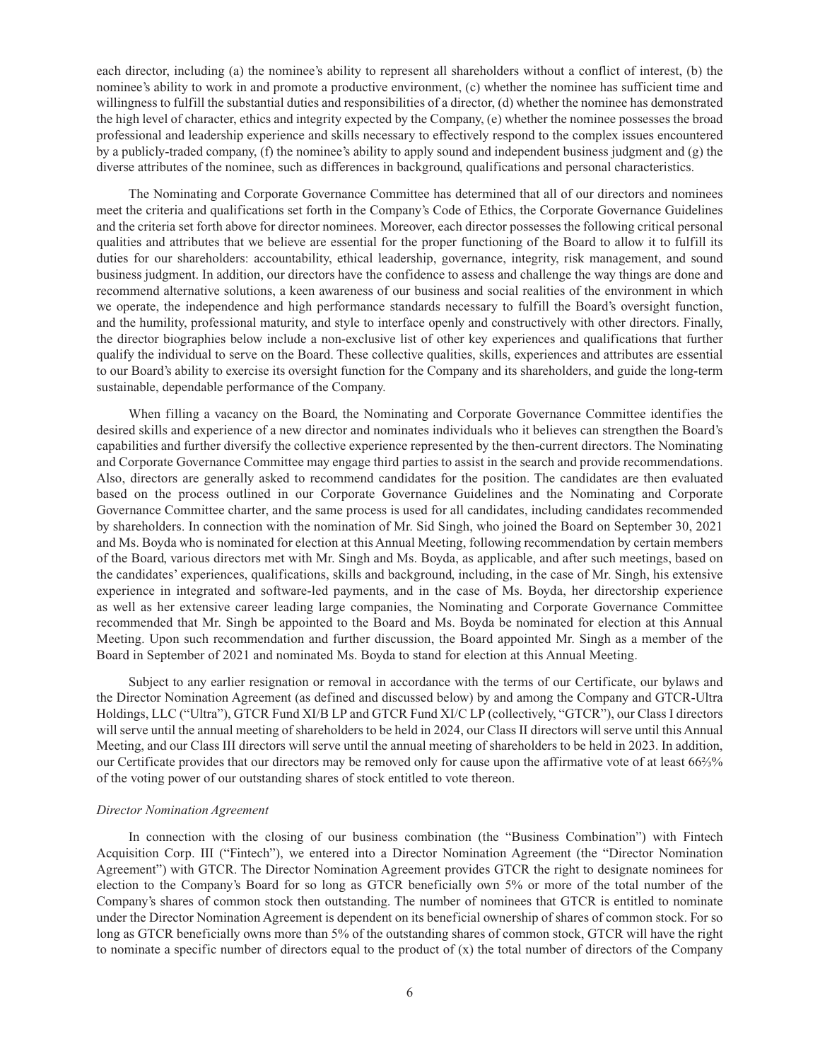each director, including (a) the nominee's ability to represent all shareholders without a conflict of interest, (b) the nominee's ability to work in and promote a productive environment, (c) whether the nominee has sufficient time and willingness to fulfill the substantial duties and responsibilities of a director, (d) whether the nominee has demonstrated the high level of character, ethics and integrity expected by the Company, (e) whether the nominee possesses the broad professional and leadership experience and skills necessary to effectively respond to the complex issues encountered by a publicly-traded company, (f) the nominee's ability to apply sound and independent business judgment and (g) the diverse attributes of the nominee, such as differences in background, qualifications and personal characteristics.

The Nominating and Corporate Governance Committee has determined that all of our directors and nominees meet the criteria and qualifications set forth in the Company's Code of Ethics, the Corporate Governance Guidelines and the criteria set forth above for director nominees. Moreover, each director possesses the following critical personal qualities and attributes that we believe are essential for the proper functioning of the Board to allow it to fulfill its duties for our shareholders: accountability, ethical leadership, governance, integrity, risk management, and sound business judgment. In addition, our directors have the confidence to assess and challenge the way things are done and recommend alternative solutions, a keen awareness of our business and social realities of the environment in which we operate, the independence and high performance standards necessary to fulfill the Board's oversight function, and the humility, professional maturity, and style to interface openly and constructively with other directors. Finally, the director biographies below include a non-exclusive list of other key experiences and qualifications that further qualify the individual to serve on the Board. These collective qualities, skills, experiences and attributes are essential to our Board's ability to exercise its oversight function for the Company and its shareholders, and guide the long-term sustainable, dependable performance of the Company.

When filling a vacancy on the Board, the Nominating and Corporate Governance Committee identifies the desired skills and experience of a new director and nominates individuals who it believes can strengthen the Board's capabilities and further diversify the collective experience represented by the then-current directors. The Nominating and Corporate Governance Committee may engage third parties to assist in the search and provide recommendations. Also, directors are generally asked to recommend candidates for the position. The candidates are then evaluated based on the process outlined in our Corporate Governance Guidelines and the Nominating and Corporate Governance Committee charter, and the same process is used for all candidates, including candidates recommended by shareholders. In connection with the nomination of Mr. Sid Singh, who joined the Board on September 30, 2021 and Ms. Boyda who is nominated for election at this Annual Meeting, following recommendation by certain members of the Board, various directors met with Mr. Singh and Ms. Boyda, as applicable, and after such meetings, based on the candidates' experiences, qualifications, skills and background, including, in the case of Mr. Singh, his extensive experience in integrated and software-led payments, and in the case of Ms. Boyda, her directorship experience as well as her extensive career leading large companies, the Nominating and Corporate Governance Committee recommended that Mr. Singh be appointed to the Board and Ms. Boyda be nominated for election at this Annual Meeting. Upon such recommendation and further discussion, the Board appointed Mr. Singh as a member of the Board in September of 2021 and nominated Ms. Boyda to stand for election at this Annual Meeting.

Subject to any earlier resignation or removal in accordance with the terms of our Certificate, our bylaws and the Director Nomination Agreement (as defined and discussed below) by and among the Company and GTCR-Ultra Holdings, LLC ("Ultra"), GTCR Fund XI/B LP and GTCR Fund XI/C LP (collectively, "GTCR"), our Class I directors will serve until the annual meeting of shareholders to be held in 2024, our Class II directors will serve until this Annual Meeting, and our Class III directors will serve until the annual meeting of shareholders to be held in 2023. In addition, our Certificate provides that our directors may be removed only for cause upon the affirmative vote of at least 66⅔% of the voting power of our outstanding shares of stock entitled to vote thereon.

*Director Nomination Agreement*

In connection with the closing of our business combination (the "Business Combination") with Fintech Acquisition Corp. III ("Fintech"), we entered into a Director Nomination Agreement (the "Director Nomination Agreement") with GTCR. The Director Nomination Agreement provides GTCR the right to designate nominees for election to the Company's Board for so long as GTCR beneficially own 5% or more of the total number of the Company's shares of common stock then outstanding. The number of nominees that GTCR is entitled to nominate under the Director Nomination Agreement is dependent on its beneficial ownership of shares of common stock. For so long as GTCR beneficially owns more than 5% of the outstanding shares of common stock, GTCR will have the right to nominate a specific number of directors equal to the product of (x) the total number of directors of the Company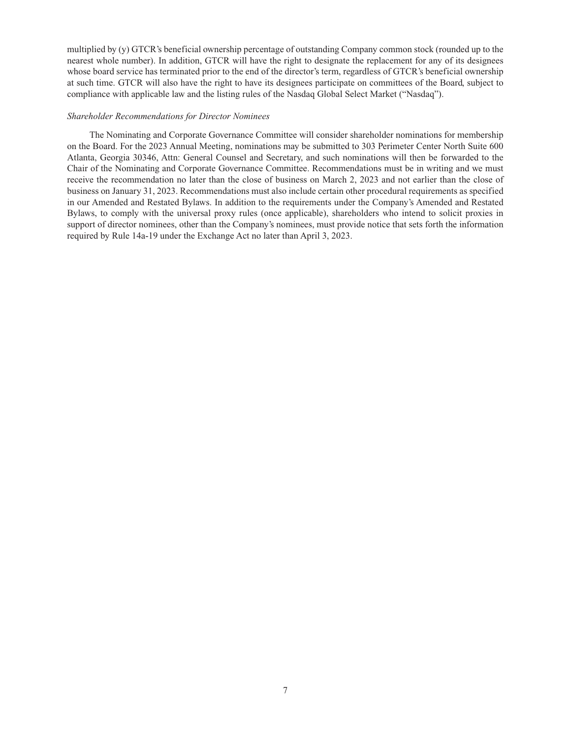multiplied by (y) GTCR's beneficial ownership percentage of outstanding Company common stock (rounded up to the nearest whole number). In addition, GTCR will have the right to designate the replacement for any of its designees whose board service has terminated prior to the end of the director's term, regardless of GTCR's beneficial ownership at such time. GTCR will also have the right to have its designees participate on committees of the Board, subject to compliance with applicable law and the listing rules of the Nasdaq Global Select Market ("Nasdaq").

*Shareholder Recommendations for Director Nominees*

The Nominating and Corporate Governance Committee will consider shareholder nominations for membership on the Board. For the 2023 Annual Meeting, nominations may be submitted to 303 Perimeter Center North Suite 600 Atlanta, Georgia 30346, Attn: General Counsel and Secretary, and such nominations will then be forwarded to the Chair of the Nominating and Corporate Governance Committee. Recommendations must be in writing and we must receive the recommendation no later than the close of business on March 2, 2023 and not earlier than the close of business on January 31, 2023. Recommendations must also include certain other procedural requirements as specified in our Amended and Restated Bylaws. In addition to the requirements under the Company's Amended and Restated Bylaws, to comply with the universal proxy rules (once applicable), shareholders who intend to solicit proxies in support of director nominees, other than the Company's nominees, must provide notice that sets forth the information required by Rule 14a-19 under the Exchange Act no later than April 3, 2023.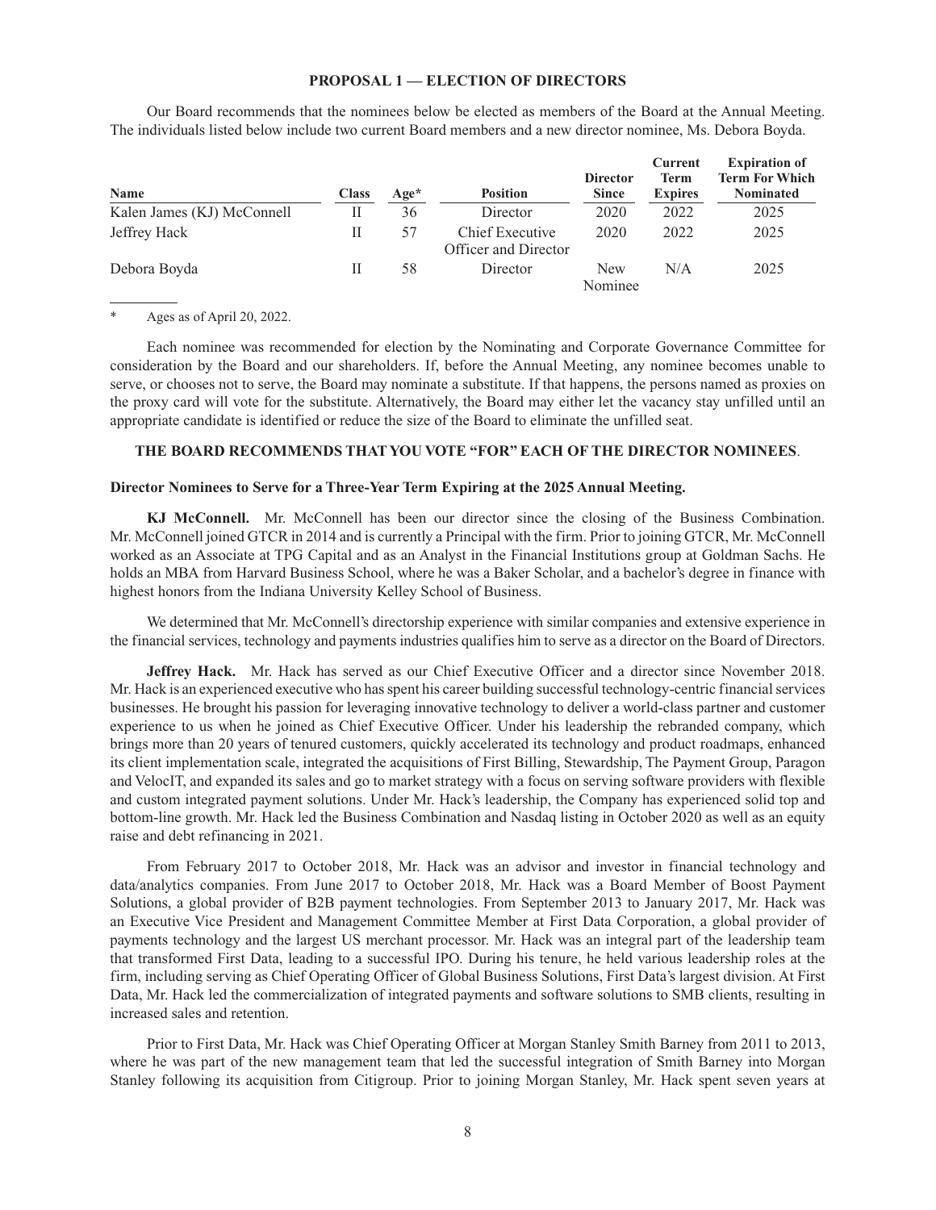## PROPOSAL 1 — ELECTION OF DIRECTORS

Our Board recommends that the nominees below be elected as members of the Board at the Annual Meeting. The individuals listed below include two current Board members and a new director nominee, Ms. Debora Boyda.

| Name | Class | Age* | Position | Director Since | Current Term Expires | Expiration of Term For Which Nominated |
|---|---|---|---|---|---|---|
| Kalen James (KJ) McConnell | II | 36 | Director | 2020 | 2022 | 2025 |
| Jeffrey Hack | II | 57 | Chief Executive Officer and Director | 2020 | 2022 | 2025 |
| Debora Boyda | II | 58 | Director | New Nominee | N/A | 2025 |

\* Ages as of April 20, 2022.

Each nominee was recommended for election by the Nominating and Corporate Governance Committee for consideration by the Board and our shareholders. If, before the Annual Meeting, any nominee becomes unable to serve, or chooses not to serve, the Board may nominate a substitute. If that happens, the persons named as proxies on the proxy card will vote for the substitute. Alternatively, the Board may either let the vacancy stay unfilled until an appropriate candidate is identified or reduce the size of the Board to eliminate the unfilled seat.

**THE BOARD RECOMMENDS THAT YOU VOTE "FOR" EACH OF THE DIRECTOR NOMINEES**.

**Director Nominees to Serve for a Three-Year Term Expiring at the 2025 Annual Meeting.**

**KJ McConnell.** Mr. McConnell has been our director since the closing of the Business Combination. Mr. McConnell joined GTCR in 2014 and is currently a Principal with the firm. Prior to joining GTCR, Mr. McConnell worked as an Associate at TPG Capital and as an Analyst in the Financial Institutions group at Goldman Sachs. He holds an MBA from Harvard Business School, where he was a Baker Scholar, and a bachelor's degree in finance with highest honors from the Indiana University Kelley School of Business.

We determined that Mr. McConnell's directorship experience with similar companies and extensive experience in the financial services, technology and payments industries qualifies him to serve as a director on the Board of Directors.

**Jeffrey Hack.** Mr. Hack has served as our Chief Executive Officer and a director since November 2018. Mr. Hack is an experienced executive who has spent his career building successful technology-centric financial services businesses. He brought his passion for leveraging innovative technology to deliver a world-class partner and customer experience to us when he joined as Chief Executive Officer. Under his leadership the rebranded company, which brings more than 20 years of tenured customers, quickly accelerated its technology and product roadmaps, enhanced its client implementation scale, integrated the acquisitions of First Billing, Stewardship, The Payment Group, Paragon and VelocIT, and expanded its sales and go to market strategy with a focus on serving software providers with flexible and custom integrated payment solutions. Under Mr. Hack's leadership, the Company has experienced solid top and bottom-line growth. Mr. Hack led the Business Combination and Nasdaq listing in October 2020 as well as an equity raise and debt refinancing in 2021.

From February 2017 to October 2018, Mr. Hack was an advisor and investor in financial technology and data/analytics companies. From June 2017 to October 2018, Mr. Hack was a Board Member of Boost Payment Solutions, a global provider of B2B payment technologies. From September 2013 to January 2017, Mr. Hack was an Executive Vice President and Management Committee Member at First Data Corporation, a global provider of payments technology and the largest US merchant processor. Mr. Hack was an integral part of the leadership team that transformed First Data, leading to a successful IPO. During his tenure, he held various leadership roles at the firm, including serving as Chief Operating Officer of Global Business Solutions, First Data's largest division. At First Data, Mr. Hack led the commercialization of integrated payments and software solutions to SMB clients, resulting in increased sales and retention.

Prior to First Data, Mr. Hack was Chief Operating Officer at Morgan Stanley Smith Barney from 2011 to 2013, where he was part of the new management team that led the successful integration of Smith Barney into Morgan Stanley following its acquisition from Citigroup. Prior to joining Morgan Stanley, Mr. Hack spent seven years at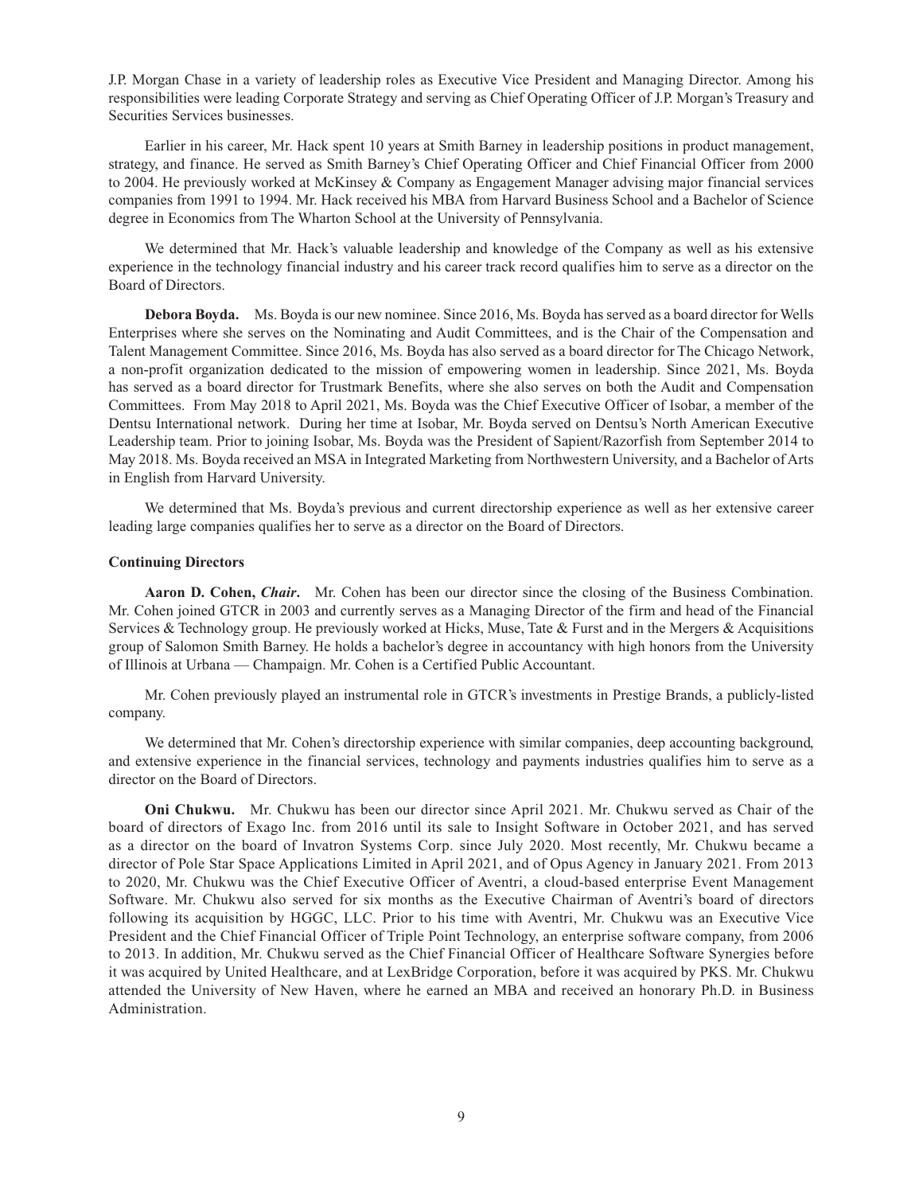J.P. Morgan Chase in a variety of leadership roles as Executive Vice President and Managing Director. Among his responsibilities were leading Corporate Strategy and serving as Chief Operating Officer of J.P. Morgan's Treasury and Securities Services businesses.

Earlier in his career, Mr. Hack spent 10 years at Smith Barney in leadership positions in product management, strategy, and finance. He served as Smith Barney's Chief Operating Officer and Chief Financial Officer from 2000 to 2004. He previously worked at McKinsey & Company as Engagement Manager advising major financial services companies from 1991 to 1994. Mr. Hack received his MBA from Harvard Business School and a Bachelor of Science degree in Economics from The Wharton School at the University of Pennsylvania.

We determined that Mr. Hack's valuable leadership and knowledge of the Company as well as his extensive experience in the technology financial industry and his career track record qualifies him to serve as a director on the Board of Directors.

**Debora Boyda.** Ms. Boyda is our new nominee. Since 2016, Ms. Boyda has served as a board director for Wells Enterprises where she serves on the Nominating and Audit Committees, and is the Chair of the Compensation and Talent Management Committee. Since 2016, Ms. Boyda has also served as a board director for The Chicago Network, a non-profit organization dedicated to the mission of empowering women in leadership. Since 2021, Ms. Boyda has served as a board director for Trustmark Benefits, where she also serves on both the Audit and Compensation Committees. From May 2018 to April 2021, Ms. Boyda was the Chief Executive Officer of Isobar, a member of the Dentsu International network. During her time at Isobar, Mr. Boyda served on Dentsu's North American Executive Leadership team. Prior to joining Isobar, Ms. Boyda was the President of Sapient/Razorfish from September 2014 to May 2018. Ms. Boyda received an MSA in Integrated Marketing from Northwestern University, and a Bachelor of Arts in English from Harvard University.

We determined that Ms. Boyda's previous and current directorship experience as well as her extensive career leading large companies qualifies her to serve as a director on the Board of Directors.

**Continuing Directors**

**Aaron D. Cohen, *Chair*.** Mr. Cohen has been our director since the closing of the Business Combination. Mr. Cohen joined GTCR in 2003 and currently serves as a Managing Director of the firm and head of the Financial Services & Technology group. He previously worked at Hicks, Muse, Tate & Furst and in the Mergers & Acquisitions group of Salomon Smith Barney. He holds a bachelor's degree in accountancy with high honors from the University of Illinois at Urbana — Champaign. Mr. Cohen is a Certified Public Accountant.

Mr. Cohen previously played an instrumental role in GTCR's investments in Prestige Brands, a publicly-listed company.

We determined that Mr. Cohen's directorship experience with similar companies, deep accounting background, and extensive experience in the financial services, technology and payments industries qualifies him to serve as a director on the Board of Directors.

**Oni Chukwu.** Mr. Chukwu has been our director since April 2021. Mr. Chukwu served as Chair of the board of directors of Exago Inc. from 2016 until its sale to Insight Software in October 2021, and has served as a director on the board of Invatron Systems Corp. since July 2020. Most recently, Mr. Chukwu became a director of Pole Star Space Applications Limited in April 2021, and of Opus Agency in January 2021. From 2013 to 2020, Mr. Chukwu was the Chief Executive Officer of Aventri, a cloud-based enterprise Event Management Software. Mr. Chukwu also served for six months as the Executive Chairman of Aventri's board of directors following its acquisition by HGGC, LLC. Prior to his time with Aventri, Mr. Chukwu was an Executive Vice President and the Chief Financial Officer of Triple Point Technology, an enterprise software company, from 2006 to 2013. In addition, Mr. Chukwu served as the Chief Financial Officer of Healthcare Software Synergies before it was acquired by United Healthcare, and at LexBridge Corporation, before it was acquired by PKS. Mr. Chukwu attended the University of New Haven, where he earned an MBA and received an honorary Ph.D. in Business Administration.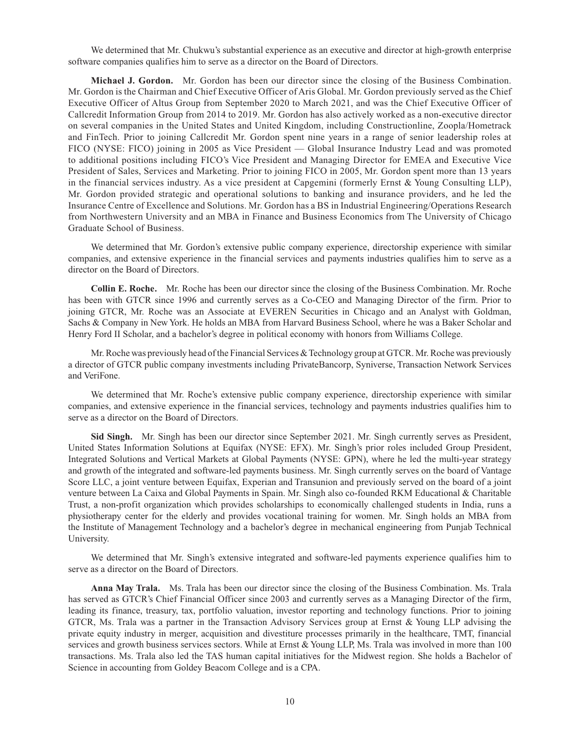We determined that Mr. Chukwu's substantial experience as an executive and director at high-growth enterprise software companies qualifies him to serve as a director on the Board of Directors.

**Michael J. Gordon.** Mr. Gordon has been our director since the closing of the Business Combination. Mr. Gordon is the Chairman and Chief Executive Officer of Aris Global. Mr. Gordon previously served as the Chief Executive Officer of Altus Group from September 2020 to March 2021, and was the Chief Executive Officer of Callcredit Information Group from 2014 to 2019. Mr. Gordon has also actively worked as a non-executive director on several companies in the United States and United Kingdom, including Constructionline, Zoopla/Hometrack and FinTech. Prior to joining Callcredit Mr. Gordon spent nine years in a range of senior leadership roles at FICO (NYSE: FICO) joining in 2005 as Vice President — Global Insurance Industry Lead and was promoted to additional positions including FICO's Vice President and Managing Director for EMEA and Executive Vice President of Sales, Services and Marketing. Prior to joining FICO in 2005, Mr. Gordon spent more than 13 years in the financial services industry. As a vice president at Capgemini (formerly Ernst & Young Consulting LLP), Mr. Gordon provided strategic and operational solutions to banking and insurance providers, and he led the Insurance Centre of Excellence and Solutions. Mr. Gordon has a BS in Industrial Engineering/Operations Research from Northwestern University and an MBA in Finance and Business Economics from The University of Chicago Graduate School of Business.

We determined that Mr. Gordon's extensive public company experience, directorship experience with similar companies, and extensive experience in the financial services and payments industries qualifies him to serve as a director on the Board of Directors.

**Collin E. Roche.** Mr. Roche has been our director since the closing of the Business Combination. Mr. Roche has been with GTCR since 1996 and currently serves as a Co-CEO and Managing Director of the firm. Prior to joining GTCR, Mr. Roche was an Associate at EVEREN Securities in Chicago and an Analyst with Goldman, Sachs & Company in New York. He holds an MBA from Harvard Business School, where he was a Baker Scholar and Henry Ford II Scholar, and a bachelor's degree in political economy with honors from Williams College.

Mr. Roche was previously head of the Financial Services & Technology group at GTCR. Mr. Roche was previously a director of GTCR public company investments including PrivateBancorp, Syniverse, Transaction Network Services and VeriFone.

We determined that Mr. Roche's extensive public company experience, directorship experience with similar companies, and extensive experience in the financial services, technology and payments industries qualifies him to serve as a director on the Board of Directors.

**Sid Singh.** Mr. Singh has been our director since September 2021. Mr. Singh currently serves as President, United States Information Solutions at Equifax (NYSE: EFX). Mr. Singh's prior roles included Group President, Integrated Solutions and Vertical Markets at Global Payments (NYSE: GPN), where he led the multi-year strategy and growth of the integrated and software-led payments business. Mr. Singh currently serves on the board of Vantage Score LLC, a joint venture between Equifax, Experian and Transunion and previously served on the board of a joint venture between La Caixa and Global Payments in Spain. Mr. Singh also co-founded RKM Educational & Charitable Trust, a non-profit organization which provides scholarships to economically challenged students in India, runs a physiotherapy center for the elderly and provides vocational training for women. Mr. Singh holds an MBA from the Institute of Management Technology and a bachelor's degree in mechanical engineering from Punjab Technical University.

We determined that Mr. Singh's extensive integrated and software-led payments experience qualifies him to serve as a director on the Board of Directors.

**Anna May Trala.** Ms. Trala has been our director since the closing of the Business Combination. Ms. Trala has served as GTCR's Chief Financial Officer since 2003 and currently serves as a Managing Director of the firm, leading its finance, treasury, tax, portfolio valuation, investor reporting and technology functions. Prior to joining GTCR, Ms. Trala was a partner in the Transaction Advisory Services group at Ernst & Young LLP advising the private equity industry in merger, acquisition and divestiture processes primarily in the healthcare, TMT, financial services and growth business services sectors. While at Ernst & Young LLP, Ms. Trala was involved in more than 100 transactions. Ms. Trala also led the TAS human capital initiatives for the Midwest region. She holds a Bachelor of Science in accounting from Goldey Beacom College and is a CPA.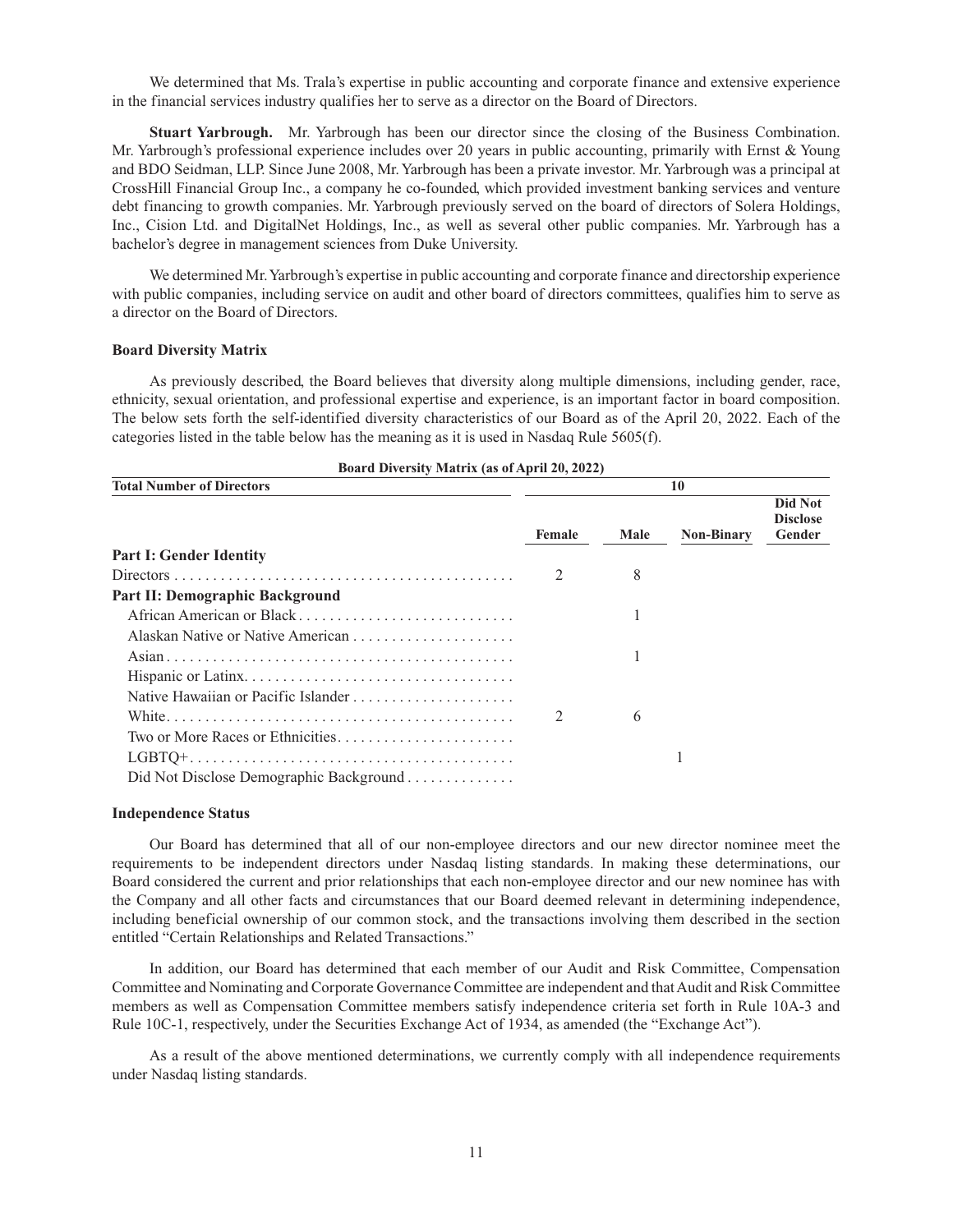We determined that Ms. Trala's expertise in public accounting and corporate finance and extensive experience in the financial services industry qualifies her to serve as a director on the Board of Directors.

**Stuart Yarbrough.** Mr. Yarbrough has been our director since the closing of the Business Combination. Mr. Yarbrough's professional experience includes over 20 years in public accounting, primarily with Ernst & Young and BDO Seidman, LLP. Since June 2008, Mr. Yarbrough has been a private investor. Mr. Yarbrough was a principal at CrossHill Financial Group Inc., a company he co-founded, which provided investment banking services and venture debt financing to growth companies. Mr. Yarbrough previously served on the board of directors of Solera Holdings, Inc., Cision Ltd. and DigitalNet Holdings, Inc., as well as several other public companies. Mr. Yarbrough has a bachelor's degree in management sciences from Duke University.

We determined Mr. Yarbrough's expertise in public accounting and corporate finance and directorship experience with public companies, including service on audit and other board of directors committees, qualifies him to serve as a director on the Board of Directors.

### Board Diversity Matrix

As previously described, the Board believes that diversity along multiple dimensions, including gender, race, ethnicity, sexual orientation, and professional expertise and experience, is an important factor in board composition. The below sets forth the self-identified diversity characteristics of our Board as of the April 20, 2022. Each of the categories listed in the table below has the meaning as it is used in Nasdaq Rule 5605(f).

**Board Diversity Matrix (as of April 20, 2022)**

| Total Number of Directors | 10 | | | |
|---|---|---|---|---|
| | Female | Male | Non-Binary | Did Not Disclose Gender |
| **Part I: Gender Identity** | | | | |
| Directors | 2 | 8 | | |
| **Part II: Demographic Background** | | | | |
| African American or Black | | 1 | | |
| Alaskan Native or Native American | | | | |
| Asian | | 1 | | |
| Hispanic or Latinx | | | | |
| Native Hawaiian or Pacific Islander | | | | |
| White | 2 | 6 | | |
| Two or More Races or Ethnicities | | | | |
| LGBTQ+ | | | 1 | |
| Did Not Disclose Demographic Background | | | | |

### Independence Status

Our Board has determined that all of our non-employee directors and our new director nominee meet the requirements to be independent directors under Nasdaq listing standards. In making these determinations, our Board considered the current and prior relationships that each non-employee director and our new nominee has with the Company and all other facts and circumstances that our Board deemed relevant in determining independence, including beneficial ownership of our common stock, and the transactions involving them described in the section entitled "Certain Relationships and Related Transactions."

In addition, our Board has determined that each member of our Audit and Risk Committee, Compensation Committee and Nominating and Corporate Governance Committee are independent and that Audit and Risk Committee members as well as Compensation Committee members satisfy independence criteria set forth in Rule 10A-3 and Rule 10C-1, respectively, under the Securities Exchange Act of 1934, as amended (the "Exchange Act").

As a result of the above mentioned determinations, we currently comply with all independence requirements under Nasdaq listing standards.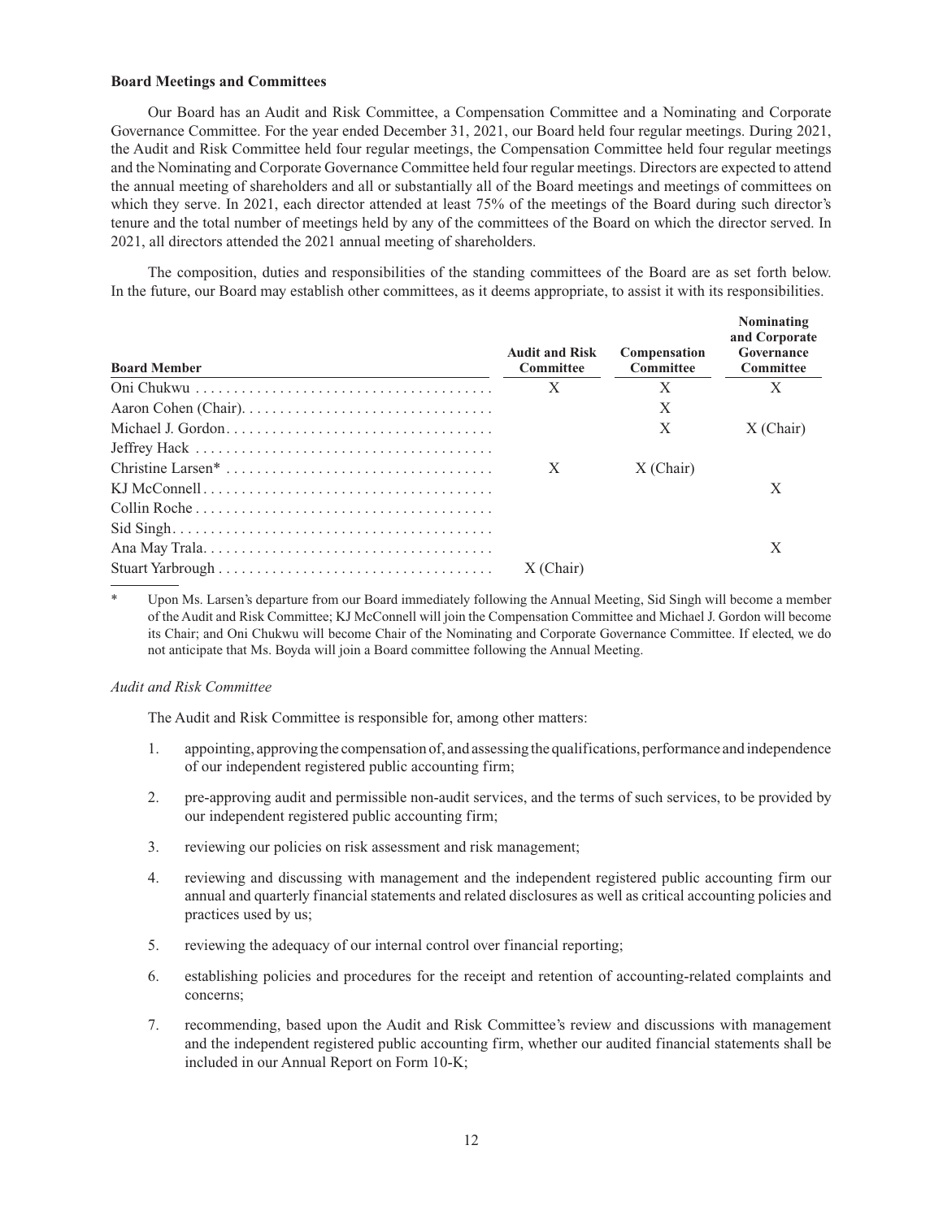**Board Meetings and Committees**

Our Board has an Audit and Risk Committee, a Compensation Committee and a Nominating and Corporate Governance Committee. For the year ended December 31, 2021, our Board held four regular meetings. During 2021, the Audit and Risk Committee held four regular meetings, the Compensation Committee held four regular meetings and the Nominating and Corporate Governance Committee held four regular meetings. Directors are expected to attend the annual meeting of shareholders and all or substantially all of the Board meetings and meetings of committees on which they serve. In 2021, each director attended at least 75% of the meetings of the Board during such director's tenure and the total number of meetings held by any of the committees of the Board on which the director served. In 2021, all directors attended the 2021 annual meeting of shareholders.

The composition, duties and responsibilities of the standing committees of the Board are as set forth below. In the future, our Board may establish other committees, as it deems appropriate, to assist it with its responsibilities.

| Board Member | Audit and Risk Committee | Compensation Committee | Nominating and Corporate Governance Committee |
|---|---|---|---|
| Oni Chukwu | X | X | X |
| Aaron Cohen (Chair) | | X | |
| Michael J. Gordon | | X | X (Chair) |
| Jeffrey Hack | | | |
| Christine Larsen* | X | X (Chair) | |
| KJ McConnell | | | X |
| Collin Roche | | | |
| Sid Singh | | | |
| Ana May Trala | | | X |
| Stuart Yarbrough | X (Chair) | | |

\* Upon Ms. Larsen's departure from our Board immediately following the Annual Meeting, Sid Singh will become a member of the Audit and Risk Committee; KJ McConnell will join the Compensation Committee and Michael J. Gordon will become its Chair; and Oni Chukwu will become Chair of the Nominating and Corporate Governance Committee. If elected, we do not anticipate that Ms. Boyda will join a Board committee following the Annual Meeting.

*Audit and Risk Committee*

The Audit and Risk Committee is responsible for, among other matters:

1. appointing, approving the compensation of, and assessing the qualifications, performance and independence of our independent registered public accounting firm;
2. pre-approving audit and permissible non-audit services, and the terms of such services, to be provided by our independent registered public accounting firm;
3. reviewing our policies on risk assessment and risk management;
4. reviewing and discussing with management and the independent registered public accounting firm our annual and quarterly financial statements and related disclosures as well as critical accounting policies and practices used by us;
5. reviewing the adequacy of our internal control over financial reporting;
6. establishing policies and procedures for the receipt and retention of accounting-related complaints and concerns;
7. recommending, based upon the Audit and Risk Committee's review and discussions with management and the independent registered public accounting firm, whether our audited financial statements shall be included in our Annual Report on Form 10-K;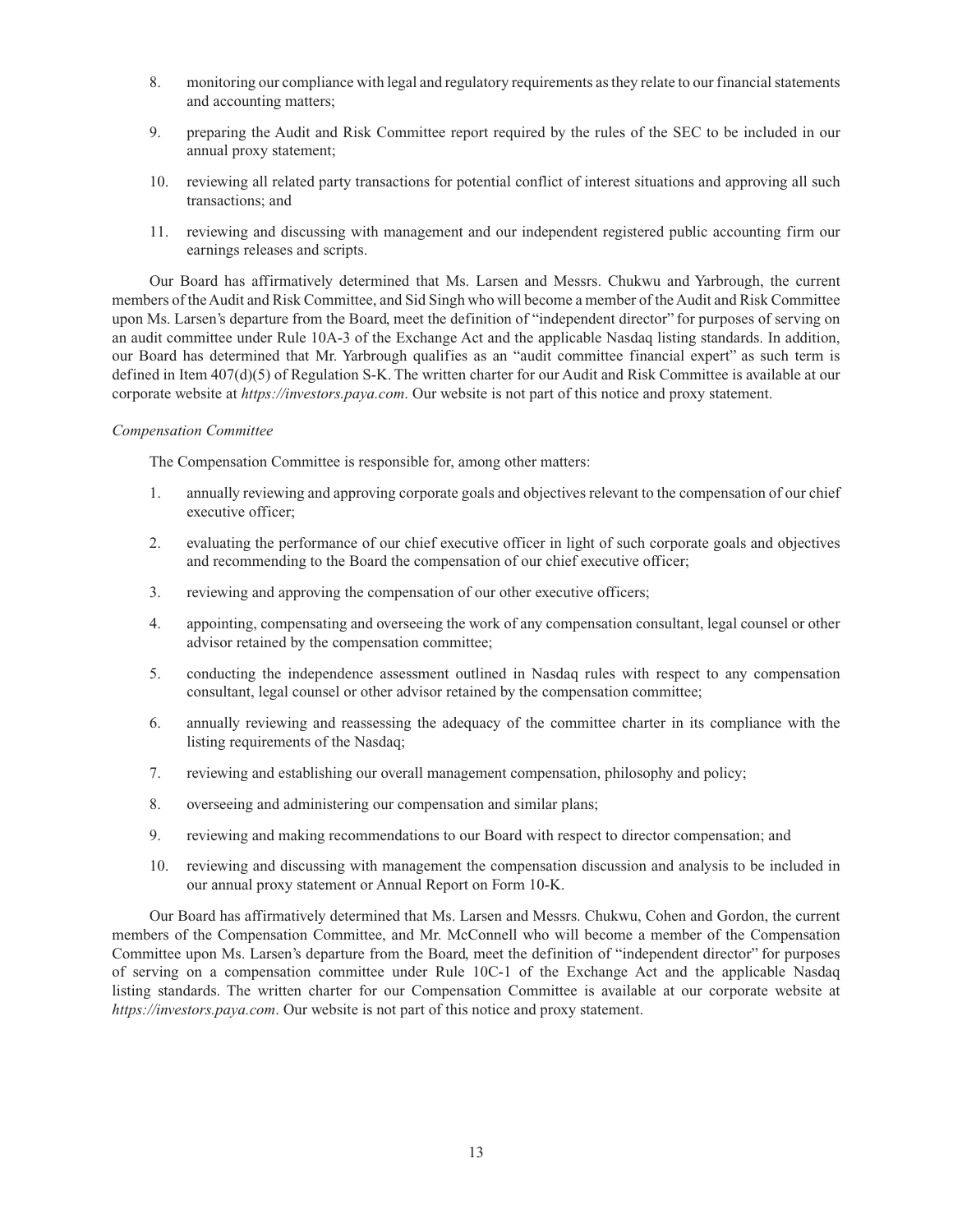8. monitoring our compliance with legal and regulatory requirements as they relate to our financial statements and accounting matters;

9. preparing the Audit and Risk Committee report required by the rules of the SEC to be included in our annual proxy statement;

10. reviewing all related party transactions for potential conflict of interest situations and approving all such transactions; and

11. reviewing and discussing with management and our independent registered public accounting firm our earnings releases and scripts.

Our Board has affirmatively determined that Ms. Larsen and Messrs. Chukwu and Yarbrough, the current members of the Audit and Risk Committee, and Sid Singh who will become a member of the Audit and Risk Committee upon Ms. Larsen's departure from the Board, meet the definition of "independent director" for purposes of serving on an audit committee under Rule 10A-3 of the Exchange Act and the applicable Nasdaq listing standards. In addition, our Board has determined that Mr. Yarbrough qualifies as an "audit committee financial expert" as such term is defined in Item 407(d)(5) of Regulation S-K. The written charter for our Audit and Risk Committee is available at our corporate website at *https://investors.paya.com*. Our website is not part of this notice and proxy statement.

*Compensation Committee*

The Compensation Committee is responsible for, among other matters:

1. annually reviewing and approving corporate goals and objectives relevant to the compensation of our chief executive officer;

2. evaluating the performance of our chief executive officer in light of such corporate goals and objectives and recommending to the Board the compensation of our chief executive officer;

3. reviewing and approving the compensation of our other executive officers;

4. appointing, compensating and overseeing the work of any compensation consultant, legal counsel or other advisor retained by the compensation committee;

5. conducting the independence assessment outlined in Nasdaq rules with respect to any compensation consultant, legal counsel or other advisor retained by the compensation committee;

6. annually reviewing and reassessing the adequacy of the committee charter in its compliance with the listing requirements of the Nasdaq;

7. reviewing and establishing our overall management compensation, philosophy and policy;

8. overseeing and administering our compensation and similar plans;

9. reviewing and making recommendations to our Board with respect to director compensation; and

10. reviewing and discussing with management the compensation discussion and analysis to be included in our annual proxy statement or Annual Report on Form 10-K.

Our Board has affirmatively determined that Ms. Larsen and Messrs. Chukwu, Cohen and Gordon, the current members of the Compensation Committee, and Mr. McConnell who will become a member of the Compensation Committee upon Ms. Larsen's departure from the Board, meet the definition of "independent director" for purposes of serving on a compensation committee under Rule 10C-1 of the Exchange Act and the applicable Nasdaq listing standards. The written charter for our Compensation Committee is available at our corporate website at *https://investors.paya.com*. Our website is not part of this notice and proxy statement.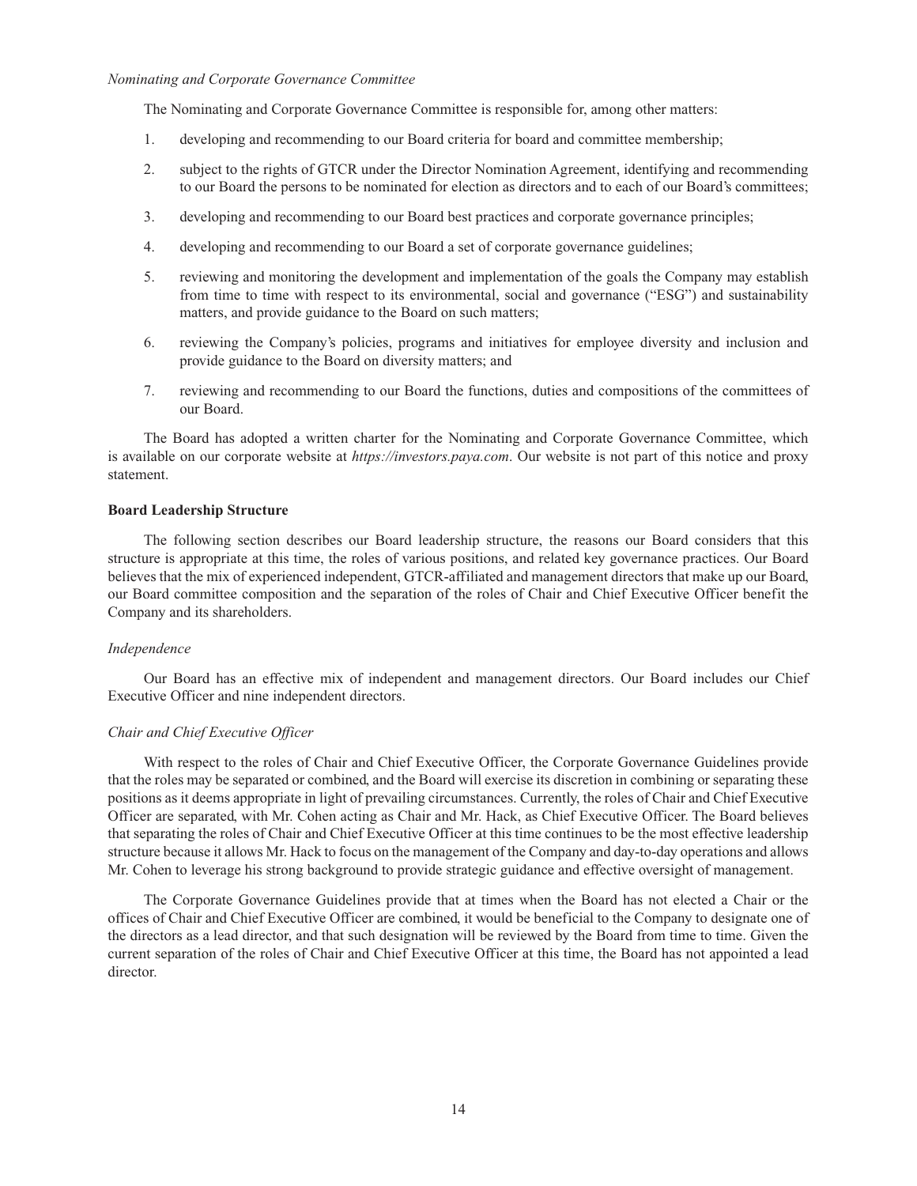*Nominating and Corporate Governance Committee*

The Nominating and Corporate Governance Committee is responsible for, among other matters:

1. developing and recommending to our Board criteria for board and committee membership;
2. subject to the rights of GTCR under the Director Nomination Agreement, identifying and recommending to our Board the persons to be nominated for election as directors and to each of our Board's committees;
3. developing and recommending to our Board best practices and corporate governance principles;
4. developing and recommending to our Board a set of corporate governance guidelines;
5. reviewing and monitoring the development and implementation of the goals the Company may establish from time to time with respect to its environmental, social and governance ("ESG") and sustainability matters, and provide guidance to the Board on such matters;
6. reviewing the Company's policies, programs and initiatives for employee diversity and inclusion and provide guidance to the Board on diversity matters; and
7. reviewing and recommending to our Board the functions, duties and compositions of the committees of our Board.

The Board has adopted a written charter for the Nominating and Corporate Governance Committee, which is available on our corporate website at *https://investors.paya.com*. Our website is not part of this notice and proxy statement.

**Board Leadership Structure**

The following section describes our Board leadership structure, the reasons our Board considers that this structure is appropriate at this time, the roles of various positions, and related key governance practices. Our Board believes that the mix of experienced independent, GTCR-affiliated and management directors that make up our Board, our Board committee composition and the separation of the roles of Chair and Chief Executive Officer benefit the Company and its shareholders.

*Independence*

Our Board has an effective mix of independent and management directors. Our Board includes our Chief Executive Officer and nine independent directors.

*Chair and Chief Executive Officer*

With respect to the roles of Chair and Chief Executive Officer, the Corporate Governance Guidelines provide that the roles may be separated or combined, and the Board will exercise its discretion in combining or separating these positions as it deems appropriate in light of prevailing circumstances. Currently, the roles of Chair and Chief Executive Officer are separated, with Mr. Cohen acting as Chair and Mr. Hack, as Chief Executive Officer. The Board believes that separating the roles of Chair and Chief Executive Officer at this time continues to be the most effective leadership structure because it allows Mr. Hack to focus on the management of the Company and day-to-day operations and allows Mr. Cohen to leverage his strong background to provide strategic guidance and effective oversight of management.

The Corporate Governance Guidelines provide that at times when the Board has not elected a Chair or the offices of Chair and Chief Executive Officer are combined, it would be beneficial to the Company to designate one of the directors as a lead director, and that such designation will be reviewed by the Board from time to time. Given the current separation of the roles of Chair and Chief Executive Officer at this time, the Board has not appointed a lead director.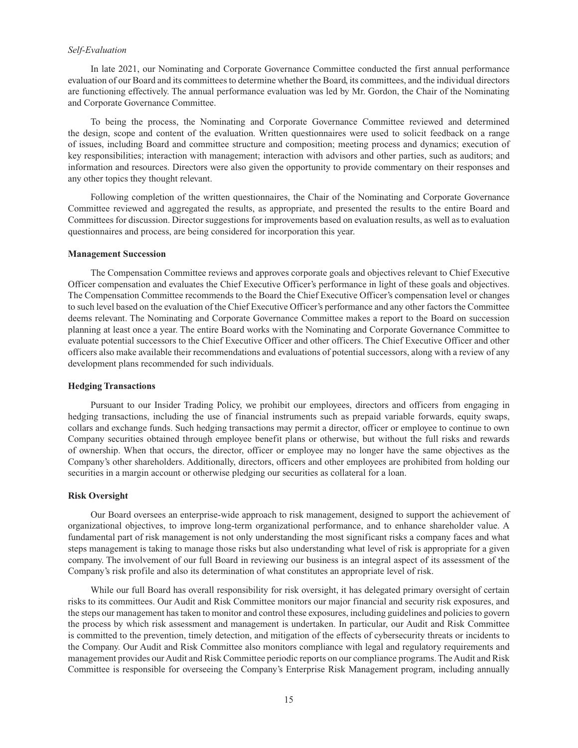*Self-Evaluation*

In late 2021, our Nominating and Corporate Governance Committee conducted the first annual performance evaluation of our Board and its committees to determine whether the Board, its committees, and the individual directors are functioning effectively. The annual performance evaluation was led by Mr. Gordon, the Chair of the Nominating and Corporate Governance Committee.

To being the process, the Nominating and Corporate Governance Committee reviewed and determined the design, scope and content of the evaluation. Written questionnaires were used to solicit feedback on a range of issues, including Board and committee structure and composition; meeting process and dynamics; execution of key responsibilities; interaction with management; interaction with advisors and other parties, such as auditors; and information and resources. Directors were also given the opportunity to provide commentary on their responses and any other topics they thought relevant.

Following completion of the written questionnaires, the Chair of the Nominating and Corporate Governance Committee reviewed and aggregated the results, as appropriate, and presented the results to the entire Board and Committees for discussion. Director suggestions for improvements based on evaluation results, as well as to evaluation questionnaires and process, are being considered for incorporation this year.

**Management Succession**

The Compensation Committee reviews and approves corporate goals and objectives relevant to Chief Executive Officer compensation and evaluates the Chief Executive Officer's performance in light of these goals and objectives. The Compensation Committee recommends to the Board the Chief Executive Officer's compensation level or changes to such level based on the evaluation of the Chief Executive Officer's performance and any other factors the Committee deems relevant. The Nominating and Corporate Governance Committee makes a report to the Board on succession planning at least once a year. The entire Board works with the Nominating and Corporate Governance Committee to evaluate potential successors to the Chief Executive Officer and other officers. The Chief Executive Officer and other officers also make available their recommendations and evaluations of potential successors, along with a review of any development plans recommended for such individuals.

**Hedging Transactions**

Pursuant to our Insider Trading Policy, we prohibit our employees, directors and officers from engaging in hedging transactions, including the use of financial instruments such as prepaid variable forwards, equity swaps, collars and exchange funds. Such hedging transactions may permit a director, officer or employee to continue to own Company securities obtained through employee benefit plans or otherwise, but without the full risks and rewards of ownership. When that occurs, the director, officer or employee may no longer have the same objectives as the Company's other shareholders. Additionally, directors, officers and other employees are prohibited from holding our securities in a margin account or otherwise pledging our securities as collateral for a loan.

**Risk Oversight**

Our Board oversees an enterprise-wide approach to risk management, designed to support the achievement of organizational objectives, to improve long-term organizational performance, and to enhance shareholder value. A fundamental part of risk management is not only understanding the most significant risks a company faces and what steps management is taking to manage those risks but also understanding what level of risk is appropriate for a given company. The involvement of our full Board in reviewing our business is an integral aspect of its assessment of the Company's risk profile and also its determination of what constitutes an appropriate level of risk.

While our full Board has overall responsibility for risk oversight, it has delegated primary oversight of certain risks to its committees. Our Audit and Risk Committee monitors our major financial and security risk exposures, and the steps our management has taken to monitor and control these exposures, including guidelines and policies to govern the process by which risk assessment and management is undertaken. In particular, our Audit and Risk Committee is committed to the prevention, timely detection, and mitigation of the effects of cybersecurity threats or incidents to the Company. Our Audit and Risk Committee also monitors compliance with legal and regulatory requirements and management provides our Audit and Risk Committee periodic reports on our compliance programs. The Audit and Risk Committee is responsible for overseeing the Company's Enterprise Risk Management program, including annually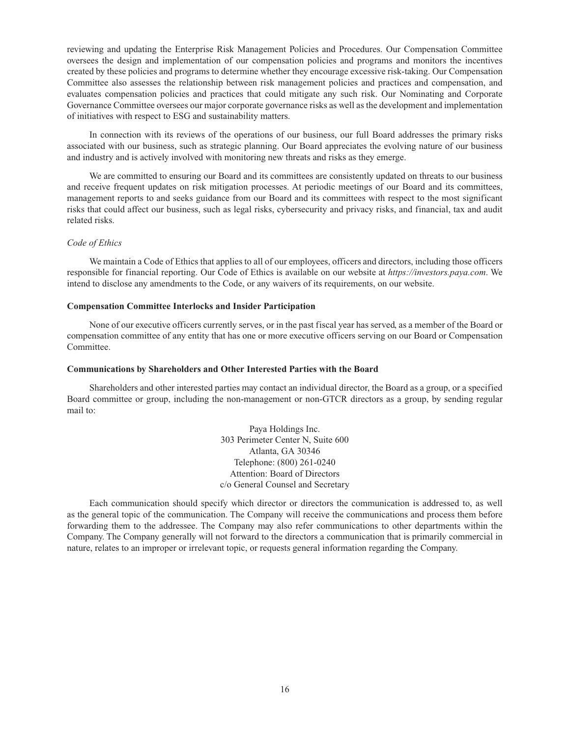reviewing and updating the Enterprise Risk Management Policies and Procedures. Our Compensation Committee oversees the design and implementation of our compensation policies and programs and monitors the incentives created by these policies and programs to determine whether they encourage excessive risk-taking. Our Compensation Committee also assesses the relationship between risk management policies and practices and compensation, and evaluates compensation policies and practices that could mitigate any such risk. Our Nominating and Corporate Governance Committee oversees our major corporate governance risks as well as the development and implementation of initiatives with respect to ESG and sustainability matters.

In connection with its reviews of the operations of our business, our full Board addresses the primary risks associated with our business, such as strategic planning. Our Board appreciates the evolving nature of our business and industry and is actively involved with monitoring new threats and risks as they emerge.

We are committed to ensuring our Board and its committees are consistently updated on threats to our business and receive frequent updates on risk mitigation processes. At periodic meetings of our Board and its committees, management reports to and seeks guidance from our Board and its committees with respect to the most significant risks that could affect our business, such as legal risks, cybersecurity and privacy risks, and financial, tax and audit related risks.

*Code of Ethics*

We maintain a Code of Ethics that applies to all of our employees, officers and directors, including those officers responsible for financial reporting. Our Code of Ethics is available on our website at *https://investors.paya.com*. We intend to disclose any amendments to the Code, or any waivers of its requirements, on our website.

**Compensation Committee Interlocks and Insider Participation**

None of our executive officers currently serves, or in the past fiscal year has served, as a member of the Board or compensation committee of any entity that has one or more executive officers serving on our Board or Compensation Committee.

**Communications by Shareholders and Other Interested Parties with the Board**

Shareholders and other interested parties may contact an individual director, the Board as a group, or a specified Board committee or group, including the non-management or non-GTCR directors as a group, by sending regular mail to:

Paya Holdings Inc.
303 Perimeter Center N, Suite 600
Atlanta, GA 30346
Telephone: (800) 261-0240
Attention: Board of Directors
c/o General Counsel and Secretary

Each communication should specify which director or directors the communication is addressed to, as well as the general topic of the communication. The Company will receive the communications and process them before forwarding them to the addressee. The Company may also refer communications to other departments within the Company. The Company generally will not forward to the directors a communication that is primarily commercial in nature, relates to an improper or irrelevant topic, or requests general information regarding the Company.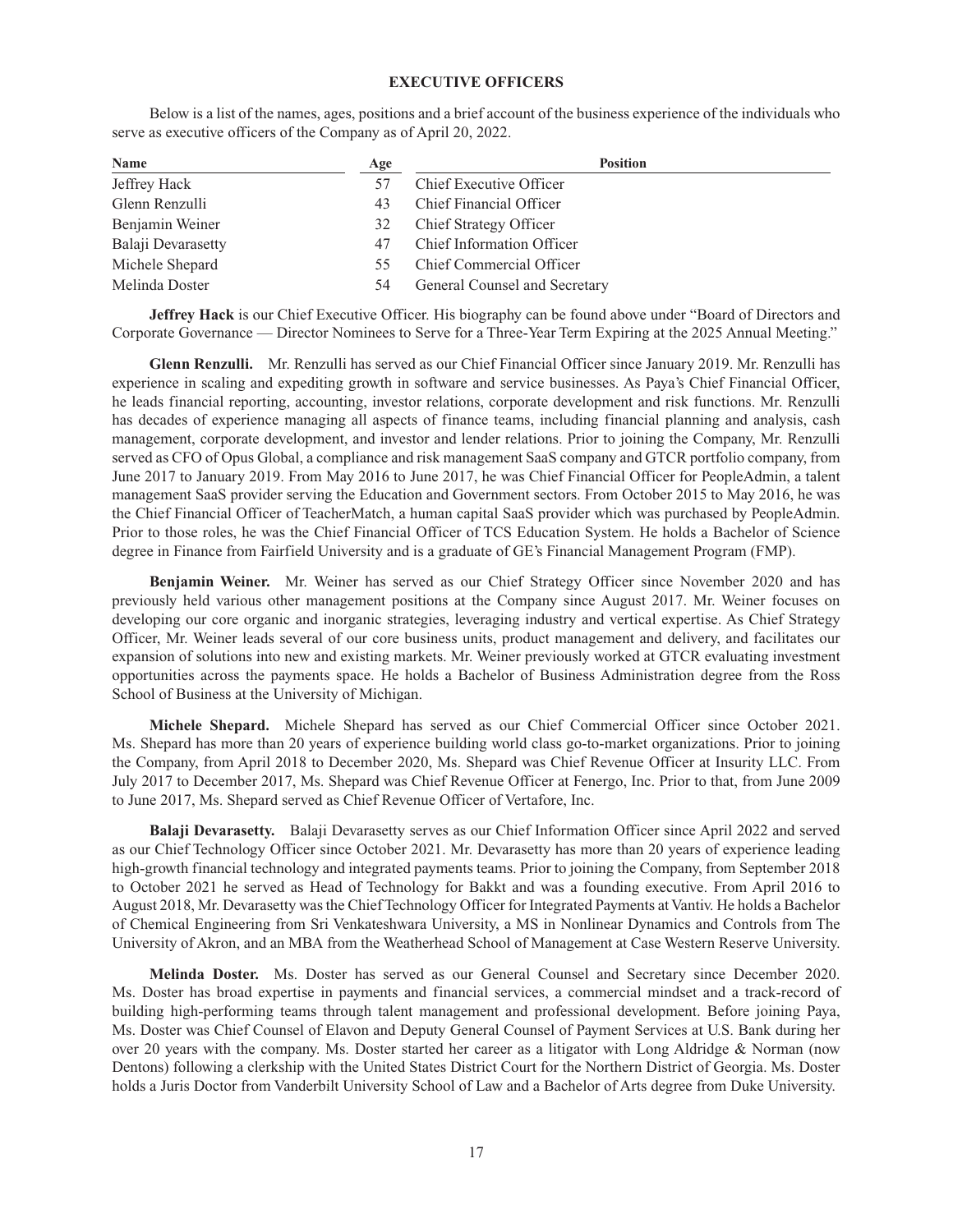## EXECUTIVE OFFICERS

Below is a list of the names, ages, positions and a brief account of the business experience of the individuals who serve as executive officers of the Company as of April 20, 2022.

| Name | Age | Position |
|---|---|---|
| Jeffrey Hack | 57 | Chief Executive Officer |
| Glenn Renzulli | 43 | Chief Financial Officer |
| Benjamin Weiner | 32 | Chief Strategy Officer |
| Balaji Devarasetty | 47 | Chief Information Officer |
| Michele Shepard | 55 | Chief Commercial Officer |
| Melinda Doster | 54 | General Counsel and Secretary |

**Jeffrey Hack** is our Chief Executive Officer. His biography can be found above under "Board of Directors and Corporate Governance — Director Nominees to Serve for a Three-Year Term Expiring at the 2025 Annual Meeting."

**Glenn Renzulli.** Mr. Renzulli has served as our Chief Financial Officer since January 2019. Mr. Renzulli has experience in scaling and expediting growth in software and service businesses. As Paya's Chief Financial Officer, he leads financial reporting, accounting, investor relations, corporate development and risk functions. Mr. Renzulli has decades of experience managing all aspects of finance teams, including financial planning and analysis, cash management, corporate development, and investor and lender relations. Prior to joining the Company, Mr. Renzulli served as CFO of Opus Global, a compliance and risk management SaaS company and GTCR portfolio company, from June 2017 to January 2019. From May 2016 to June 2017, he was Chief Financial Officer for PeopleAdmin, a talent management SaaS provider serving the Education and Government sectors. From October 2015 to May 2016, he was the Chief Financial Officer of TeacherMatch, a human capital SaaS provider which was purchased by PeopleAdmin. Prior to those roles, he was the Chief Financial Officer of TCS Education System. He holds a Bachelor of Science degree in Finance from Fairfield University and is a graduate of GE's Financial Management Program (FMP).

**Benjamin Weiner.** Mr. Weiner has served as our Chief Strategy Officer since November 2020 and has previously held various other management positions at the Company since August 2017. Mr. Weiner focuses on developing our core organic and inorganic strategies, leveraging industry and vertical expertise. As Chief Strategy Officer, Mr. Weiner leads several of our core business units, product management and delivery, and facilitates our expansion of solutions into new and existing markets. Mr. Weiner previously worked at GTCR evaluating investment opportunities across the payments space. He holds a Bachelor of Business Administration degree from the Ross School of Business at the University of Michigan.

**Michele Shepard.** Michele Shepard has served as our Chief Commercial Officer since October 2021. Ms. Shepard has more than 20 years of experience building world class go-to-market organizations. Prior to joining the Company, from April 2018 to December 2020, Ms. Shepard was Chief Revenue Officer at Insurity LLC. From July 2017 to December 2017, Ms. Shepard was Chief Revenue Officer at Fenergo, Inc. Prior to that, from June 2009 to June 2017, Ms. Shepard served as Chief Revenue Officer of Vertafore, Inc.

**Balaji Devarasetty.** Balaji Devarasetty serves as our Chief Information Officer since April 2022 and served as our Chief Technology Officer since October 2021. Mr. Devarasetty has more than 20 years of experience leading high-growth financial technology and integrated payments teams. Prior to joining the Company, from September 2018 to October 2021 he served as Head of Technology for Bakkt and was a founding executive. From April 2016 to August 2018, Mr. Devarasetty was the Chief Technology Officer for Integrated Payments at Vantiv. He holds a Bachelor of Chemical Engineering from Sri Venkateshwara University, a MS in Nonlinear Dynamics and Controls from The University of Akron, and an MBA from the Weatherhead School of Management at Case Western Reserve University.

**Melinda Doster.** Ms. Doster has served as our General Counsel and Secretary since December 2020. Ms. Doster has broad expertise in payments and financial services, a commercial mindset and a track-record of building high-performing teams through talent management and professional development. Before joining Paya, Ms. Doster was Chief Counsel of Elavon and Deputy General Counsel of Payment Services at U.S. Bank during her over 20 years with the company. Ms. Doster started her career as a litigator with Long Aldridge & Norman (now Dentons) following a clerkship with the United States District Court for the Northern District of Georgia. Ms. Doster holds a Juris Doctor from Vanderbilt University School of Law and a Bachelor of Arts degree from Duke University.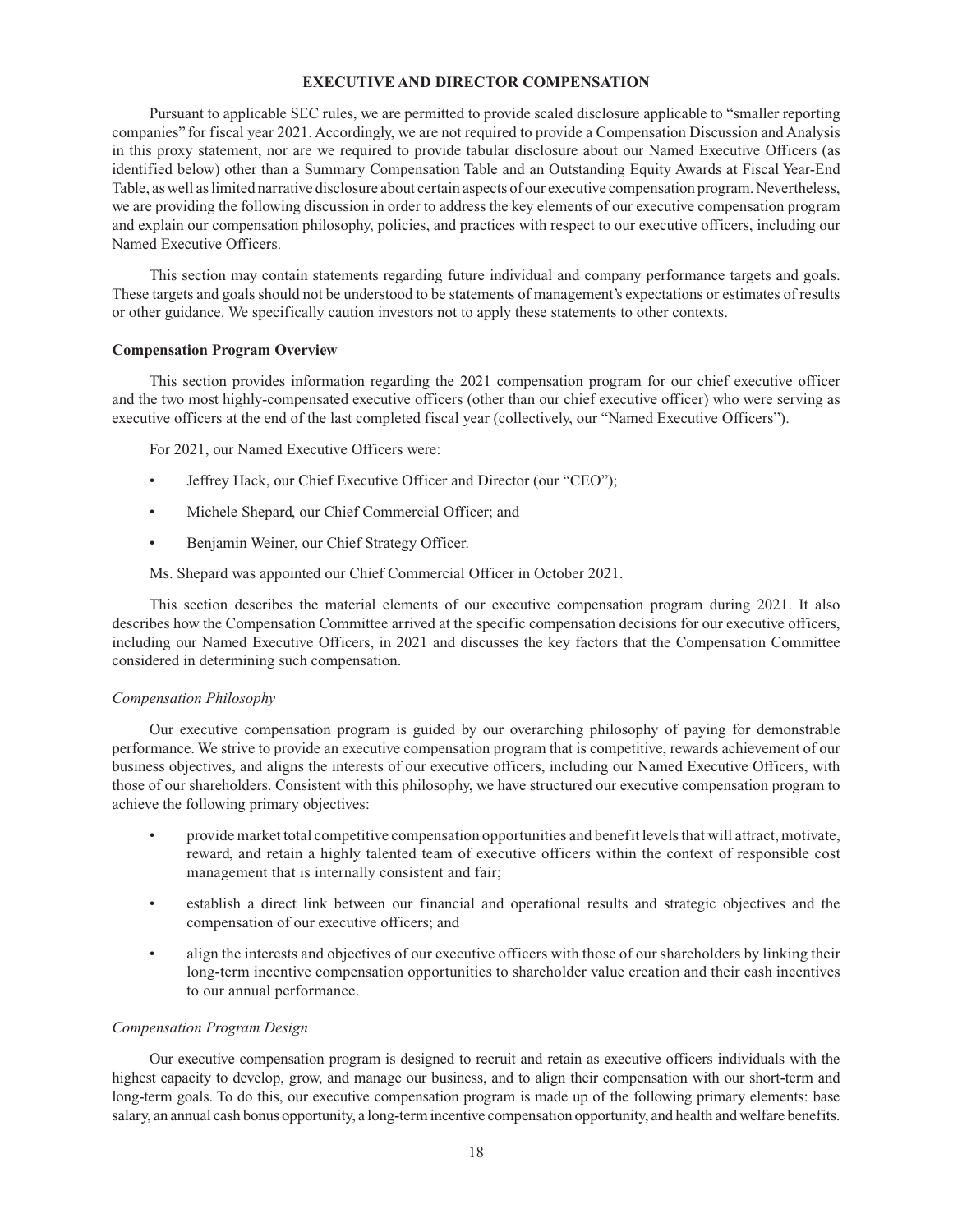## EXECUTIVE AND DIRECTOR COMPENSATION

Pursuant to applicable SEC rules, we are permitted to provide scaled disclosure applicable to "smaller reporting companies" for fiscal year 2021. Accordingly, we are not required to provide a Compensation Discussion and Analysis in this proxy statement, nor are we required to provide tabular disclosure about our Named Executive Officers (as identified below) other than a Summary Compensation Table and an Outstanding Equity Awards at Fiscal Year-End Table, as well as limited narrative disclosure about certain aspects of our executive compensation program. Nevertheless, we are providing the following discussion in order to address the key elements of our executive compensation program and explain our compensation philosophy, policies, and practices with respect to our executive officers, including our Named Executive Officers.

This section may contain statements regarding future individual and company performance targets and goals. These targets and goals should not be understood to be statements of management's expectations or estimates of results or other guidance. We specifically caution investors not to apply these statements to other contexts.

### Compensation Program Overview

This section provides information regarding the 2021 compensation program for our chief executive officer and the two most highly-compensated executive officers (other than our chief executive officer) who were serving as executive officers at the end of the last completed fiscal year (collectively, our "Named Executive Officers").

For 2021, our Named Executive Officers were:

- Jeffrey Hack, our Chief Executive Officer and Director (our "CEO");
- Michele Shepard, our Chief Commercial Officer; and
- Benjamin Weiner, our Chief Strategy Officer.

Ms. Shepard was appointed our Chief Commercial Officer in October 2021.

This section describes the material elements of our executive compensation program during 2021. It also describes how the Compensation Committee arrived at the specific compensation decisions for our executive officers, including our Named Executive Officers, in 2021 and discusses the key factors that the Compensation Committee considered in determining such compensation.

#### *Compensation Philosophy*

Our executive compensation program is guided by our overarching philosophy of paying for demonstrable performance. We strive to provide an executive compensation program that is competitive, rewards achievement of our business objectives, and aligns the interests of our executive officers, including our Named Executive Officers, with those of our shareholders. Consistent with this philosophy, we have structured our executive compensation program to achieve the following primary objectives:

- provide market total competitive compensation opportunities and benefit levels that will attract, motivate, reward, and retain a highly talented team of executive officers within the context of responsible cost management that is internally consistent and fair;
- establish a direct link between our financial and operational results and strategic objectives and the compensation of our executive officers; and
- align the interests and objectives of our executive officers with those of our shareholders by linking their long-term incentive compensation opportunities to shareholder value creation and their cash incentives to our annual performance.

#### *Compensation Program Design*

Our executive compensation program is designed to recruit and retain as executive officers individuals with the highest capacity to develop, grow, and manage our business, and to align their compensation with our short-term and long-term goals. To do this, our executive compensation program is made up of the following primary elements: base salary, an annual cash bonus opportunity, a long-term incentive compensation opportunity, and health and welfare benefits.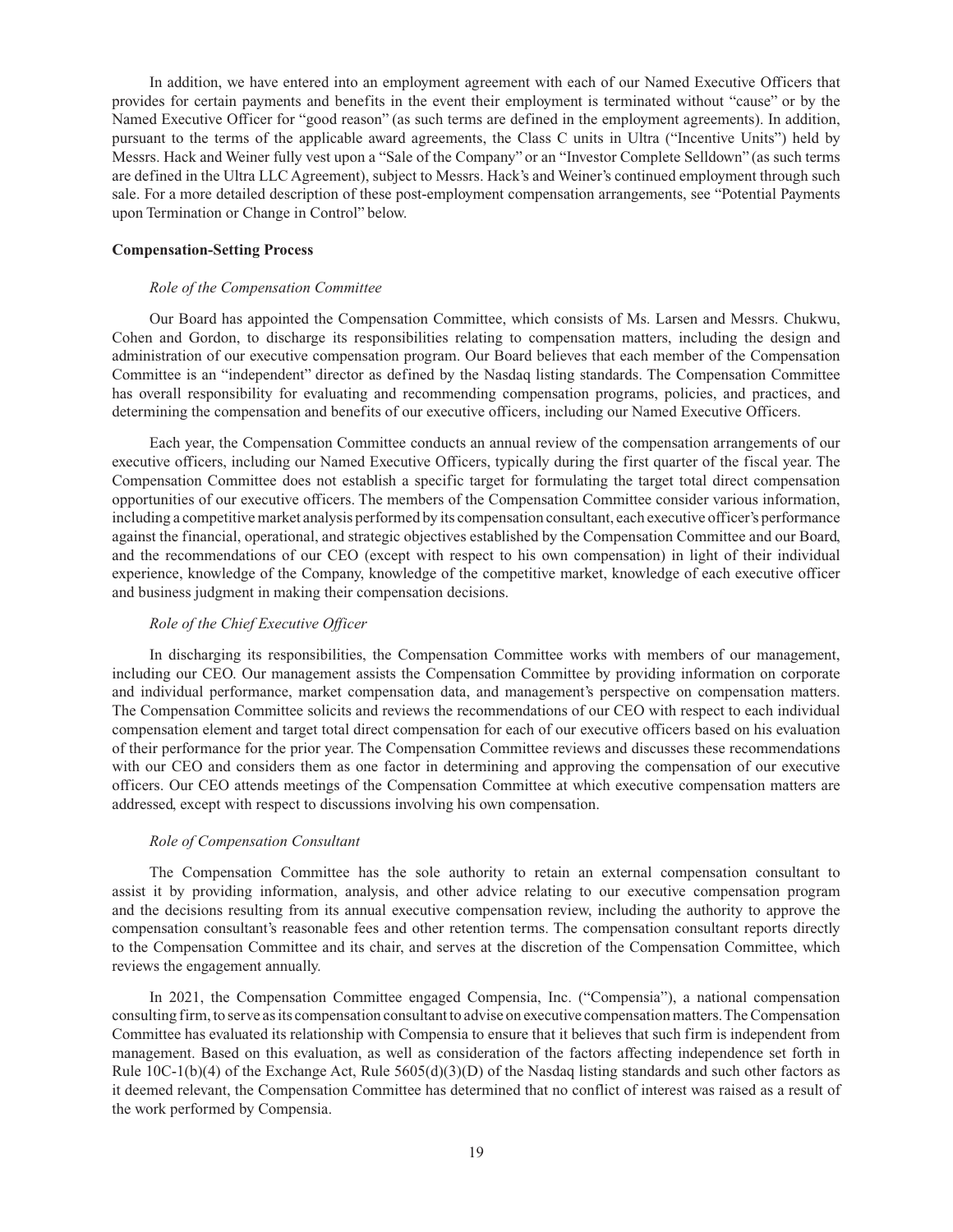In addition, we have entered into an employment agreement with each of our Named Executive Officers that provides for certain payments and benefits in the event their employment is terminated without "cause" or by the Named Executive Officer for "good reason" (as such terms are defined in the employment agreements). In addition, pursuant to the terms of the applicable award agreements, the Class C units in Ultra ("Incentive Units") held by Messrs. Hack and Weiner fully vest upon a "Sale of the Company" or an "Investor Complete Selldown" (as such terms are defined in the Ultra LLC Agreement), subject to Messrs. Hack's and Weiner's continued employment through such sale. For a more detailed description of these post-employment compensation arrangements, see "Potential Payments upon Termination or Change in Control" below.

**Compensation-Setting Process**

*Role of the Compensation Committee*

Our Board has appointed the Compensation Committee, which consists of Ms. Larsen and Messrs. Chukwu, Cohen and Gordon, to discharge its responsibilities relating to compensation matters, including the design and administration of our executive compensation program. Our Board believes that each member of the Compensation Committee is an "independent" director as defined by the Nasdaq listing standards. The Compensation Committee has overall responsibility for evaluating and recommending compensation programs, policies, and practices, and determining the compensation and benefits of our executive officers, including our Named Executive Officers.

Each year, the Compensation Committee conducts an annual review of the compensation arrangements of our executive officers, including our Named Executive Officers, typically during the first quarter of the fiscal year. The Compensation Committee does not establish a specific target for formulating the target total direct compensation opportunities of our executive officers. The members of the Compensation Committee consider various information, including a competitive market analysis performed by its compensation consultant, each executive officer's performance against the financial, operational, and strategic objectives established by the Compensation Committee and our Board, and the recommendations of our CEO (except with respect to his own compensation) in light of their individual experience, knowledge of the Company, knowledge of the competitive market, knowledge of each executive officer and business judgment in making their compensation decisions.

*Role of the Chief Executive Officer*

In discharging its responsibilities, the Compensation Committee works with members of our management, including our CEO. Our management assists the Compensation Committee by providing information on corporate and individual performance, market compensation data, and management's perspective on compensation matters. The Compensation Committee solicits and reviews the recommendations of our CEO with respect to each individual compensation element and target total direct compensation for each of our executive officers based on his evaluation of their performance for the prior year. The Compensation Committee reviews and discusses these recommendations with our CEO and considers them as one factor in determining and approving the compensation of our executive officers. Our CEO attends meetings of the Compensation Committee at which executive compensation matters are addressed, except with respect to discussions involving his own compensation.

*Role of Compensation Consultant*

The Compensation Committee has the sole authority to retain an external compensation consultant to assist it by providing information, analysis, and other advice relating to our executive compensation program and the decisions resulting from its annual executive compensation review, including the authority to approve the compensation consultant's reasonable fees and other retention terms. The compensation consultant reports directly to the Compensation Committee and its chair, and serves at the discretion of the Compensation Committee, which reviews the engagement annually.

In 2021, the Compensation Committee engaged Compensia, Inc. ("Compensia"), a national compensation consulting firm, to serve as its compensation consultant to advise on executive compensation matters. The Compensation Committee has evaluated its relationship with Compensia to ensure that it believes that such firm is independent from management. Based on this evaluation, as well as consideration of the factors affecting independence set forth in Rule 10C-1(b)(4) of the Exchange Act, Rule 5605(d)(3)(D) of the Nasdaq listing standards and such other factors as it deemed relevant, the Compensation Committee has determined that no conflict of interest was raised as a result of the work performed by Compensia.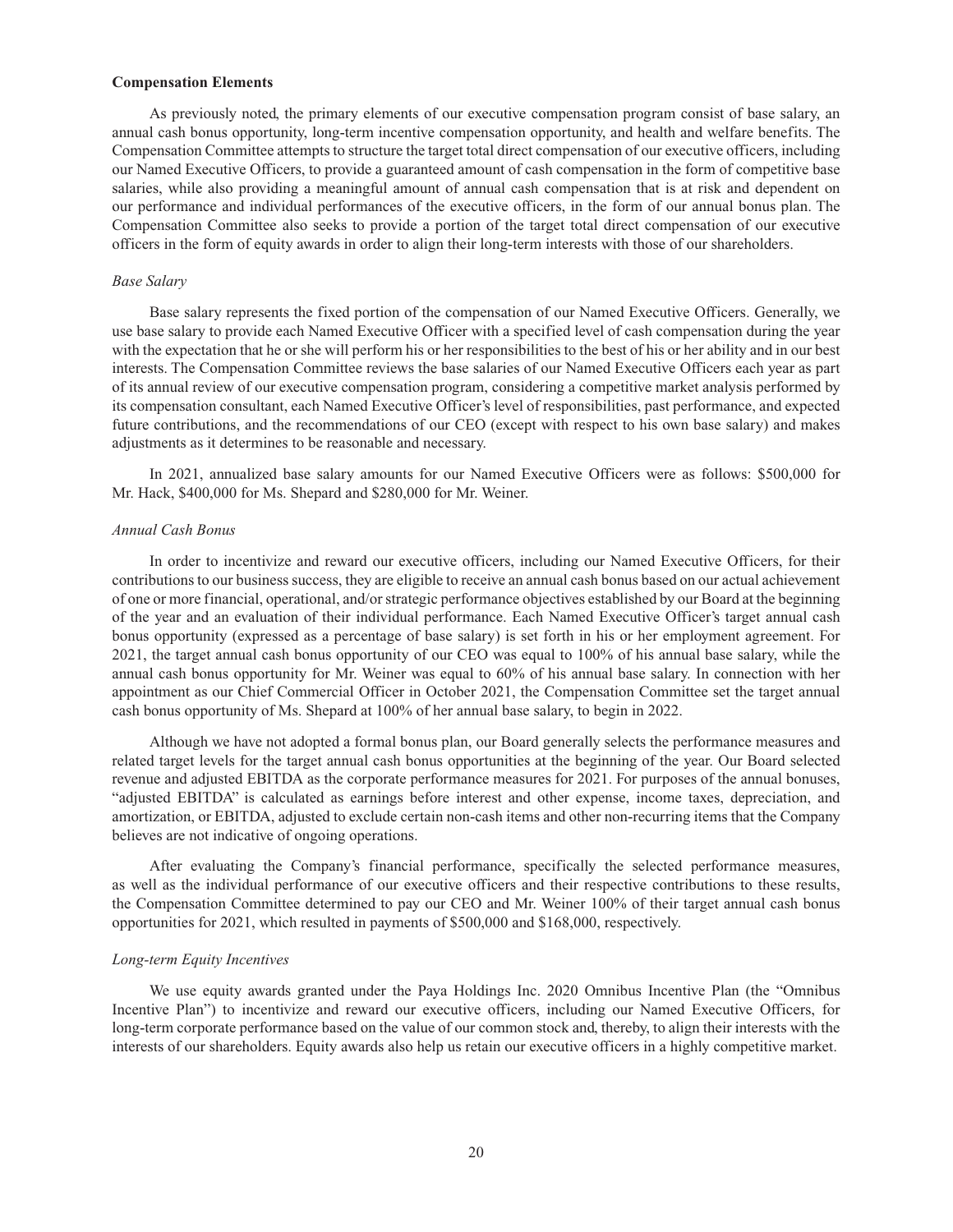**Compensation Elements**

As previously noted, the primary elements of our executive compensation program consist of base salary, an annual cash bonus opportunity, long-term incentive compensation opportunity, and health and welfare benefits. The Compensation Committee attempts to structure the target total direct compensation of our executive officers, including our Named Executive Officers, to provide a guaranteed amount of cash compensation in the form of competitive base salaries, while also providing a meaningful amount of annual cash compensation that is at risk and dependent on our performance and individual performances of the executive officers, in the form of our annual bonus plan. The Compensation Committee also seeks to provide a portion of the target total direct compensation of our executive officers in the form of equity awards in order to align their long-term interests with those of our shareholders.

*Base Salary*

Base salary represents the fixed portion of the compensation of our Named Executive Officers. Generally, we use base salary to provide each Named Executive Officer with a specified level of cash compensation during the year with the expectation that he or she will perform his or her responsibilities to the best of his or her ability and in our best interests. The Compensation Committee reviews the base salaries of our Named Executive Officers each year as part of its annual review of our executive compensation program, considering a competitive market analysis performed by its compensation consultant, each Named Executive Officer's level of responsibilities, past performance, and expected future contributions, and the recommendations of our CEO (except with respect to his own base salary) and makes adjustments as it determines to be reasonable and necessary.

In 2021, annualized base salary amounts for our Named Executive Officers were as follows: $500,000 for Mr. Hack, $400,000 for Ms. Shepard and $280,000 for Mr. Weiner.

*Annual Cash Bonus*

In order to incentivize and reward our executive officers, including our Named Executive Officers, for their contributions to our business success, they are eligible to receive an annual cash bonus based on our actual achievement of one or more financial, operational, and/or strategic performance objectives established by our Board at the beginning of the year and an evaluation of their individual performance. Each Named Executive Officer's target annual cash bonus opportunity (expressed as a percentage of base salary) is set forth in his or her employment agreement. For 2021, the target annual cash bonus opportunity of our CEO was equal to 100% of his annual base salary, while the annual cash bonus opportunity for Mr. Weiner was equal to 60% of his annual base salary. In connection with her appointment as our Chief Commercial Officer in October 2021, the Compensation Committee set the target annual cash bonus opportunity of Ms. Shepard at 100% of her annual base salary, to begin in 2022.

Although we have not adopted a formal bonus plan, our Board generally selects the performance measures and related target levels for the target annual cash bonus opportunities at the beginning of the year. Our Board selected revenue and adjusted EBITDA as the corporate performance measures for 2021. For purposes of the annual bonuses, "adjusted EBITDA" is calculated as earnings before interest and other expense, income taxes, depreciation, and amortization, or EBITDA, adjusted to exclude certain non-cash items and other non-recurring items that the Company believes are not indicative of ongoing operations.

After evaluating the Company's financial performance, specifically the selected performance measures, as well as the individual performance of our executive officers and their respective contributions to these results, the Compensation Committee determined to pay our CEO and Mr. Weiner 100% of their target annual cash bonus opportunities for 2021, which resulted in payments of $500,000 and $168,000, respectively.

*Long-term Equity Incentives*

We use equity awards granted under the Paya Holdings Inc. 2020 Omnibus Incentive Plan (the "Omnibus Incentive Plan") to incentivize and reward our executive officers, including our Named Executive Officers, for long-term corporate performance based on the value of our common stock and, thereby, to align their interests with the interests of our shareholders. Equity awards also help us retain our executive officers in a highly competitive market.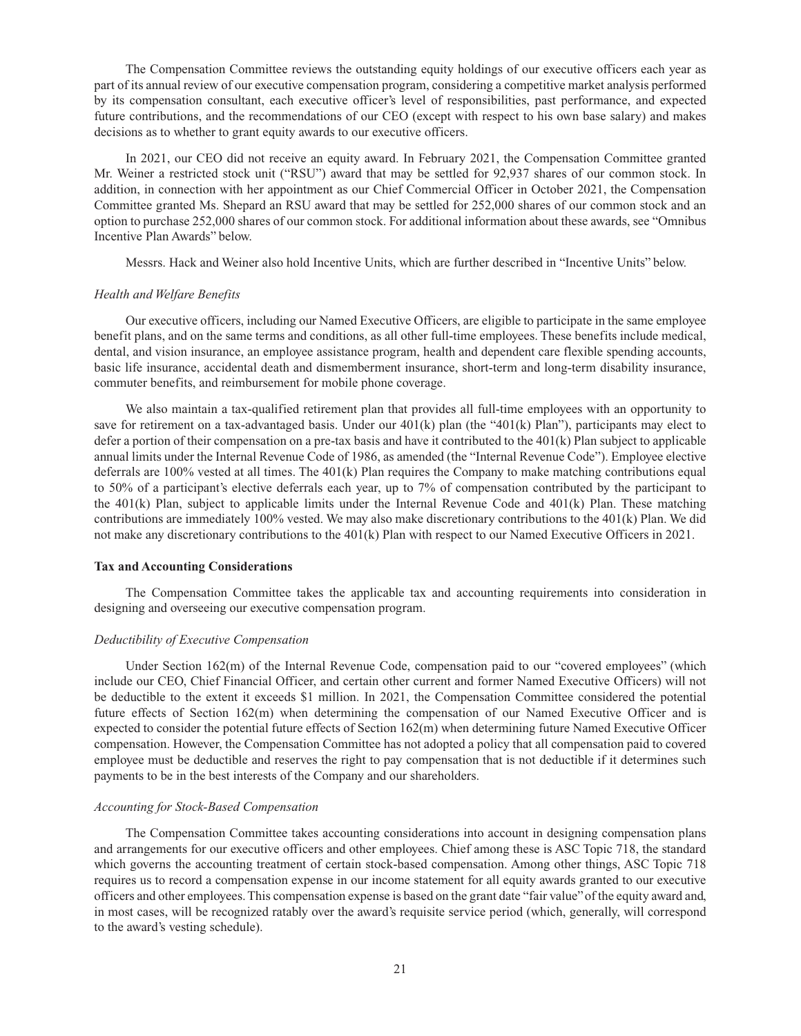The Compensation Committee reviews the outstanding equity holdings of our executive officers each year as part of its annual review of our executive compensation program, considering a competitive market analysis performed by its compensation consultant, each executive officer's level of responsibilities, past performance, and expected future contributions, and the recommendations of our CEO (except with respect to his own base salary) and makes decisions as to whether to grant equity awards to our executive officers.

In 2021, our CEO did not receive an equity award. In February 2021, the Compensation Committee granted Mr. Weiner a restricted stock unit ("RSU") award that may be settled for 92,937 shares of our common stock. In addition, in connection with her appointment as our Chief Commercial Officer in October 2021, the Compensation Committee granted Ms. Shepard an RSU award that may be settled for 252,000 shares of our common stock and an option to purchase 252,000 shares of our common stock. For additional information about these awards, see "Omnibus Incentive Plan Awards" below.

Messrs. Hack and Weiner also hold Incentive Units, which are further described in "Incentive Units" below.

*Health and Welfare Benefits*

Our executive officers, including our Named Executive Officers, are eligible to participate in the same employee benefit plans, and on the same terms and conditions, as all other full-time employees. These benefits include medical, dental, and vision insurance, an employee assistance program, health and dependent care flexible spending accounts, basic life insurance, accidental death and dismemberment insurance, short-term and long-term disability insurance, commuter benefits, and reimbursement for mobile phone coverage.

We also maintain a tax-qualified retirement plan that provides all full-time employees with an opportunity to save for retirement on a tax-advantaged basis. Under our 401(k) plan (the "401(k) Plan"), participants may elect to defer a portion of their compensation on a pre-tax basis and have it contributed to the 401(k) Plan subject to applicable annual limits under the Internal Revenue Code of 1986, as amended (the "Internal Revenue Code"). Employee elective deferrals are 100% vested at all times. The 401(k) Plan requires the Company to make matching contributions equal to 50% of a participant's elective deferrals each year, up to 7% of compensation contributed by the participant to the 401(k) Plan, subject to applicable limits under the Internal Revenue Code and 401(k) Plan. These matching contributions are immediately 100% vested. We may also make discretionary contributions to the 401(k) Plan. We did not make any discretionary contributions to the 401(k) Plan with respect to our Named Executive Officers in 2021.

**Tax and Accounting Considerations**

The Compensation Committee takes the applicable tax and accounting requirements into consideration in designing and overseeing our executive compensation program.

*Deductibility of Executive Compensation*

Under Section 162(m) of the Internal Revenue Code, compensation paid to our "covered employees" (which include our CEO, Chief Financial Officer, and certain other current and former Named Executive Officers) will not be deductible to the extent it exceeds $1 million. In 2021, the Compensation Committee considered the potential future effects of Section 162(m) when determining the compensation of our Named Executive Officer and is expected to consider the potential future effects of Section 162(m) when determining future Named Executive Officer compensation. However, the Compensation Committee has not adopted a policy that all compensation paid to covered employee must be deductible and reserves the right to pay compensation that is not deductible if it determines such payments to be in the best interests of the Company and our shareholders.

*Accounting for Stock-Based Compensation*

The Compensation Committee takes accounting considerations into account in designing compensation plans and arrangements for our executive officers and other employees. Chief among these is ASC Topic 718, the standard which governs the accounting treatment of certain stock-based compensation. Among other things, ASC Topic 718 requires us to record a compensation expense in our income statement for all equity awards granted to our executive officers and other employees. This compensation expense is based on the grant date "fair value" of the equity award and, in most cases, will be recognized ratably over the award's requisite service period (which, generally, will correspond to the award's vesting schedule).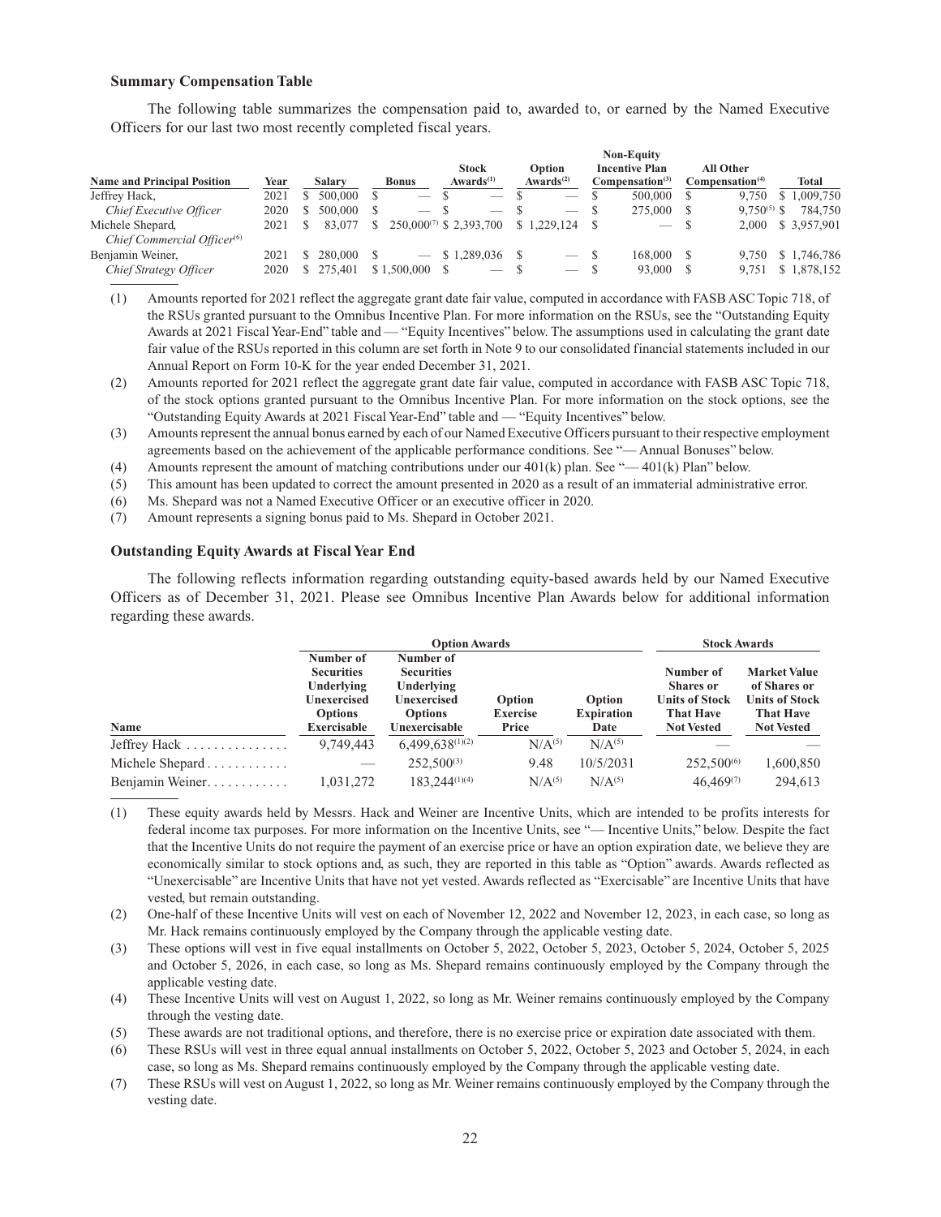### Summary Compensation Table

The following table summarizes the compensation paid to, awarded to, or earned by the Named Executive Officers for our last two most recently completed fiscal years.

| Name and Principal Position | Year | Salary | Bonus | Stock Awards[(1)] | Option Awards[(2)] | Non-Equity Incentive Plan Compensation[(3)] | All Other Compensation[(4)] | Total |
|---|---|---|---|---|---|---|---|---|
| Jeffrey Hack, | 2021 | $ 500,000 | $ — | $ — | $ — | $ 500,000 | $ 9,750 | $ 1,009,750 |
| *Chief Executive Officer* | 2020 | $ 500,000 | $ — | $ — | $ — | $ 275,000 | $ 9,750[(5)] | $ 784,750 |
| Michele Shepard, *Chief Commercial Officer*[(6)] | 2021 | $ 83,077 | $ 250,000[(7)] | $ 2,393,700 | $ 1,229,124 | $ — | $ 2,000 | $ 3,957,901 |
| Benjamin Weiner, | 2021 | $ 280,000 | $ — | $ 1,289,036 | $ — | $ 168,000 | $ 9,750 | $ 1,746,786 |
| *Chief Strategy Officer* | 2020 | $ 275,401 | $ 1,500,000 | $ — | $ — | $ 93,000 | $ 9,751 | $ 1,878,152 |

(1) Amounts reported for 2021 reflect the aggregate grant date fair value, computed in accordance with FASB ASC Topic 718, of the RSUs granted pursuant to the Omnibus Incentive Plan. For more information on the RSUs, see the "Outstanding Equity Awards at 2021 Fiscal Year-End" table and — "Equity Incentives" below. The assumptions used in calculating the grant date fair value of the RSUs reported in this column are set forth in Note 9 to our consolidated financial statements included in our Annual Report on Form 10-K for the year ended December 31, 2021.

(2) Amounts reported for 2021 reflect the aggregate grant date fair value, computed in accordance with FASB ASC Topic 718, of the stock options granted pursuant to the Omnibus Incentive Plan. For more information on the stock options, see the "Outstanding Equity Awards at 2021 Fiscal Year-End" table and — "Equity Incentives" below.

(3) Amounts represent the annual bonus earned by each of our Named Executive Officers pursuant to their respective employment agreements based on the achievement of the applicable performance conditions. See "— Annual Bonuses" below.

(4) Amounts represent the amount of matching contributions under our 401(k) plan. See "— 401(k) Plan" below.

(5) This amount has been updated to correct the amount presented in 2020 as a result of an immaterial administrative error.

(6) Ms. Shepard was not a Named Executive Officer or an executive officer in 2020.

(7) Amount represents a signing bonus paid to Ms. Shepard in October 2021.

### Outstanding Equity Awards at Fiscal Year End

The following reflects information regarding outstanding equity-based awards held by our Named Executive Officers as of December 31, 2021. Please see Omnibus Incentive Plan Awards below for additional information regarding these awards.

| | Option Awards | | | | Stock Awards | |
|---|---|---|---|---|---|---|
| Name | Number of Securities Underlying Unexercised Options Exercisable | Number of Securities Underlying Unexercised Options Unexercisable | Option Exercise Price | Option Expiration Date | Number of Shares or Units of Stock That Have Not Vested | Market Value of Shares or Units of Stock That Have Not Vested |
| Jeffrey Hack | 9,749,443 | 6,499,638[(1)(2)] | N/A[(5)] | N/A[(5)] | — | — |
| Michele Shepard | — | 252,500[(3)] | 9.48 | 10/5/2031 | 252,500[(6)] | 1,600,850 |
| Benjamin Weiner | 1,031,272 | 183,244[(1)(4)] | N/A[(5)] | N/A[(5)] | 46,469[(7)] | 294,613 |

(1) These equity awards held by Messrs. Hack and Weiner are Incentive Units, which are intended to be profits interests for federal income tax purposes. For more information on the Incentive Units, see "— Incentive Units," below. Despite the fact that the Incentive Units do not require the payment of an exercise price or have an option expiration date, we believe they are economically similar to stock options and, as such, they are reported in this table as "Option" awards. Awards reflected as "Unexercisable" are Incentive Units that have not yet vested. Awards reflected as "Exercisable" are Incentive Units that have vested, but remain outstanding.

(2) One-half of these Incentive Units will vest on each of November 12, 2022 and November 12, 2023, in each case, so long as Mr. Hack remains continuously employed by the Company through the applicable vesting date.

(3) These options will vest in five equal installments on October 5, 2022, October 5, 2023, October 5, 2024, October 5, 2025 and October 5, 2026, in each case, so long as Ms. Shepard remains continuously employed by the Company through the applicable vesting date.

(4) These Incentive Units will vest on August 1, 2022, so long as Mr. Weiner remains continuously employed by the Company through the vesting date.

(5) These awards are not traditional options, and therefore, there is no exercise price or expiration date associated with them.

(6) These RSUs will vest in three equal annual installments on October 5, 2022, October 5, 2023 and October 5, 2024, in each case, so long as Ms. Shepard remains continuously employed by the Company through the applicable vesting date.

(7) These RSUs will vest on August 1, 2022, so long as Mr. Weiner remains continuously employed by the Company through the vesting date.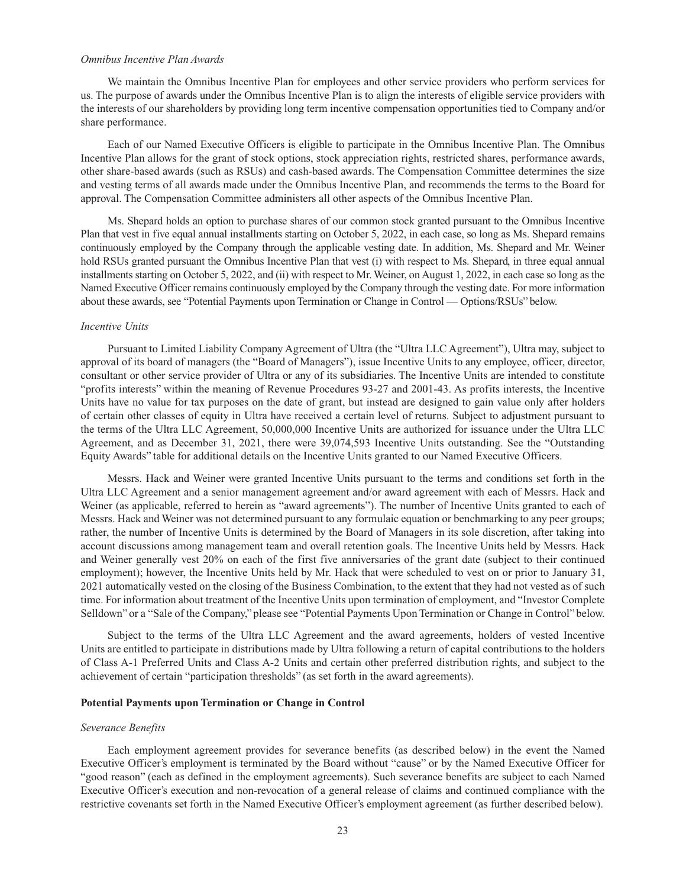*Omnibus Incentive Plan Awards*

We maintain the Omnibus Incentive Plan for employees and other service providers who perform services for us. The purpose of awards under the Omnibus Incentive Plan is to align the interests of eligible service providers with the interests of our shareholders by providing long term incentive compensation opportunities tied to Company and/or share performance.

Each of our Named Executive Officers is eligible to participate in the Omnibus Incentive Plan. The Omnibus Incentive Plan allows for the grant of stock options, stock appreciation rights, restricted shares, performance awards, other share-based awards (such as RSUs) and cash-based awards. The Compensation Committee determines the size and vesting terms of all awards made under the Omnibus Incentive Plan, and recommends the terms to the Board for approval. The Compensation Committee administers all other aspects of the Omnibus Incentive Plan.

Ms. Shepard holds an option to purchase shares of our common stock granted pursuant to the Omnibus Incentive Plan that vest in five equal annual installments starting on October 5, 2022, in each case, so long as Ms. Shepard remains continuously employed by the Company through the applicable vesting date. In addition, Ms. Shepard and Mr. Weiner hold RSUs granted pursuant the Omnibus Incentive Plan that vest (i) with respect to Ms. Shepard, in three equal annual installments starting on October 5, 2022, and (ii) with respect to Mr. Weiner, on August 1, 2022, in each case so long as the Named Executive Officer remains continuously employed by the Company through the vesting date. For more information about these awards, see "Potential Payments upon Termination or Change in Control — Options/RSUs" below.

*Incentive Units*

Pursuant to Limited Liability Company Agreement of Ultra (the "Ultra LLC Agreement"), Ultra may, subject to approval of its board of managers (the "Board of Managers"), issue Incentive Units to any employee, officer, director, consultant or other service provider of Ultra or any of its subsidiaries. The Incentive Units are intended to constitute "profits interests" within the meaning of Revenue Procedures 93-27 and 2001-43. As profits interests, the Incentive Units have no value for tax purposes on the date of grant, but instead are designed to gain value only after holders of certain other classes of equity in Ultra have received a certain level of returns. Subject to adjustment pursuant to the terms of the Ultra LLC Agreement, 50,000,000 Incentive Units are authorized for issuance under the Ultra LLC Agreement, and as December 31, 2021, there were 39,074,593 Incentive Units outstanding. See the "Outstanding Equity Awards" table for additional details on the Incentive Units granted to our Named Executive Officers.

Messrs. Hack and Weiner were granted Incentive Units pursuant to the terms and conditions set forth in the Ultra LLC Agreement and a senior management agreement and/or award agreement with each of Messrs. Hack and Weiner (as applicable, referred to herein as "award agreements"). The number of Incentive Units granted to each of Messrs. Hack and Weiner was not determined pursuant to any formulaic equation or benchmarking to any peer groups; rather, the number of Incentive Units is determined by the Board of Managers in its sole discretion, after taking into account discussions among management team and overall retention goals. The Incentive Units held by Messrs. Hack and Weiner generally vest 20% on each of the first five anniversaries of the grant date (subject to their continued employment); however, the Incentive Units held by Mr. Hack that were scheduled to vest on or prior to January 31, 2021 automatically vested on the closing of the Business Combination, to the extent that they had not vested as of such time. For information about treatment of the Incentive Units upon termination of employment, and "Investor Complete Selldown" or a "Sale of the Company," please see "Potential Payments Upon Termination or Change in Control" below.

Subject to the terms of the Ultra LLC Agreement and the award agreements, holders of vested Incentive Units are entitled to participate in distributions made by Ultra following a return of capital contributions to the holders of Class A-1 Preferred Units and Class A-2 Units and certain other preferred distribution rights, and subject to the achievement of certain "participation thresholds" (as set forth in the award agreements).

**Potential Payments upon Termination or Change in Control**

*Severance Benefits*

Each employment agreement provides for severance benefits (as described below) in the event the Named Executive Officer's employment is terminated by the Board without "cause" or by the Named Executive Officer for "good reason" (each as defined in the employment agreements). Such severance benefits are subject to each Named Executive Officer's execution and non-revocation of a general release of claims and continued compliance with the restrictive covenants set forth in the Named Executive Officer's employment agreement (as further described below).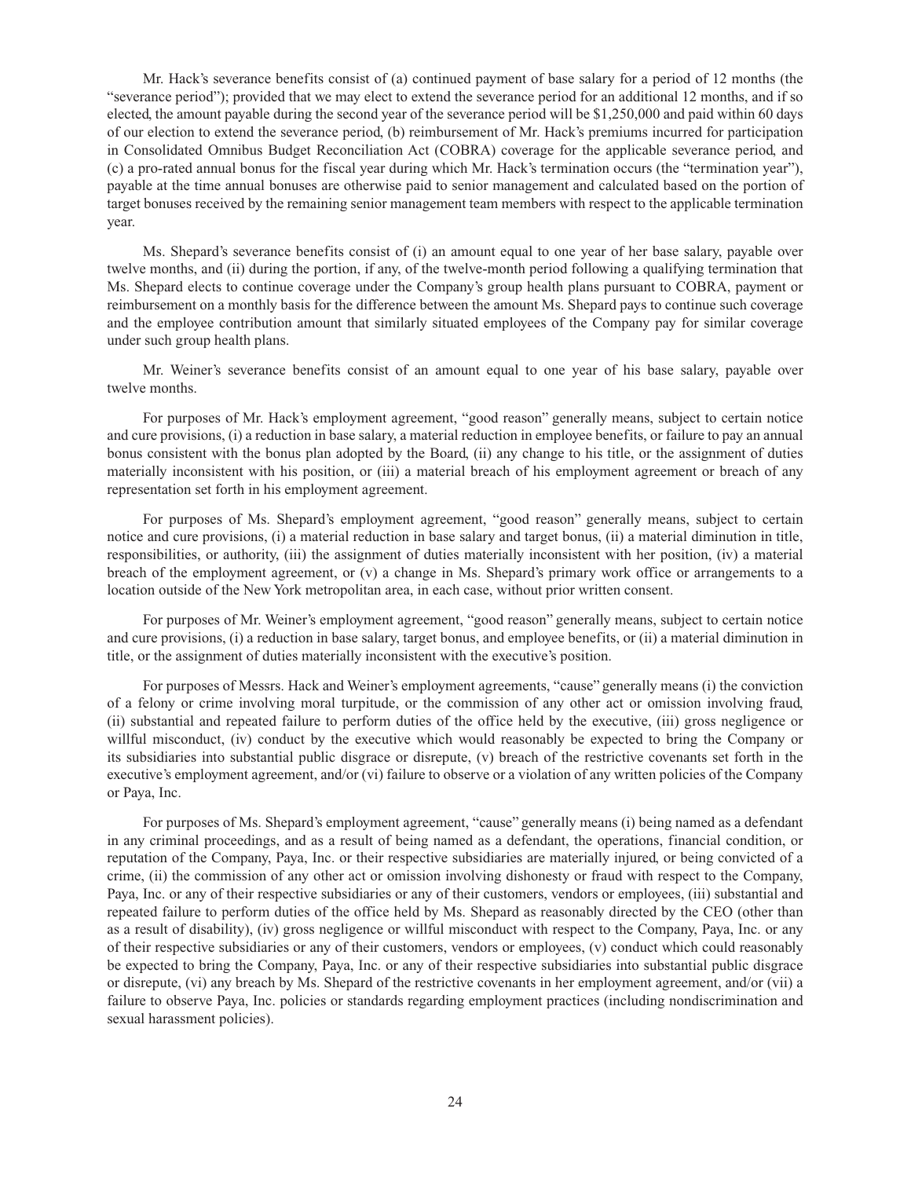Mr. Hack's severance benefits consist of (a) continued payment of base salary for a period of 12 months (the "severance period"); provided that we may elect to extend the severance period for an additional 12 months, and if so elected, the amount payable during the second year of the severance period will be $1,250,000 and paid within 60 days of our election to extend the severance period, (b) reimbursement of Mr. Hack's premiums incurred for participation in Consolidated Omnibus Budget Reconciliation Act (COBRA) coverage for the applicable severance period, and (c) a pro-rated annual bonus for the fiscal year during which Mr. Hack's termination occurs (the "termination year"), payable at the time annual bonuses are otherwise paid to senior management and calculated based on the portion of target bonuses received by the remaining senior management team members with respect to the applicable termination year.

Ms. Shepard's severance benefits consist of (i) an amount equal to one year of her base salary, payable over twelve months, and (ii) during the portion, if any, of the twelve-month period following a qualifying termination that Ms. Shepard elects to continue coverage under the Company's group health plans pursuant to COBRA, payment or reimbursement on a monthly basis for the difference between the amount Ms. Shepard pays to continue such coverage and the employee contribution amount that similarly situated employees of the Company pay for similar coverage under such group health plans.

Mr. Weiner's severance benefits consist of an amount equal to one year of his base salary, payable over twelve months.

For purposes of Mr. Hack's employment agreement, "good reason" generally means, subject to certain notice and cure provisions, (i) a reduction in base salary, a material reduction in employee benefits, or failure to pay an annual bonus consistent with the bonus plan adopted by the Board, (ii) any change to his title, or the assignment of duties materially inconsistent with his position, or (iii) a material breach of his employment agreement or breach of any representation set forth in his employment agreement.

For purposes of Ms. Shepard's employment agreement, "good reason" generally means, subject to certain notice and cure provisions, (i) a material reduction in base salary and target bonus, (ii) a material diminution in title, responsibilities, or authority, (iii) the assignment of duties materially inconsistent with her position, (iv) a material breach of the employment agreement, or (v) a change in Ms. Shepard's primary work office or arrangements to a location outside of the New York metropolitan area, in each case, without prior written consent.

For purposes of Mr. Weiner's employment agreement, "good reason" generally means, subject to certain notice and cure provisions, (i) a reduction in base salary, target bonus, and employee benefits, or (ii) a material diminution in title, or the assignment of duties materially inconsistent with the executive's position.

For purposes of Messrs. Hack and Weiner's employment agreements, "cause" generally means (i) the conviction of a felony or crime involving moral turpitude, or the commission of any other act or omission involving fraud, (ii) substantial and repeated failure to perform duties of the office held by the executive, (iii) gross negligence or willful misconduct, (iv) conduct by the executive which would reasonably be expected to bring the Company or its subsidiaries into substantial public disgrace or disrepute, (v) breach of the restrictive covenants set forth in the executive's employment agreement, and/or (vi) failure to observe or a violation of any written policies of the Company or Paya, Inc.

For purposes of Ms. Shepard's employment agreement, "cause" generally means (i) being named as a defendant in any criminal proceedings, and as a result of being named as a defendant, the operations, financial condition, or reputation of the Company, Paya, Inc. or their respective subsidiaries are materially injured, or being convicted of a crime, (ii) the commission of any other act or omission involving dishonesty or fraud with respect to the Company, Paya, Inc. or any of their respective subsidiaries or any of their customers, vendors or employees, (iii) substantial and repeated failure to perform duties of the office held by Ms. Shepard as reasonably directed by the CEO (other than as a result of disability), (iv) gross negligence or willful misconduct with respect to the Company, Paya, Inc. or any of their respective subsidiaries or any of their customers, vendors or employees, (v) conduct which could reasonably be expected to bring the Company, Paya, Inc. or any of their respective subsidiaries into substantial public disgrace or disrepute, (vi) any breach by Ms. Shepard of the restrictive covenants in her employment agreement, and/or (vii) a failure to observe Paya, Inc. policies or standards regarding employment practices (including nondiscrimination and sexual harassment policies).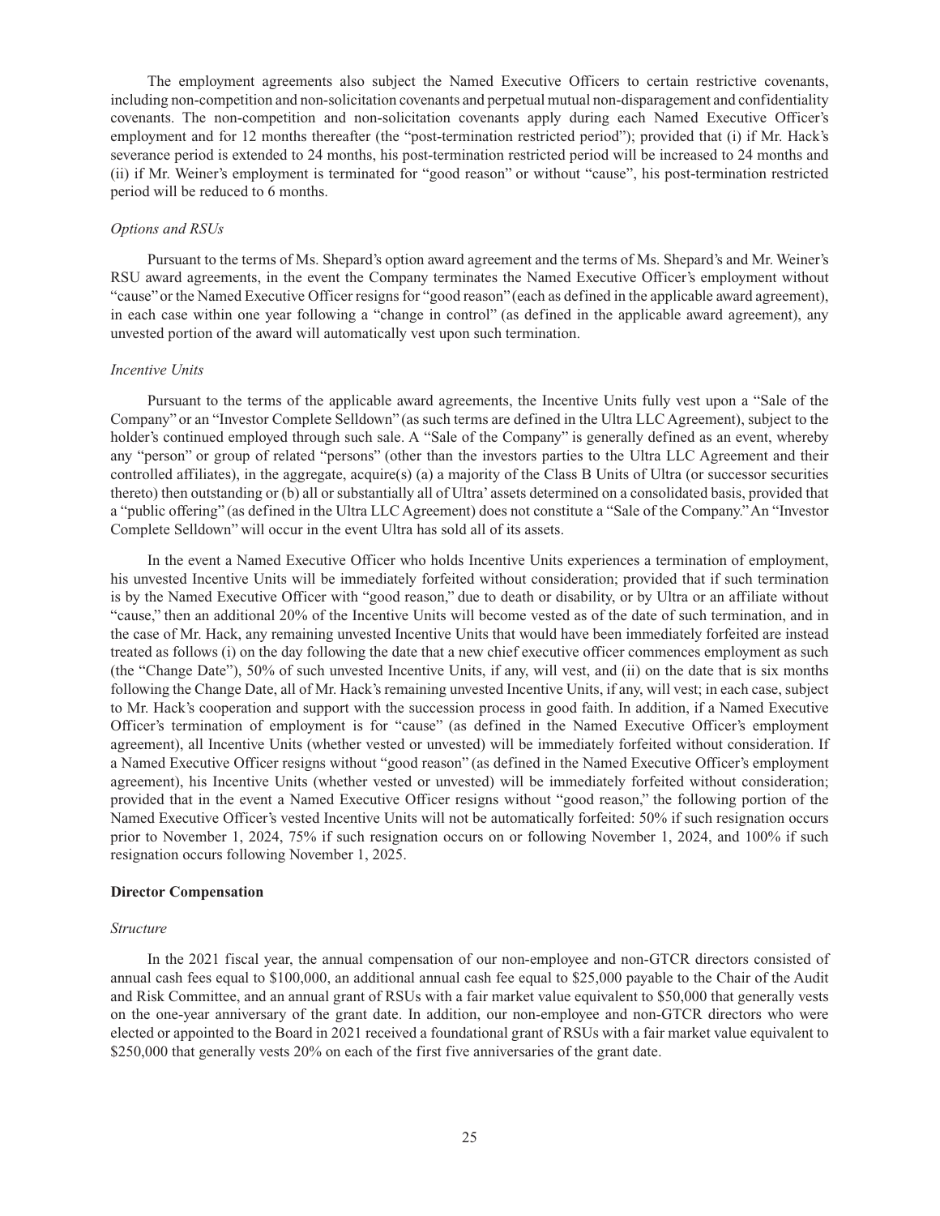The employment agreements also subject the Named Executive Officers to certain restrictive covenants, including non-competition and non-solicitation covenants and perpetual mutual non-disparagement and confidentiality covenants. The non-competition and non-solicitation covenants apply during each Named Executive Officer's employment and for 12 months thereafter (the "post-termination restricted period"); provided that (i) if Mr. Hack's severance period is extended to 24 months, his post-termination restricted period will be increased to 24 months and (ii) if Mr. Weiner's employment is terminated for "good reason" or without "cause", his post-termination restricted period will be reduced to 6 months.

*Options and RSUs*

Pursuant to the terms of Ms. Shepard's option award agreement and the terms of Ms. Shepard's and Mr. Weiner's RSU award agreements, in the event the Company terminates the Named Executive Officer's employment without "cause" or the Named Executive Officer resigns for "good reason" (each as defined in the applicable award agreement), in each case within one year following a "change in control" (as defined in the applicable award agreement), any unvested portion of the award will automatically vest upon such termination.

*Incentive Units*

Pursuant to the terms of the applicable award agreements, the Incentive Units fully vest upon a "Sale of the Company" or an "Investor Complete Selldown" (as such terms are defined in the Ultra LLC Agreement), subject to the holder's continued employed through such sale. A "Sale of the Company" is generally defined as an event, whereby any "person" or group of related "persons" (other than the investors parties to the Ultra LLC Agreement and their controlled affiliates), in the aggregate, acquire(s) (a) a majority of the Class B Units of Ultra (or successor securities thereto) then outstanding or (b) all or substantially all of Ultra' assets determined on a consolidated basis, provided that a "public offering" (as defined in the Ultra LLC Agreement) does not constitute a "Sale of the Company." An "Investor Complete Selldown" will occur in the event Ultra has sold all of its assets.

In the event a Named Executive Officer who holds Incentive Units experiences a termination of employment, his unvested Incentive Units will be immediately forfeited without consideration; provided that if such termination is by the Named Executive Officer with "good reason," due to death or disability, or by Ultra or an affiliate without "cause," then an additional 20% of the Incentive Units will become vested as of the date of such termination, and in the case of Mr. Hack, any remaining unvested Incentive Units that would have been immediately forfeited are instead treated as follows (i) on the day following the date that a new chief executive officer commences employment as such (the "Change Date"), 50% of such unvested Incentive Units, if any, will vest, and (ii) on the date that is six months following the Change Date, all of Mr. Hack's remaining unvested Incentive Units, if any, will vest; in each case, subject to Mr. Hack's cooperation and support with the succession process in good faith. In addition, if a Named Executive Officer's termination of employment is for "cause" (as defined in the Named Executive Officer's employment agreement), all Incentive Units (whether vested or unvested) will be immediately forfeited without consideration. If a Named Executive Officer resigns without "good reason" (as defined in the Named Executive Officer's employment agreement), his Incentive Units (whether vested or unvested) will be immediately forfeited without consideration; provided that in the event a Named Executive Officer resigns without "good reason," the following portion of the Named Executive Officer's vested Incentive Units will not be automatically forfeited: 50% if such resignation occurs prior to November 1, 2024, 75% if such resignation occurs on or following November 1, 2024, and 100% if such resignation occurs following November 1, 2025.

**Director Compensation**

*Structure*

In the 2021 fiscal year, the annual compensation of our non-employee and non-GTCR directors consisted of annual cash fees equal to $100,000, an additional annual cash fee equal to $25,000 payable to the Chair of the Audit and Risk Committee, and an annual grant of RSUs with a fair market value equivalent to $50,000 that generally vests on the one-year anniversary of the grant date. In addition, our non-employee and non-GTCR directors who were elected or appointed to the Board in 2021 received a foundational grant of RSUs with a fair market value equivalent to $250,000 that generally vests 20% on each of the first five anniversaries of the grant date.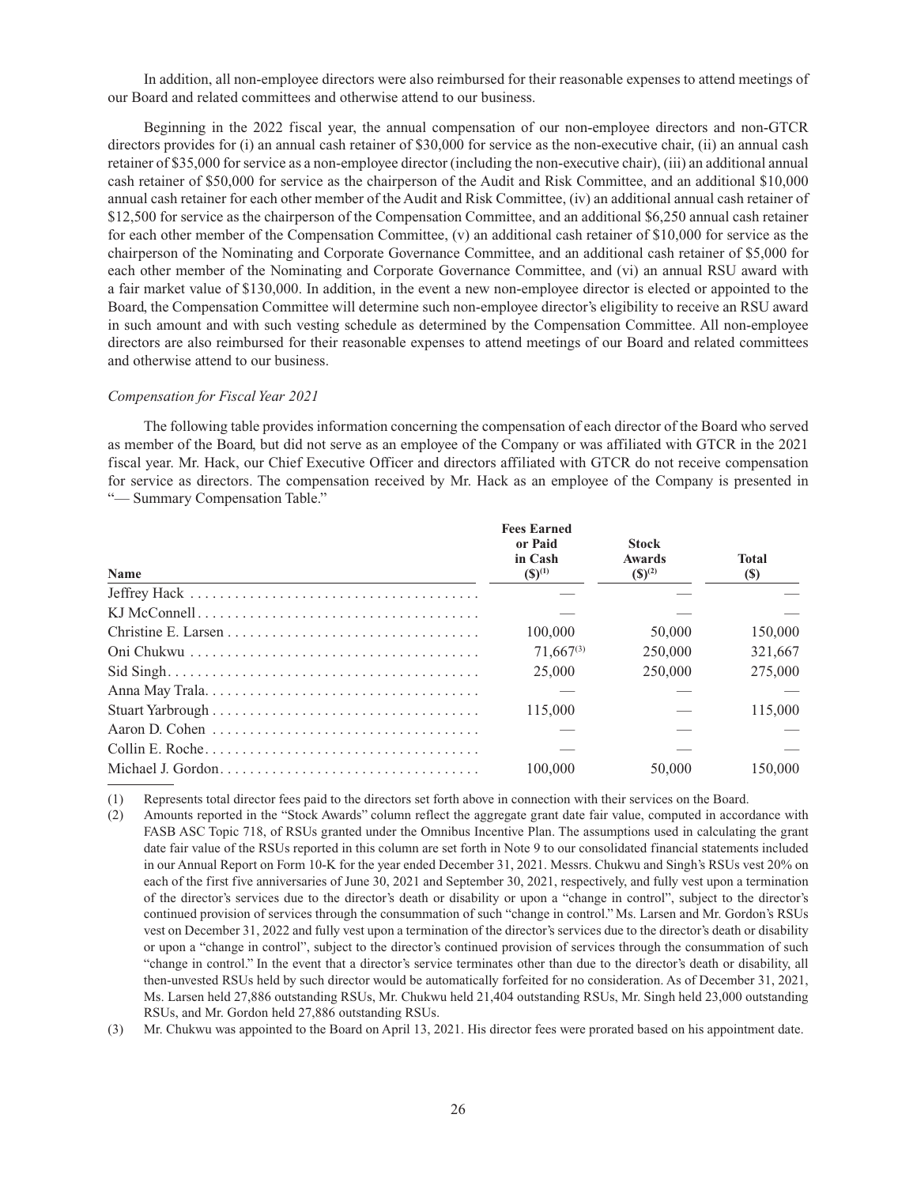In addition, all non-employee directors were also reimbursed for their reasonable expenses to attend meetings of our Board and related committees and otherwise attend to our business.

Beginning in the 2022 fiscal year, the annual compensation of our non-employee directors and non-GTCR directors provides for (i) an annual cash retainer of $30,000 for service as the non-executive chair, (ii) an annual cash retainer of $35,000 for service as a non-employee director (including the non-executive chair), (iii) an additional annual cash retainer of $50,000 for service as the chairperson of the Audit and Risk Committee, and an additional $10,000 annual cash retainer for each other member of the Audit and Risk Committee, (iv) an additional annual cash retainer of $12,500 for service as the chairperson of the Compensation Committee, and an additional $6,250 annual cash retainer for each other member of the Compensation Committee, (v) an additional cash retainer of $10,000 for service as the chairperson of the Nominating and Corporate Governance Committee, and an additional cash retainer of $5,000 for each other member of the Nominating and Corporate Governance Committee, and (vi) an annual RSU award with a fair market value of $130,000. In addition, in the event a new non-employee director is elected or appointed to the Board, the Compensation Committee will determine such non-employee director's eligibility to receive an RSU award in such amount and with such vesting schedule as determined by the Compensation Committee. All non-employee directors are also reimbursed for their reasonable expenses to attend meetings of our Board and related committees and otherwise attend to our business.

*Compensation for Fiscal Year 2021*

The following table provides information concerning the compensation of each director of the Board who served as member of the Board, but did not serve as an employee of the Company or was affiliated with GTCR in the 2021 fiscal year. Mr. Hack, our Chief Executive Officer and directors affiliated with GTCR do not receive compensation for service as directors. The compensation received by Mr. Hack as an employee of the Company is presented in "— Summary Compensation Table."

| Name | Fees Earned or Paid in Cash ($)(1) | Stock Awards ($)(2) | Total ($) |
|---|---|---|---|
| Jeffrey Hack | — | — | — |
| KJ McConnell | — | — | — |
| Christine E. Larsen | 100,000 | 50,000 | 150,000 |
| Oni Chukwu | 71,667(3) | 250,000 | 321,667 |
| Sid Singh | 25,000 | 250,000 | 275,000 |
| Anna May Trala | — | — | — |
| Stuart Yarbrough | 115,000 | — | 115,000 |
| Aaron D. Cohen | — | — | — |
| Collin E. Roche | — | — | — |
| Michael J. Gordon | 100,000 | 50,000 | 150,000 |

(1) Represents total director fees paid to the directors set forth above in connection with their services on the Board.

(2) Amounts reported in the "Stock Awards" column reflect the aggregate grant date fair value, computed in accordance with FASB ASC Topic 718, of RSUs granted under the Omnibus Incentive Plan. The assumptions used in calculating the grant date fair value of the RSUs reported in this column are set forth in Note 9 to our consolidated financial statements included in our Annual Report on Form 10-K for the year ended December 31, 2021. Messrs. Chukwu and Singh's RSUs vest 20% on each of the first five anniversaries of June 30, 2021 and September 30, 2021, respectively, and fully vest upon a termination of the director's services due to the director's death or disability or upon a "change in control", subject to the director's continued provision of services through the consummation of such "change in control." Ms. Larsen and Mr. Gordon's RSUs vest on December 31, 2022 and fully vest upon a termination of the director's services due to the director's death or disability or upon a "change in control", subject to the director's continued provision of services through the consummation of such "change in control." In the event that a director's service terminates other than due to the director's death or disability, all then-unvested RSUs held by such director would be automatically forfeited for no consideration. As of December 31, 2021, Ms. Larsen held 27,886 outstanding RSUs, Mr. Chukwu held 21,404 outstanding RSUs, Mr. Singh held 23,000 outstanding RSUs, and Mr. Gordon held 27,886 outstanding RSUs.

(3) Mr. Chukwu was appointed to the Board on April 13, 2021. His director fees were prorated based on his appointment date.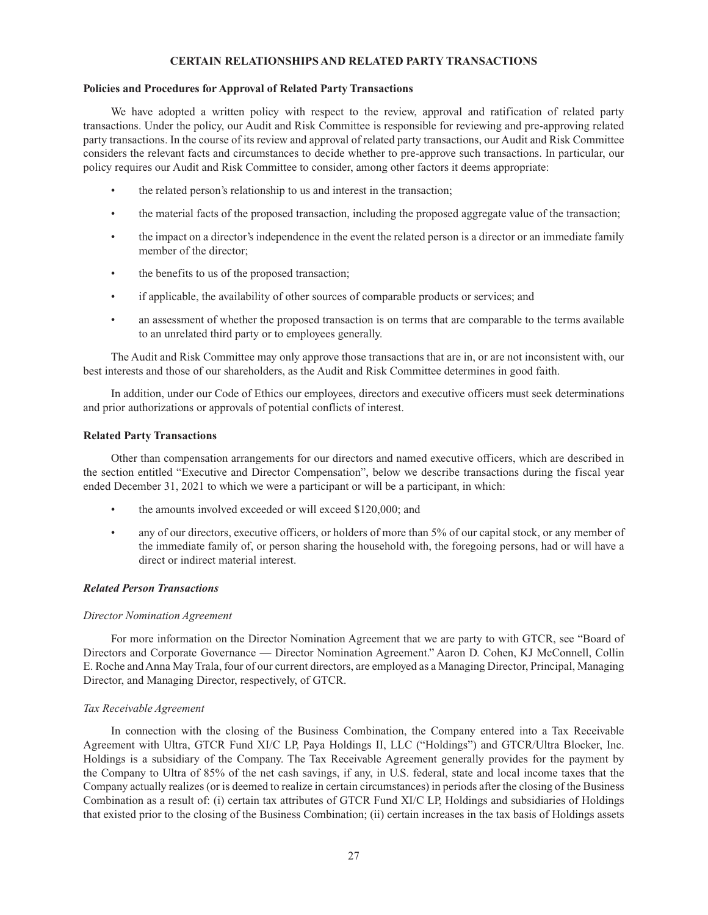# CERTAIN RELATIONSHIPS AND RELATED PARTY TRANSACTIONS

**Policies and Procedures for Approval of Related Party Transactions**

We have adopted a written policy with respect to the review, approval and ratification of related party transactions. Under the policy, our Audit and Risk Committee is responsible for reviewing and pre-approving related party transactions. In the course of its review and approval of related party transactions, our Audit and Risk Committee considers the relevant facts and circumstances to decide whether to pre-approve such transactions. In particular, our policy requires our Audit and Risk Committee to consider, among other factors it deems appropriate:

- the related person's relationship to us and interest in the transaction;
- the material facts of the proposed transaction, including the proposed aggregate value of the transaction;
- the impact on a director's independence in the event the related person is a director or an immediate family member of the director;
- the benefits to us of the proposed transaction;
- if applicable, the availability of other sources of comparable products or services; and
- an assessment of whether the proposed transaction is on terms that are comparable to the terms available to an unrelated third party or to employees generally.

The Audit and Risk Committee may only approve those transactions that are in, or are not inconsistent with, our best interests and those of our shareholders, as the Audit and Risk Committee determines in good faith.

In addition, under our Code of Ethics our employees, directors and executive officers must seek determinations and prior authorizations or approvals of potential conflicts of interest.

**Related Party Transactions**

Other than compensation arrangements for our directors and named executive officers, which are described in the section entitled "Executive and Director Compensation", below we describe transactions during the fiscal year ended December 31, 2021 to which we were a participant or will be a participant, in which:

- the amounts involved exceeded or will exceed $120,000; and
- any of our directors, executive officers, or holders of more than 5% of our capital stock, or any member of the immediate family of, or person sharing the household with, the foregoing persons, had or will have a direct or indirect material interest.

***Related Person Transactions***

*Director Nomination Agreement*

For more information on the Director Nomination Agreement that we are party to with GTCR, see "Board of Directors and Corporate Governance — Director Nomination Agreement." Aaron D. Cohen, KJ McConnell, Collin E. Roche and Anna May Trala, four of our current directors, are employed as a Managing Director, Principal, Managing Director, and Managing Director, respectively, of GTCR.

*Tax Receivable Agreement*

In connection with the closing of the Business Combination, the Company entered into a Tax Receivable Agreement with Ultra, GTCR Fund XI/C LP, Paya Holdings II, LLC ("Holdings") and GTCR/Ultra Blocker, Inc. Holdings is a subsidiary of the Company. The Tax Receivable Agreement generally provides for the payment by the Company to Ultra of 85% of the net cash savings, if any, in U.S. federal, state and local income taxes that the Company actually realizes (or is deemed to realize in certain circumstances) in periods after the closing of the Business Combination as a result of: (i) certain tax attributes of GTCR Fund XI/C LP, Holdings and subsidiaries of Holdings that existed prior to the closing of the Business Combination; (ii) certain increases in the tax basis of Holdings assets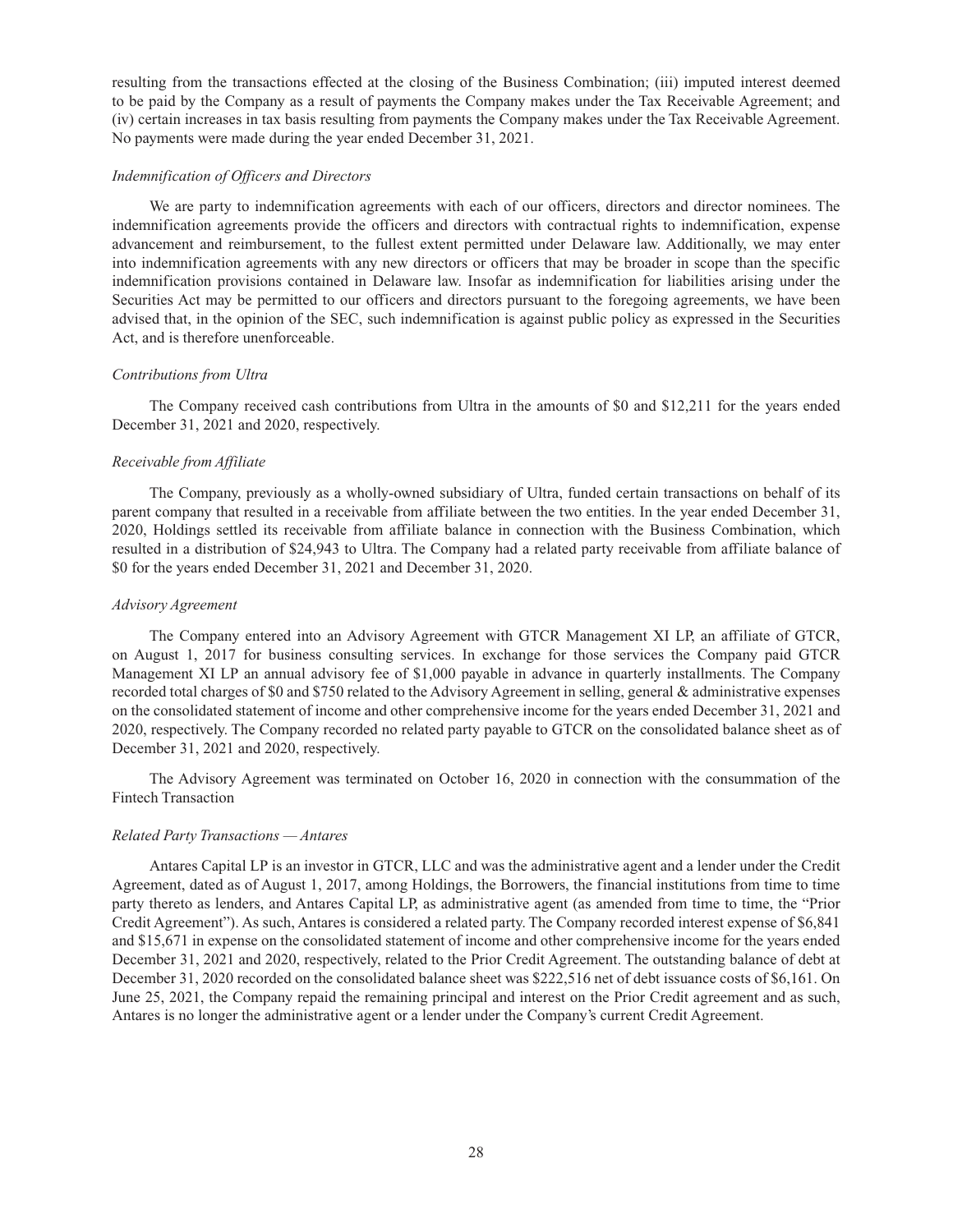resulting from the transactions effected at the closing of the Business Combination; (iii) imputed interest deemed to be paid by the Company as a result of payments the Company makes under the Tax Receivable Agreement; and (iv) certain increases in tax basis resulting from payments the Company makes under the Tax Receivable Agreement. No payments were made during the year ended December 31, 2021.

*Indemnification of Officers and Directors*

We are party to indemnification agreements with each of our officers, directors and director nominees. The indemnification agreements provide the officers and directors with contractual rights to indemnification, expense advancement and reimbursement, to the fullest extent permitted under Delaware law. Additionally, we may enter into indemnification agreements with any new directors or officers that may be broader in scope than the specific indemnification provisions contained in Delaware law. Insofar as indemnification for liabilities arising under the Securities Act may be permitted to our officers and directors pursuant to the foregoing agreements, we have been advised that, in the opinion of the SEC, such indemnification is against public policy as expressed in the Securities Act, and is therefore unenforceable.

*Contributions from Ultra*

The Company received cash contributions from Ultra in the amounts of $0 and $12,211 for the years ended December 31, 2021 and 2020, respectively.

*Receivable from Affiliate*

The Company, previously as a wholly-owned subsidiary of Ultra, funded certain transactions on behalf of its parent company that resulted in a receivable from affiliate between the two entities. In the year ended December 31, 2020, Holdings settled its receivable from affiliate balance in connection with the Business Combination, which resulted in a distribution of $24,943 to Ultra. The Company had a related party receivable from affiliate balance of $0 for the years ended December 31, 2021 and December 31, 2020.

*Advisory Agreement*

The Company entered into an Advisory Agreement with GTCR Management XI LP, an affiliate of GTCR, on August 1, 2017 for business consulting services. In exchange for those services the Company paid GTCR Management XI LP an annual advisory fee of $1,000 payable in advance in quarterly installments. The Company recorded total charges of $0 and $750 related to the Advisory Agreement in selling, general & administrative expenses on the consolidated statement of income and other comprehensive income for the years ended December 31, 2021 and 2020, respectively. The Company recorded no related party payable to GTCR on the consolidated balance sheet as of December 31, 2021 and 2020, respectively.

The Advisory Agreement was terminated on October 16, 2020 in connection with the consummation of the Fintech Transaction

*Related Party Transactions — Antares*

Antares Capital LP is an investor in GTCR, LLC and was the administrative agent and a lender under the Credit Agreement, dated as of August 1, 2017, among Holdings, the Borrowers, the financial institutions from time to time party thereto as lenders, and Antares Capital LP, as administrative agent (as amended from time to time, the "Prior Credit Agreement"). As such, Antares is considered a related party. The Company recorded interest expense of $6,841 and $15,671 in expense on the consolidated statement of income and other comprehensive income for the years ended December 31, 2021 and 2020, respectively, related to the Prior Credit Agreement. The outstanding balance of debt at December 31, 2020 recorded on the consolidated balance sheet was $222,516 net of debt issuance costs of $6,161. On June 25, 2021, the Company repaid the remaining principal and interest on the Prior Credit agreement and as such, Antares is no longer the administrative agent or a lender under the Company's current Credit Agreement.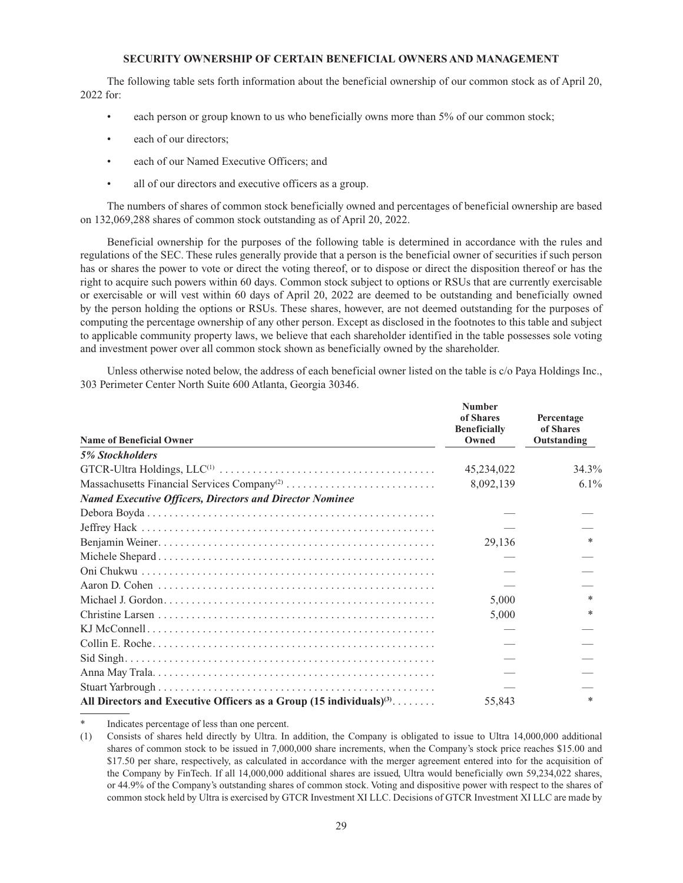## SECURITY OWNERSHIP OF CERTAIN BENEFICIAL OWNERS AND MANAGEMENT

The following table sets forth information about the beneficial ownership of our common stock as of April 20, 2022 for:

- each person or group known to us who beneficially owns more than 5% of our common stock;
- each of our directors;
- each of our Named Executive Officers; and
- all of our directors and executive officers as a group.

The numbers of shares of common stock beneficially owned and percentages of beneficial ownership are based on 132,069,288 shares of common stock outstanding as of April 20, 2022.

Beneficial ownership for the purposes of the following table is determined in accordance with the rules and regulations of the SEC. These rules generally provide that a person is the beneficial owner of securities if such person has or shares the power to vote or direct the voting thereof, or to dispose or direct the disposition thereof or has the right to acquire such powers within 60 days. Common stock subject to options or RSUs that are currently exercisable or exercisable or will vest within 60 days of April 20, 2022 are deemed to be outstanding and beneficially owned by the person holding the options or RSUs. These shares, however, are not deemed outstanding for the purposes of computing the percentage ownership of any other person. Except as disclosed in the footnotes to this table and subject to applicable community property laws, we believe that each shareholder identified in the table possesses sole voting and investment power over all common stock shown as beneficially owned by the shareholder.

Unless otherwise noted below, the address of each beneficial owner listed on the table is c/o Paya Holdings Inc., 303 Perimeter Center North Suite 600 Atlanta, Georgia 30346.

| Name of Beneficial Owner | Number of Shares Beneficially Owned | Percentage of Shares Outstanding |
|---|---|---|
| ***5% Stockholders*** | | |
| GTCR-Ultra Holdings, LLC[(1)] | 45,234,022 | 34.3% |
| Massachusetts Financial Services Company[(2)] | 8,092,139 | 6.1% |
| ***Named Executive Officers, Directors and Director Nominee*** | | |
| Debora Boyda | — | — |
| Jeffrey Hack | — | — |
| Benjamin Weiner | 29,136 | * |
| Michele Shepard | — | — |
| Oni Chukwu | — | — |
| Aaron D. Cohen | — | — |
| Michael J. Gordon | 5,000 | * |
| Christine Larsen | 5,000 | * |
| KJ McConnell | — | — |
| Collin E. Roche | — | — |
| Sid Singh | — | — |
| Anna May Trala | — | — |
| Stuart Yarbrough | — | — |
| **All Directors and Executive Officers as a Group (15 individuals)[(3)]** | 55,843 | * |

\* Indicates percentage of less than one percent.

(1) Consists of shares held directly by Ultra. In addition, the Company is obligated to issue to Ultra 14,000,000 additional shares of common stock to be issued in 7,000,000 share increments, when the Company's stock price reaches $15.00 and $17.50 per share, respectively, as calculated in accordance with the merger agreement entered into for the acquisition of the Company by FinTech. If all 14,000,000 additional shares are issued, Ultra would beneficially own 59,234,022 shares, or 44.9% of the Company's outstanding shares of common stock. Voting and dispositive power with respect to the shares of common stock held by Ultra is exercised by GTCR Investment XI LLC. Decisions of GTCR Investment XI LLC are made by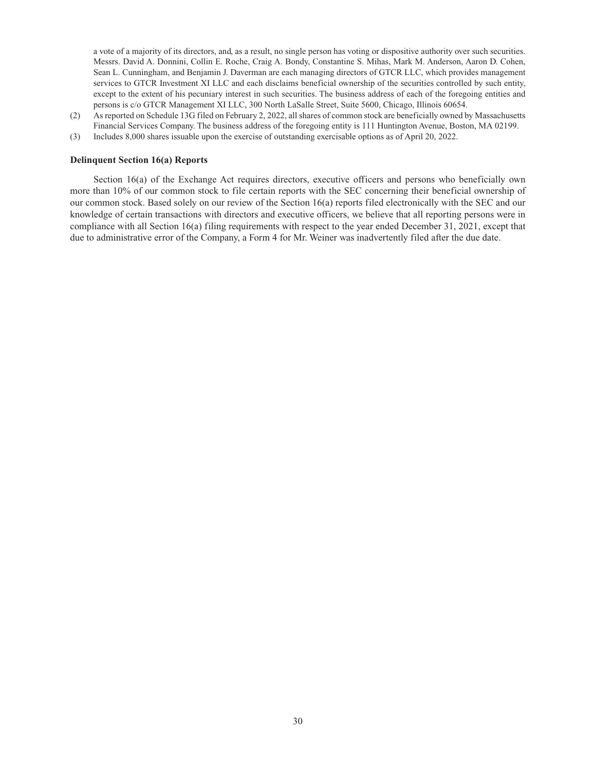a vote of a majority of its directors, and, as a result, no single person has voting or dispositive authority over such securities. Messrs. David A. Donnini, Collin E. Roche, Craig A. Bondy, Constantine S. Mihas, Mark M. Anderson, Aaron D. Cohen, Sean L. Cunningham, and Benjamin J. Daverman are each managing directors of GTCR LLC, which provides management services to GTCR Investment XI LLC and each disclaims beneficial ownership of the securities controlled by such entity, except to the extent of his pecuniary interest in such securities. The business address of each of the foregoing entities and persons is c/o GTCR Management XI LLC, 300 North LaSalle Street, Suite 5600, Chicago, Illinois 60654.

(2) As reported on Schedule 13G filed on February 2, 2022, all shares of common stock are beneficially owned by Massachusetts Financial Services Company. The business address of the foregoing entity is 111 Huntington Avenue, Boston, MA 02199.

(3) Includes 8,000 shares issuable upon the exercise of outstanding exercisable options as of April 20, 2022.

**Delinquent Section 16(a) Reports**

Section 16(a) of the Exchange Act requires directors, executive officers and persons who beneficially own more than 10% of our common stock to file certain reports with the SEC concerning their beneficial ownership of our common stock. Based solely on our review of the Section 16(a) reports filed electronically with the SEC and our knowledge of certain transactions with directors and executive officers, we believe that all reporting persons were in compliance with all Section 16(a) filing requirements with respect to the year ended December 31, 2021, except that due to administrative error of the Company, a Form 4 for Mr. Weiner was inadvertently filed after the due date.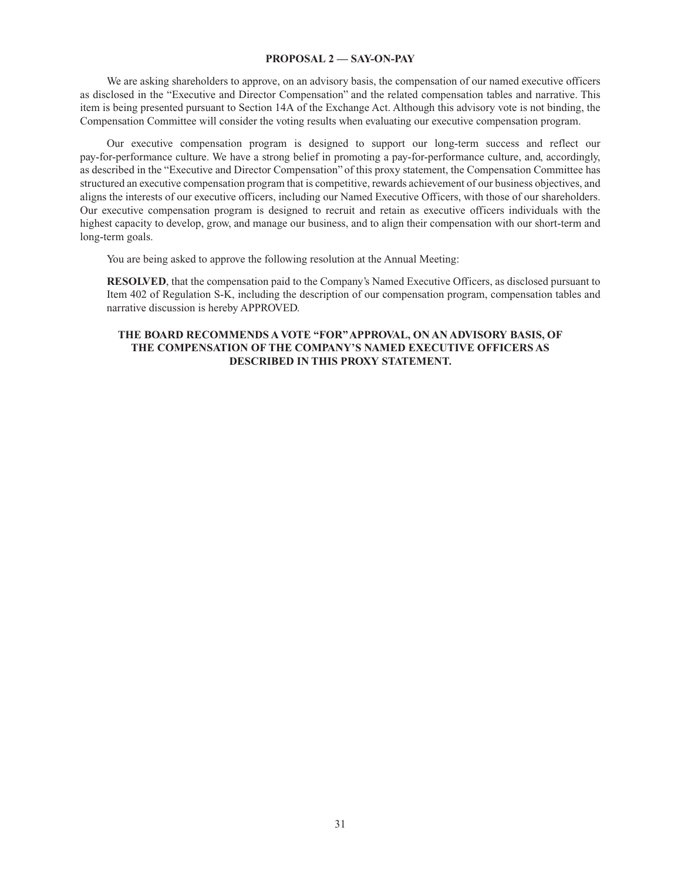## PROPOSAL 2 — SAY-ON-PAY

We are asking shareholders to approve, on an advisory basis, the compensation of our named executive officers as disclosed in the "Executive and Director Compensation" and the related compensation tables and narrative. This item is being presented pursuant to Section 14A of the Exchange Act. Although this advisory vote is not binding, the Compensation Committee will consider the voting results when evaluating our executive compensation program.

Our executive compensation program is designed to support our long-term success and reflect our pay-for-performance culture. We have a strong belief in promoting a pay-for-performance culture, and, accordingly, as described in the "Executive and Director Compensation" of this proxy statement, the Compensation Committee has structured an executive compensation program that is competitive, rewards achievement of our business objectives, and aligns the interests of our executive officers, including our Named Executive Officers, with those of our shareholders. Our executive compensation program is designed to recruit and retain as executive officers individuals with the highest capacity to develop, grow, and manage our business, and to align their compensation with our short-term and long-term goals.

You are being asked to approve the following resolution at the Annual Meeting:

**RESOLVED**, that the compensation paid to the Company's Named Executive Officers, as disclosed pursuant to Item 402 of Regulation S-K, including the description of our compensation program, compensation tables and narrative discussion is hereby APPROVED.

**THE BOARD RECOMMENDS A VOTE "FOR" APPROVAL, ON AN ADVISORY BASIS, OF THE COMPENSATION OF THE COMPANY'S NAMED EXECUTIVE OFFICERS AS DESCRIBED IN THIS PROXY STATEMENT.**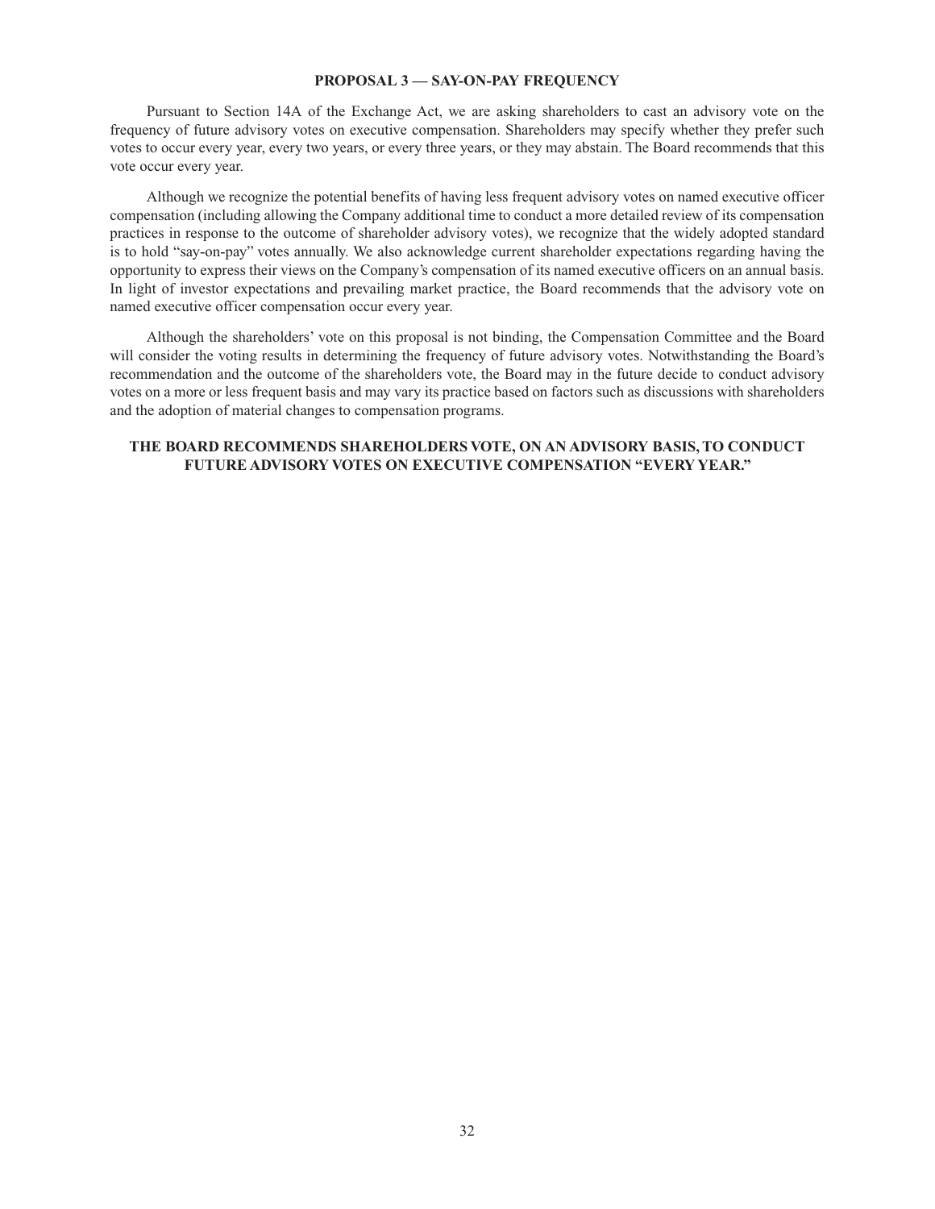## PROPOSAL 3 — SAY-ON-PAY FREQUENCY

Pursuant to Section 14A of the Exchange Act, we are asking shareholders to cast an advisory vote on the frequency of future advisory votes on executive compensation. Shareholders may specify whether they prefer such votes to occur every year, every two years, or every three years, or they may abstain. The Board recommends that this vote occur every year.

Although we recognize the potential benefits of having less frequent advisory votes on named executive officer compensation (including allowing the Company additional time to conduct a more detailed review of its compensation practices in response to the outcome of shareholder advisory votes), we recognize that the widely adopted standard is to hold "say-on-pay" votes annually. We also acknowledge current shareholder expectations regarding having the opportunity to express their views on the Company's compensation of its named executive officers on an annual basis. In light of investor expectations and prevailing market practice, the Board recommends that the advisory vote on named executive officer compensation occur every year.

Although the shareholders' vote on this proposal is not binding, the Compensation Committee and the Board will consider the voting results in determining the frequency of future advisory votes. Notwithstanding the Board's recommendation and the outcome of the shareholders vote, the Board may in the future decide to conduct advisory votes on a more or less frequent basis and may vary its practice based on factors such as discussions with shareholders and the adoption of material changes to compensation programs.

**THE BOARD RECOMMENDS SHAREHOLDERS VOTE, ON AN ADVISORY BASIS, TO CONDUCT FUTURE ADVISORY VOTES ON EXECUTIVE COMPENSATION "EVERY YEAR."**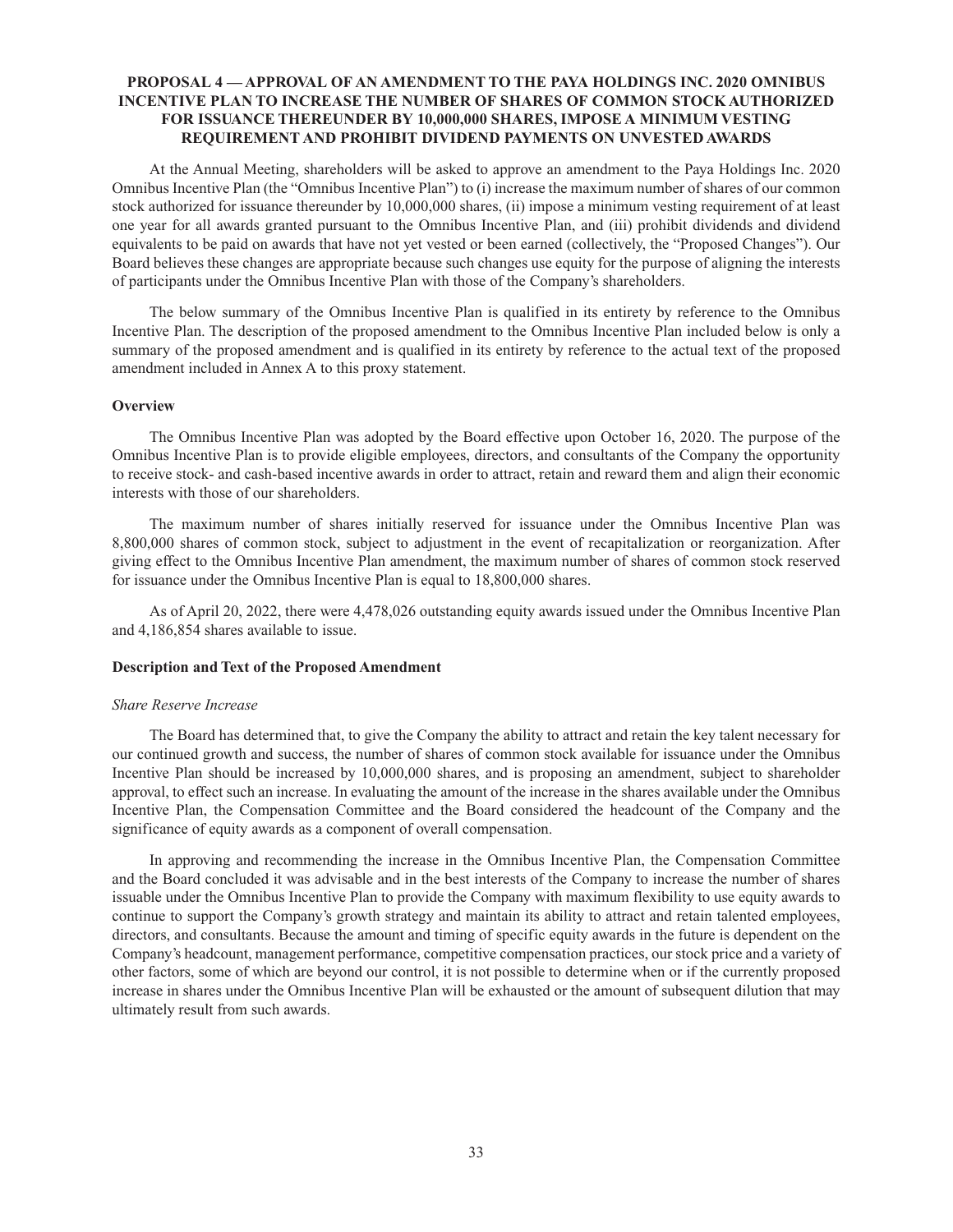## PROPOSAL 4 — APPROVAL OF AN AMENDMENT TO THE PAYA HOLDINGS INC. 2020 OMNIBUS INCENTIVE PLAN TO INCREASE THE NUMBER OF SHARES OF COMMON STOCK AUTHORIZED FOR ISSUANCE THEREUNDER BY 10,000,000 SHARES, IMPOSE A MINIMUM VESTING REQUIREMENT AND PROHIBIT DIVIDEND PAYMENTS ON UNVESTED AWARDS

At the Annual Meeting, shareholders will be asked to approve an amendment to the Paya Holdings Inc. 2020 Omnibus Incentive Plan (the "Omnibus Incentive Plan") to (i) increase the maximum number of shares of our common stock authorized for issuance thereunder by 10,000,000 shares, (ii) impose a minimum vesting requirement of at least one year for all awards granted pursuant to the Omnibus Incentive Plan, and (iii) prohibit dividends and dividend equivalents to be paid on awards that have not yet vested or been earned (collectively, the "Proposed Changes"). Our Board believes these changes are appropriate because such changes use equity for the purpose of aligning the interests of participants under the Omnibus Incentive Plan with those of the Company's shareholders.

The below summary of the Omnibus Incentive Plan is qualified in its entirety by reference to the Omnibus Incentive Plan. The description of the proposed amendment to the Omnibus Incentive Plan included below is only a summary of the proposed amendment and is qualified in its entirety by reference to the actual text of the proposed amendment included in Annex A to this proxy statement.

### Overview

The Omnibus Incentive Plan was adopted by the Board effective upon October 16, 2020. The purpose of the Omnibus Incentive Plan is to provide eligible employees, directors, and consultants of the Company the opportunity to receive stock- and cash-based incentive awards in order to attract, retain and reward them and align their economic interests with those of our shareholders.

The maximum number of shares initially reserved for issuance under the Omnibus Incentive Plan was 8,800,000 shares of common stock, subject to adjustment in the event of recapitalization or reorganization. After giving effect to the Omnibus Incentive Plan amendment, the maximum number of shares of common stock reserved for issuance under the Omnibus Incentive Plan is equal to 18,800,000 shares.

As of April 20, 2022, there were 4,478,026 outstanding equity awards issued under the Omnibus Incentive Plan and 4,186,854 shares available to issue.

### Description and Text of the Proposed Amendment

*Share Reserve Increase*

The Board has determined that, to give the Company the ability to attract and retain the key talent necessary for our continued growth and success, the number of shares of common stock available for issuance under the Omnibus Incentive Plan should be increased by 10,000,000 shares, and is proposing an amendment, subject to shareholder approval, to effect such an increase. In evaluating the amount of the increase in the shares available under the Omnibus Incentive Plan, the Compensation Committee and the Board considered the headcount of the Company and the significance of equity awards as a component of overall compensation.

In approving and recommending the increase in the Omnibus Incentive Plan, the Compensation Committee and the Board concluded it was advisable and in the best interests of the Company to increase the number of shares issuable under the Omnibus Incentive Plan to provide the Company with maximum flexibility to use equity awards to continue to support the Company's growth strategy and maintain its ability to attract and retain talented employees, directors, and consultants. Because the amount and timing of specific equity awards in the future is dependent on the Company's headcount, management performance, competitive compensation practices, our stock price and a variety of other factors, some of which are beyond our control, it is not possible to determine when or if the currently proposed increase in shares under the Omnibus Incentive Plan will be exhausted or the amount of subsequent dilution that may ultimately result from such awards.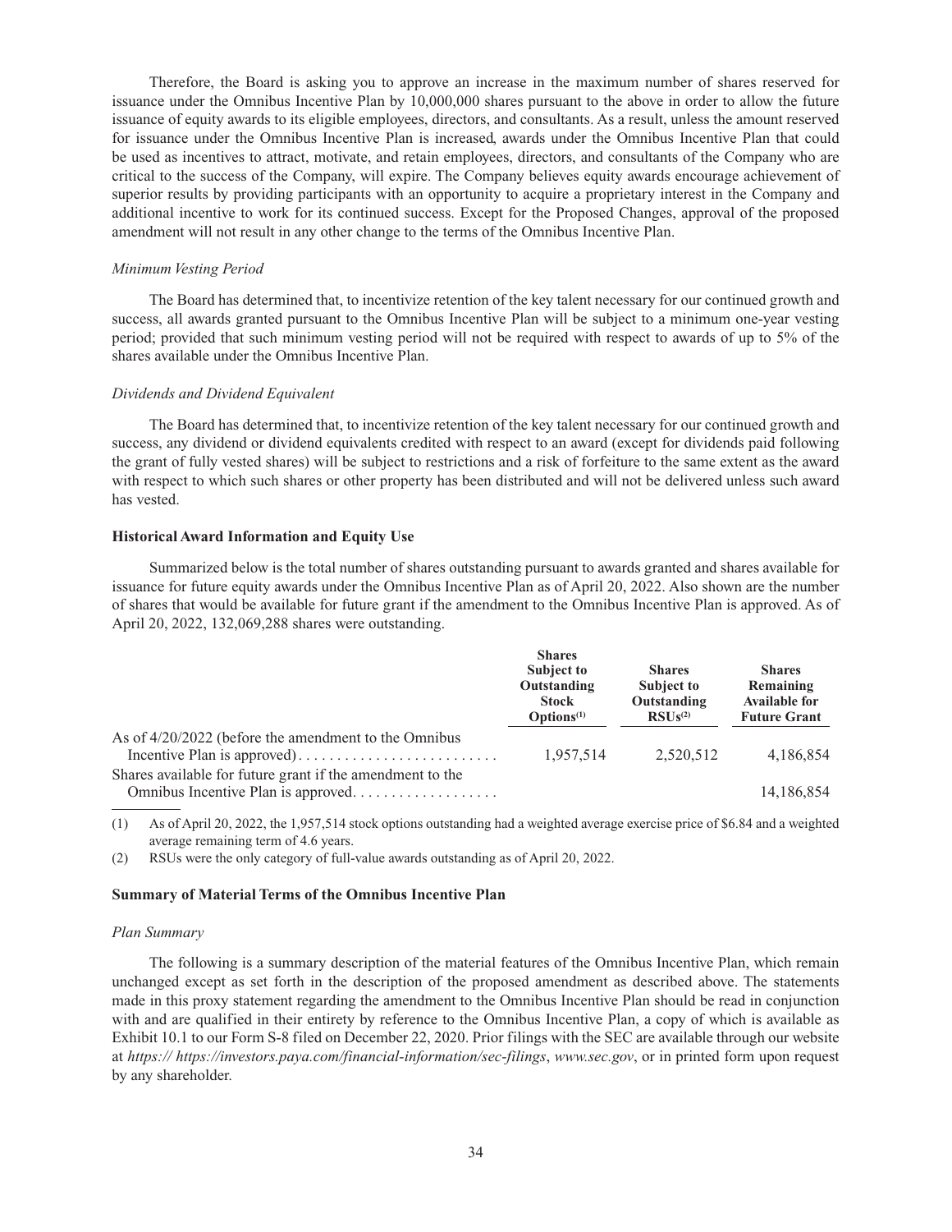Therefore, the Board is asking you to approve an increase in the maximum number of shares reserved for issuance under the Omnibus Incentive Plan by 10,000,000 shares pursuant to the above in order to allow the future issuance of equity awards to its eligible employees, directors, and consultants. As a result, unless the amount reserved for issuance under the Omnibus Incentive Plan is increased, awards under the Omnibus Incentive Plan that could be used as incentives to attract, motivate, and retain employees, directors, and consultants of the Company who are critical to the success of the Company, will expire. The Company believes equity awards encourage achievement of superior results by providing participants with an opportunity to acquire a proprietary interest in the Company and additional incentive to work for its continued success. Except for the Proposed Changes, approval of the proposed amendment will not result in any other change to the terms of the Omnibus Incentive Plan.

*Minimum Vesting Period*

The Board has determined that, to incentivize retention of the key talent necessary for our continued growth and success, all awards granted pursuant to the Omnibus Incentive Plan will be subject to a minimum one-year vesting period; provided that such minimum vesting period will not be required with respect to awards of up to 5% of the shares available under the Omnibus Incentive Plan.

*Dividends and Dividend Equivalent*

The Board has determined that, to incentivize retention of the key talent necessary for our continued growth and success, any dividend or dividend equivalents credited with respect to an award (except for dividends paid following the grant of fully vested shares) will be subject to restrictions and a risk of forfeiture to the same extent as the award with respect to which such shares or other property has been distributed and will not be delivered unless such award has vested.

**Historical Award Information and Equity Use**

Summarized below is the total number of shares outstanding pursuant to awards granted and shares available for issuance for future equity awards under the Omnibus Incentive Plan as of April 20, 2022. Also shown are the number of shares that would be available for future grant if the amendment to the Omnibus Incentive Plan is approved. As of April 20, 2022, 132,069,288 shares were outstanding.

| | Shares Subject to Outstanding Stock Options[(1)] | Shares Subject to Outstanding RSUs[(2)] | Shares Remaining Available for Future Grant |
|---|---|---|---|
| As of 4/20/2022 (before the amendment to the Omnibus Incentive Plan is approved) | 1,957,514 | 2,520,512 | 4,186,854 |
| Shares available for future grant if the amendment to the Omnibus Incentive Plan is approved | | | 14,186,854 |

(1) As of April 20, 2022, the 1,957,514 stock options outstanding had a weighted average exercise price of $6.84 and a weighted average remaining term of 4.6 years.

(2) RSUs were the only category of full-value awards outstanding as of April 20, 2022.

**Summary of Material Terms of the Omnibus Incentive Plan**

*Plan Summary*

The following is a summary description of the material features of the Omnibus Incentive Plan, which remain unchanged except as set forth in the description of the proposed amendment as described above. The statements made in this proxy statement regarding the amendment to the Omnibus Incentive Plan should be read in conjunction with and are qualified in their entirety by reference to the Omnibus Incentive Plan, a copy of which is available as Exhibit 10.1 to our Form S-8 filed on December 22, 2020. Prior filings with the SEC are available through our website at *https:// https://investors.paya.com/financial-information/sec-filings*, *www.sec.gov*, or in printed form upon request by any shareholder.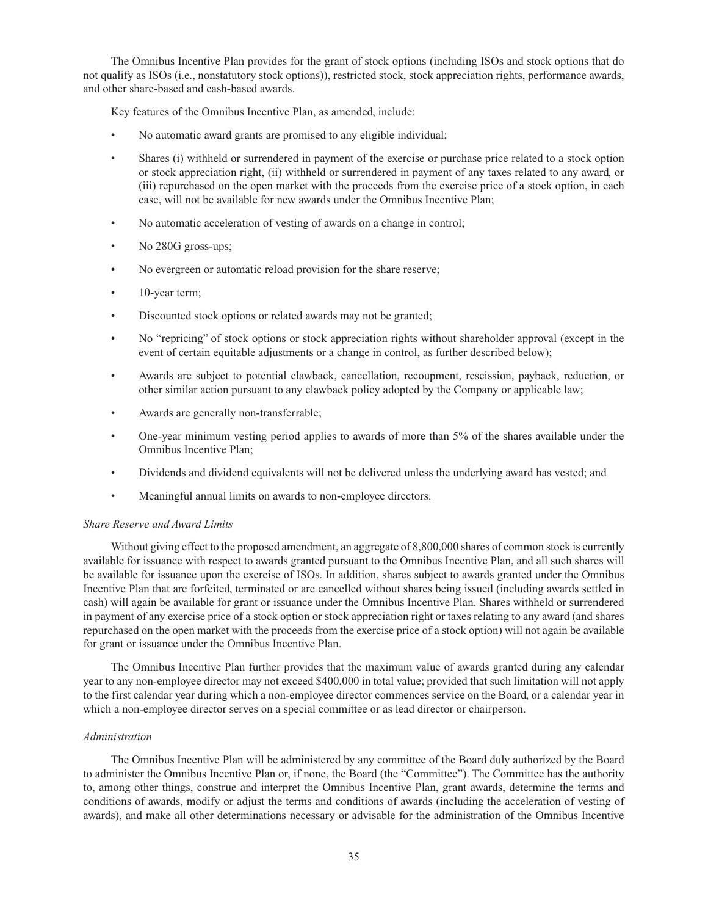The Omnibus Incentive Plan provides for the grant of stock options (including ISOs and stock options that do not qualify as ISOs (i.e., nonstatutory stock options)), restricted stock, stock appreciation rights, performance awards, and other share-based and cash-based awards.

Key features of the Omnibus Incentive Plan, as amended, include:

- No automatic award grants are promised to any eligible individual;
- Shares (i) withheld or surrendered in payment of the exercise or purchase price related to a stock option or stock appreciation right, (ii) withheld or surrendered in payment of any taxes related to any award, or (iii) repurchased on the open market with the proceeds from the exercise price of a stock option, in each case, will not be available for new awards under the Omnibus Incentive Plan;
- No automatic acceleration of vesting of awards on a change in control;
- No 280G gross-ups;
- No evergreen or automatic reload provision for the share reserve;
- 10-year term;
- Discounted stock options or related awards may not be granted;
- No "repricing" of stock options or stock appreciation rights without shareholder approval (except in the event of certain equitable adjustments or a change in control, as further described below);
- Awards are subject to potential clawback, cancellation, recoupment, rescission, payback, reduction, or other similar action pursuant to any clawback policy adopted by the Company or applicable law;
- Awards are generally non-transferrable;
- One-year minimum vesting period applies to awards of more than 5% of the shares available under the Omnibus Incentive Plan;
- Dividends and dividend equivalents will not be delivered unless the underlying award has vested; and
- Meaningful annual limits on awards to non-employee directors.

*Share Reserve and Award Limits*

Without giving effect to the proposed amendment, an aggregate of 8,800,000 shares of common stock is currently available for issuance with respect to awards granted pursuant to the Omnibus Incentive Plan, and all such shares will be available for issuance upon the exercise of ISOs. In addition, shares subject to awards granted under the Omnibus Incentive Plan that are forfeited, terminated or are cancelled without shares being issued (including awards settled in cash) will again be available for grant or issuance under the Omnibus Incentive Plan. Shares withheld or surrendered in payment of any exercise price of a stock option or stock appreciation right or taxes relating to any award (and shares repurchased on the open market with the proceeds from the exercise price of a stock option) will not again be available for grant or issuance under the Omnibus Incentive Plan.

The Omnibus Incentive Plan further provides that the maximum value of awards granted during any calendar year to any non-employee director may not exceed $400,000 in total value; provided that such limitation will not apply to the first calendar year during which a non-employee director commences service on the Board, or a calendar year in which a non-employee director serves on a special committee or as lead director or chairperson.

*Administration*

The Omnibus Incentive Plan will be administered by any committee of the Board duly authorized by the Board to administer the Omnibus Incentive Plan or, if none, the Board (the "Committee"). The Committee has the authority to, among other things, construe and interpret the Omnibus Incentive Plan, grant awards, determine the terms and conditions of awards, modify or adjust the terms and conditions of awards (including the acceleration of vesting of awards), and make all other determinations necessary or advisable for the administration of the Omnibus Incentive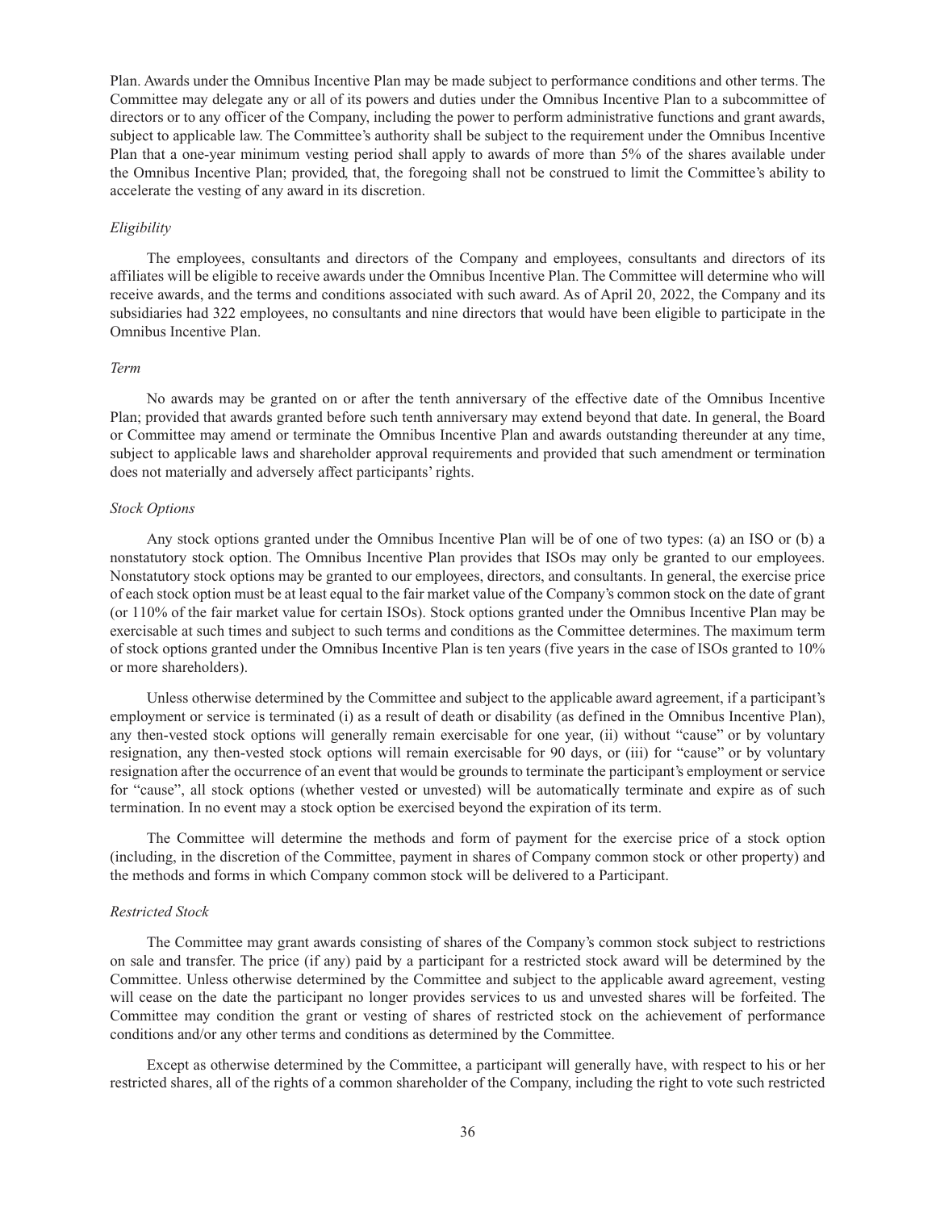Plan. Awards under the Omnibus Incentive Plan may be made subject to performance conditions and other terms. The Committee may delegate any or all of its powers and duties under the Omnibus Incentive Plan to a subcommittee of directors or to any officer of the Company, including the power to perform administrative functions and grant awards, subject to applicable law. The Committee's authority shall be subject to the requirement under the Omnibus Incentive Plan that a one-year minimum vesting period shall apply to awards of more than 5% of the shares available under the Omnibus Incentive Plan; provided, that, the foregoing shall not be construed to limit the Committee's ability to accelerate the vesting of any award in its discretion.

*Eligibility*

The employees, consultants and directors of the Company and employees, consultants and directors of its affiliates will be eligible to receive awards under the Omnibus Incentive Plan. The Committee will determine who will receive awards, and the terms and conditions associated with such award. As of April 20, 2022, the Company and its subsidiaries had 322 employees, no consultants and nine directors that would have been eligible to participate in the Omnibus Incentive Plan.

*Term*

No awards may be granted on or after the tenth anniversary of the effective date of the Omnibus Incentive Plan; provided that awards granted before such tenth anniversary may extend beyond that date. In general, the Board or Committee may amend or terminate the Omnibus Incentive Plan and awards outstanding thereunder at any time, subject to applicable laws and shareholder approval requirements and provided that such amendment or termination does not materially and adversely affect participants' rights.

*Stock Options*

Any stock options granted under the Omnibus Incentive Plan will be of one of two types: (a) an ISO or (b) a nonstatutory stock option. The Omnibus Incentive Plan provides that ISOs may only be granted to our employees. Nonstatutory stock options may be granted to our employees, directors, and consultants. In general, the exercise price of each stock option must be at least equal to the fair market value of the Company's common stock on the date of grant (or 110% of the fair market value for certain ISOs). Stock options granted under the Omnibus Incentive Plan may be exercisable at such times and subject to such terms and conditions as the Committee determines. The maximum term of stock options granted under the Omnibus Incentive Plan is ten years (five years in the case of ISOs granted to 10% or more shareholders).

Unless otherwise determined by the Committee and subject to the applicable award agreement, if a participant's employment or service is terminated (i) as a result of death or disability (as defined in the Omnibus Incentive Plan), any then-vested stock options will generally remain exercisable for one year, (ii) without "cause" or by voluntary resignation, any then-vested stock options will remain exercisable for 90 days, or (iii) for "cause" or by voluntary resignation after the occurrence of an event that would be grounds to terminate the participant's employment or service for "cause", all stock options (whether vested or unvested) will be automatically terminate and expire as of such termination. In no event may a stock option be exercised beyond the expiration of its term.

The Committee will determine the methods and form of payment for the exercise price of a stock option (including, in the discretion of the Committee, payment in shares of Company common stock or other property) and the methods and forms in which Company common stock will be delivered to a Participant.

*Restricted Stock*

The Committee may grant awards consisting of shares of the Company's common stock subject to restrictions on sale and transfer. The price (if any) paid by a participant for a restricted stock award will be determined by the Committee. Unless otherwise determined by the Committee and subject to the applicable award agreement, vesting will cease on the date the participant no longer provides services to us and unvested shares will be forfeited. The Committee may condition the grant or vesting of shares of restricted stock on the achievement of performance conditions and/or any other terms and conditions as determined by the Committee.

Except as otherwise determined by the Committee, a participant will generally have, with respect to his or her restricted shares, all of the rights of a common shareholder of the Company, including the right to vote such restricted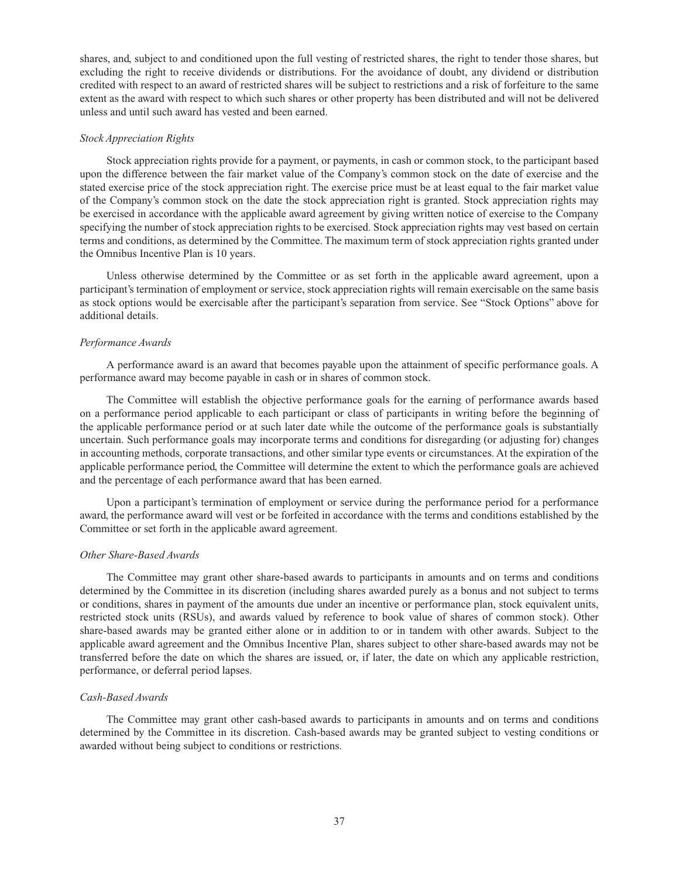shares, and, subject to and conditioned upon the full vesting of restricted shares, the right to tender those shares, but excluding the right to receive dividends or distributions. For the avoidance of doubt, any dividend or distribution credited with respect to an award of restricted shares will be subject to restrictions and a risk of forfeiture to the same extent as the award with respect to which such shares or other property has been distributed and will not be delivered unless and until such award has vested and been earned.

*Stock Appreciation Rights*

Stock appreciation rights provide for a payment, or payments, in cash or common stock, to the participant based upon the difference between the fair market value of the Company's common stock on the date of exercise and the stated exercise price of the stock appreciation right. The exercise price must be at least equal to the fair market value of the Company's common stock on the date the stock appreciation right is granted. Stock appreciation rights may be exercised in accordance with the applicable award agreement by giving written notice of exercise to the Company specifying the number of stock appreciation rights to be exercised. Stock appreciation rights may vest based on certain terms and conditions, as determined by the Committee. The maximum term of stock appreciation rights granted under the Omnibus Incentive Plan is 10 years.

Unless otherwise determined by the Committee or as set forth in the applicable award agreement, upon a participant's termination of employment or service, stock appreciation rights will remain exercisable on the same basis as stock options would be exercisable after the participant's separation from service. See "Stock Options" above for additional details.

*Performance Awards*

A performance award is an award that becomes payable upon the attainment of specific performance goals. A performance award may become payable in cash or in shares of common stock.

The Committee will establish the objective performance goals for the earning of performance awards based on a performance period applicable to each participant or class of participants in writing before the beginning of the applicable performance period or at such later date while the outcome of the performance goals is substantially uncertain. Such performance goals may incorporate terms and conditions for disregarding (or adjusting for) changes in accounting methods, corporate transactions, and other similar type events or circumstances. At the expiration of the applicable performance period, the Committee will determine the extent to which the performance goals are achieved and the percentage of each performance award that has been earned.

Upon a participant's termination of employment or service during the performance period for a performance award, the performance award will vest or be forfeited in accordance with the terms and conditions established by the Committee or set forth in the applicable award agreement.

*Other Share-Based Awards*

The Committee may grant other share-based awards to participants in amounts and on terms and conditions determined by the Committee in its discretion (including shares awarded purely as a bonus and not subject to terms or conditions, shares in payment of the amounts due under an incentive or performance plan, stock equivalent units, restricted stock units (RSUs), and awards valued by reference to book value of shares of common stock). Other share-based awards may be granted either alone or in addition to or in tandem with other awards. Subject to the applicable award agreement and the Omnibus Incentive Plan, shares subject to other share-based awards may not be transferred before the date on which the shares are issued, or, if later, the date on which any applicable restriction, performance, or deferral period lapses.

*Cash-Based Awards*

The Committee may grant other cash-based awards to participants in amounts and on terms and conditions determined by the Committee in its discretion. Cash-based awards may be granted subject to vesting conditions or awarded without being subject to conditions or restrictions.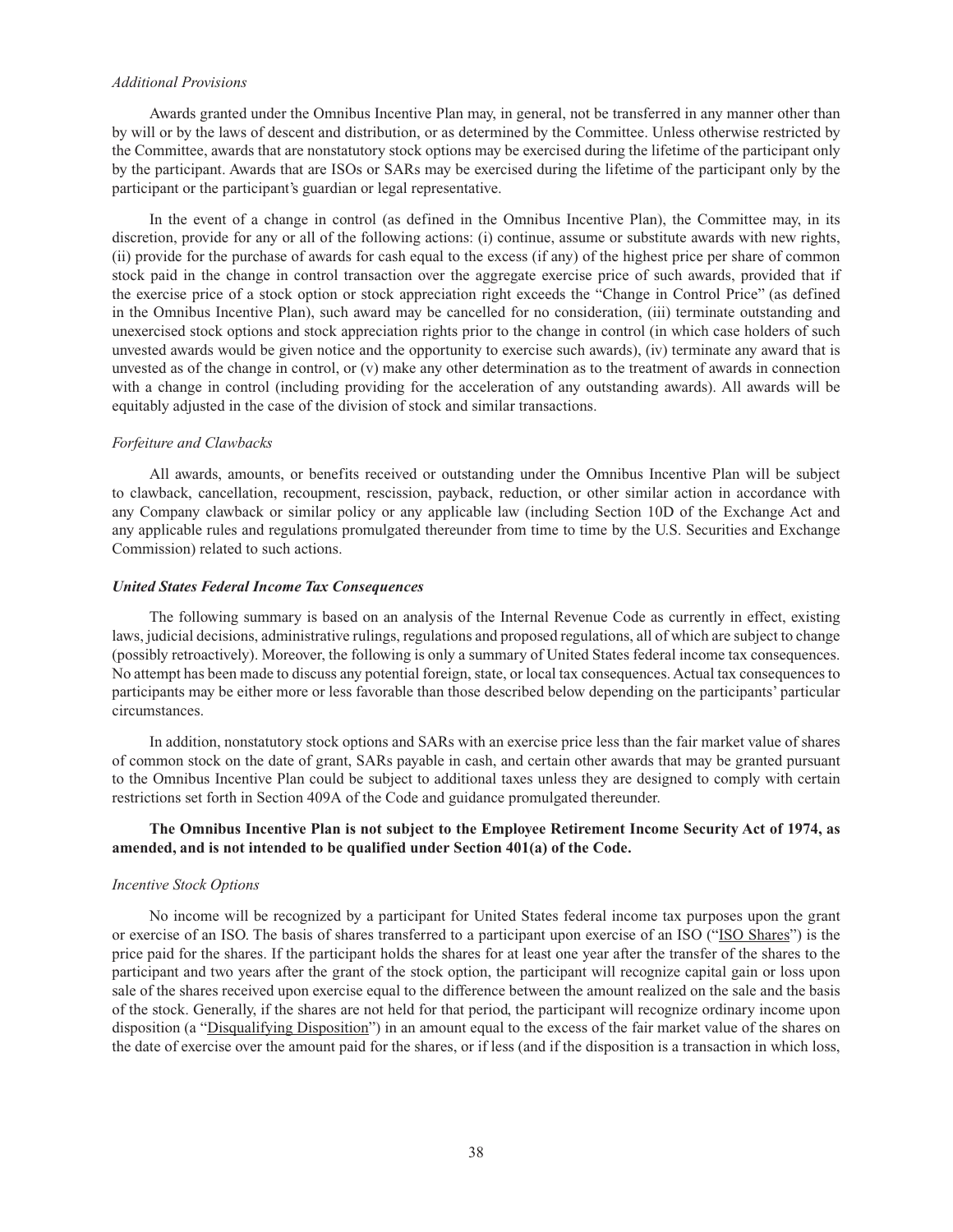*Additional Provisions*

Awards granted under the Omnibus Incentive Plan may, in general, not be transferred in any manner other than by will or by the laws of descent and distribution, or as determined by the Committee. Unless otherwise restricted by the Committee, awards that are nonstatutory stock options may be exercised during the lifetime of the participant only by the participant. Awards that are ISOs or SARs may be exercised during the lifetime of the participant only by the participant or the participant's guardian or legal representative.

In the event of a change in control (as defined in the Omnibus Incentive Plan), the Committee may, in its discretion, provide for any or all of the following actions: (i) continue, assume or substitute awards with new rights, (ii) provide for the purchase of awards for cash equal to the excess (if any) of the highest price per share of common stock paid in the change in control transaction over the aggregate exercise price of such awards, provided that if the exercise price of a stock option or stock appreciation right exceeds the "Change in Control Price" (as defined in the Omnibus Incentive Plan), such award may be cancelled for no consideration, (iii) terminate outstanding and unexercised stock options and stock appreciation rights prior to the change in control (in which case holders of such unvested awards would be given notice and the opportunity to exercise such awards), (iv) terminate any award that is unvested as of the change in control, or (v) make any other determination as to the treatment of awards in connection with a change in control (including providing for the acceleration of any outstanding awards). All awards will be equitably adjusted in the case of the division of stock and similar transactions.

*Forfeiture and Clawbacks*

All awards, amounts, or benefits received or outstanding under the Omnibus Incentive Plan will be subject to clawback, cancellation, recoupment, rescission, payback, reduction, or other similar action in accordance with any Company clawback or similar policy or any applicable law (including Section 10D of the Exchange Act and any applicable rules and regulations promulgated thereunder from time to time by the U.S. Securities and Exchange Commission) related to such actions.

***United States Federal Income Tax Consequences***

The following summary is based on an analysis of the Internal Revenue Code as currently in effect, existing laws, judicial decisions, administrative rulings, regulations and proposed regulations, all of which are subject to change (possibly retroactively). Moreover, the following is only a summary of United States federal income tax consequences. No attempt has been made to discuss any potential foreign, state, or local tax consequences. Actual tax consequences to participants may be either more or less favorable than those described below depending on the participants' particular circumstances.

In addition, nonstatutory stock options and SARs with an exercise price less than the fair market value of shares of common stock on the date of grant, SARs payable in cash, and certain other awards that may be granted pursuant to the Omnibus Incentive Plan could be subject to additional taxes unless they are designed to comply with certain restrictions set forth in Section 409A of the Code and guidance promulgated thereunder.

**The Omnibus Incentive Plan is not subject to the Employee Retirement Income Security Act of 1974, as amended, and is not intended to be qualified under Section 401(a) of the Code.**

*Incentive Stock Options*

No income will be recognized by a participant for United States federal income tax purposes upon the grant or exercise of an ISO. The basis of shares transferred to a participant upon exercise of an ISO ("ISO Shares") is the price paid for the shares. If the participant holds the shares for at least one year after the transfer of the shares to the participant and two years after the grant of the stock option, the participant will recognize capital gain or loss upon sale of the shares received upon exercise equal to the difference between the amount realized on the sale and the basis of the stock. Generally, if the shares are not held for that period, the participant will recognize ordinary income upon disposition (a "Disqualifying Disposition") in an amount equal to the excess of the fair market value of the shares on the date of exercise over the amount paid for the shares, or if less (and if the disposition is a transaction in which loss,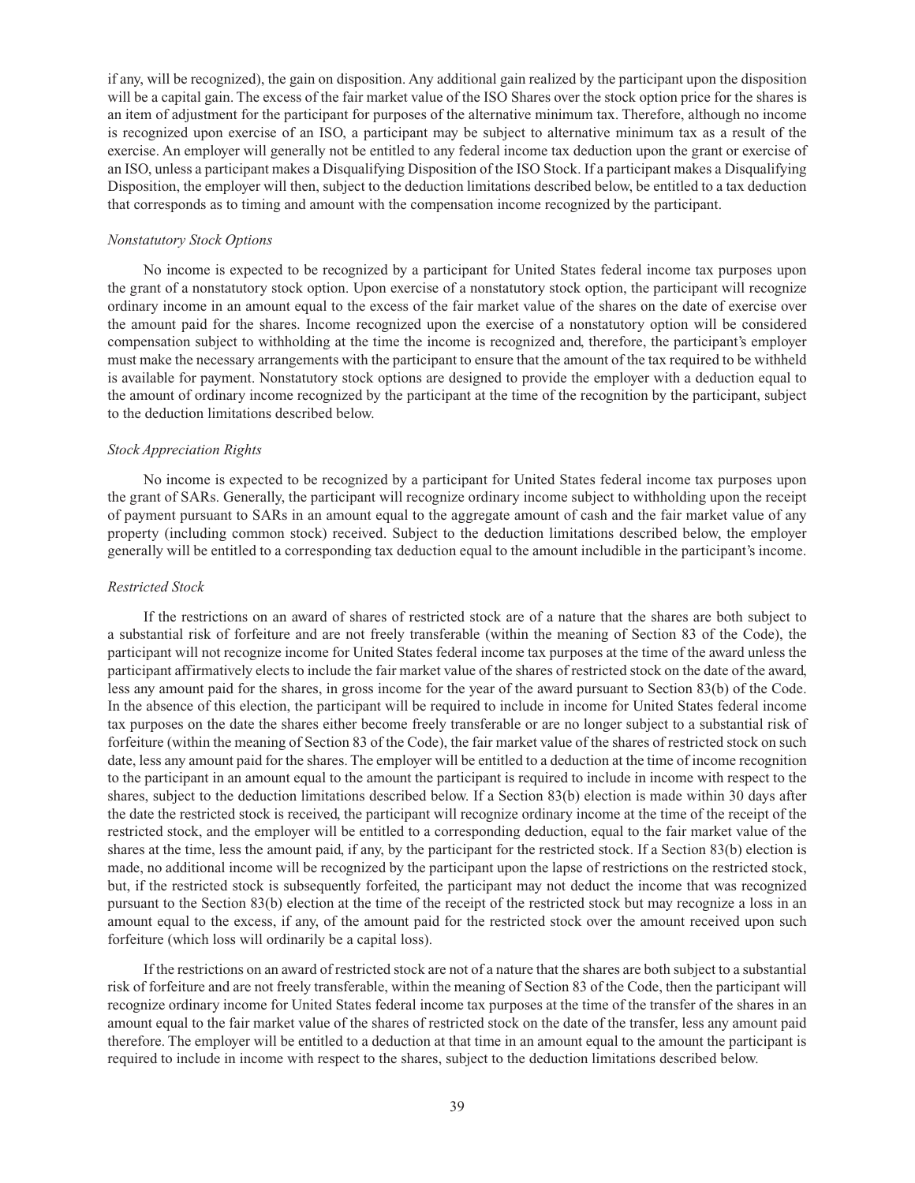if any, will be recognized), the gain on disposition. Any additional gain realized by the participant upon the disposition will be a capital gain. The excess of the fair market value of the ISO Shares over the stock option price for the shares is an item of adjustment for the participant for purposes of the alternative minimum tax. Therefore, although no income is recognized upon exercise of an ISO, a participant may be subject to alternative minimum tax as a result of the exercise. An employer will generally not be entitled to any federal income tax deduction upon the grant or exercise of an ISO, unless a participant makes a Disqualifying Disposition of the ISO Stock. If a participant makes a Disqualifying Disposition, the employer will then, subject to the deduction limitations described below, be entitled to a tax deduction that corresponds as to timing and amount with the compensation income recognized by the participant.

*Nonstatutory Stock Options*

No income is expected to be recognized by a participant for United States federal income tax purposes upon the grant of a nonstatutory stock option. Upon exercise of a nonstatutory stock option, the participant will recognize ordinary income in an amount equal to the excess of the fair market value of the shares on the date of exercise over the amount paid for the shares. Income recognized upon the exercise of a nonstatutory option will be considered compensation subject to withholding at the time the income is recognized and, therefore, the participant's employer must make the necessary arrangements with the participant to ensure that the amount of the tax required to be withheld is available for payment. Nonstatutory stock options are designed to provide the employer with a deduction equal to the amount of ordinary income recognized by the participant at the time of the recognition by the participant, subject to the deduction limitations described below.

*Stock Appreciation Rights*

No income is expected to be recognized by a participant for United States federal income tax purposes upon the grant of SARs. Generally, the participant will recognize ordinary income subject to withholding upon the receipt of payment pursuant to SARs in an amount equal to the aggregate amount of cash and the fair market value of any property (including common stock) received. Subject to the deduction limitations described below, the employer generally will be entitled to a corresponding tax deduction equal to the amount includible in the participant's income.

*Restricted Stock*

If the restrictions on an award of shares of restricted stock are of a nature that the shares are both subject to a substantial risk of forfeiture and are not freely transferable (within the meaning of Section 83 of the Code), the participant will not recognize income for United States federal income tax purposes at the time of the award unless the participant affirmatively elects to include the fair market value of the shares of restricted stock on the date of the award, less any amount paid for the shares, in gross income for the year of the award pursuant to Section 83(b) of the Code. In the absence of this election, the participant will be required to include in income for United States federal income tax purposes on the date the shares either become freely transferable or are no longer subject to a substantial risk of forfeiture (within the meaning of Section 83 of the Code), the fair market value of the shares of restricted stock on such date, less any amount paid for the shares. The employer will be entitled to a deduction at the time of income recognition to the participant in an amount equal to the amount the participant is required to include in income with respect to the shares, subject to the deduction limitations described below. If a Section 83(b) election is made within 30 days after the date the restricted stock is received, the participant will recognize ordinary income at the time of the receipt of the restricted stock, and the employer will be entitled to a corresponding deduction, equal to the fair market value of the shares at the time, less the amount paid, if any, by the participant for the restricted stock. If a Section 83(b) election is made, no additional income will be recognized by the participant upon the lapse of restrictions on the restricted stock, but, if the restricted stock is subsequently forfeited, the participant may not deduct the income that was recognized pursuant to the Section 83(b) election at the time of the receipt of the restricted stock but may recognize a loss in an amount equal to the excess, if any, of the amount paid for the restricted stock over the amount received upon such forfeiture (which loss will ordinarily be a capital loss).

If the restrictions on an award of restricted stock are not of a nature that the shares are both subject to a substantial risk of forfeiture and are not freely transferable, within the meaning of Section 83 of the Code, then the participant will recognize ordinary income for United States federal income tax purposes at the time of the transfer of the shares in an amount equal to the fair market value of the shares of restricted stock on the date of the transfer, less any amount paid therefore. The employer will be entitled to a deduction at that time in an amount equal to the amount the participant is required to include in income with respect to the shares, subject to the deduction limitations described below.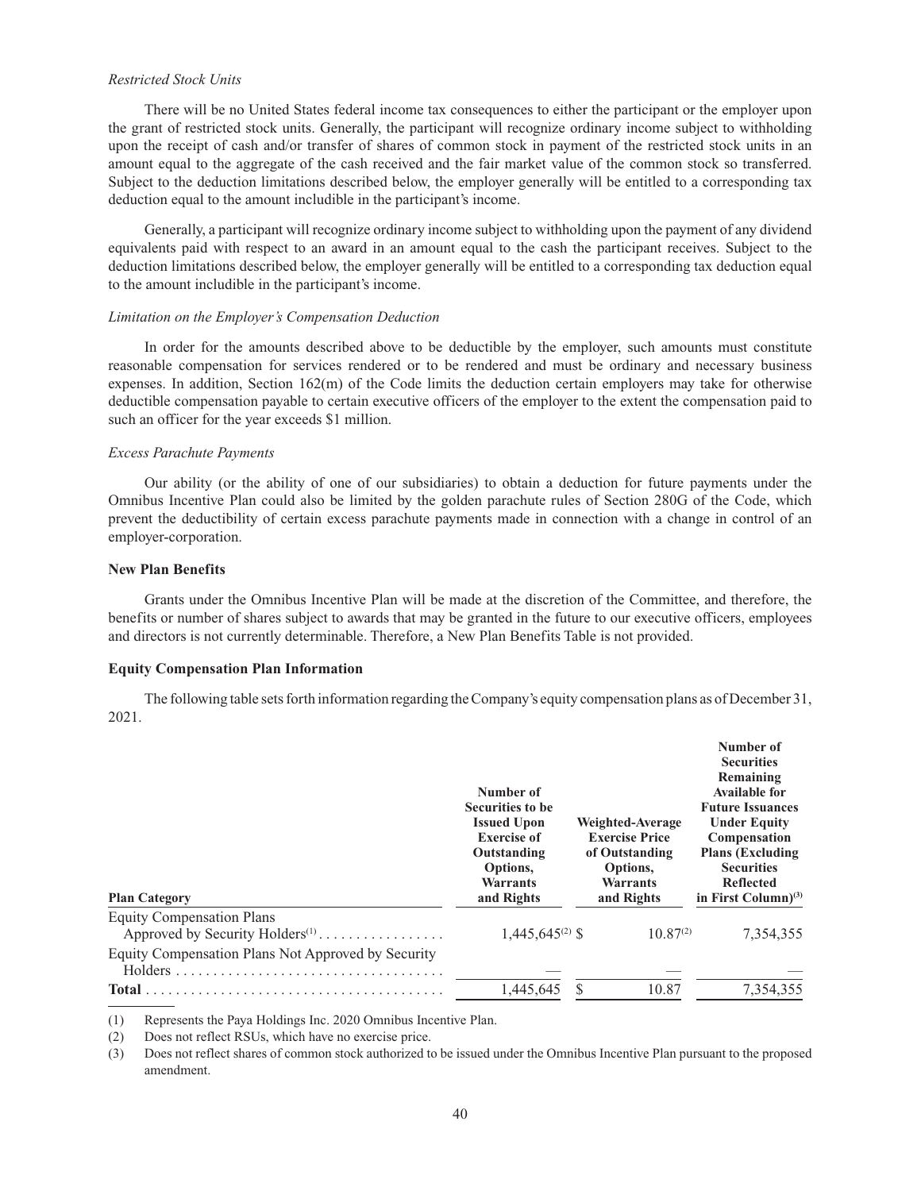*Restricted Stock Units*

There will be no United States federal income tax consequences to either the participant or the employer upon the grant of restricted stock units. Generally, the participant will recognize ordinary income subject to withholding upon the receipt of cash and/or transfer of shares of common stock in payment of the restricted stock units in an amount equal to the aggregate of the cash received and the fair market value of the common stock so transferred. Subject to the deduction limitations described below, the employer generally will be entitled to a corresponding tax deduction equal to the amount includible in the participant's income.

Generally, a participant will recognize ordinary income subject to withholding upon the payment of any dividend equivalents paid with respect to an award in an amount equal to the cash the participant receives. Subject to the deduction limitations described below, the employer generally will be entitled to a corresponding tax deduction equal to the amount includible in the participant's income.

*Limitation on the Employer's Compensation Deduction*

In order for the amounts described above to be deductible by the employer, such amounts must constitute reasonable compensation for services rendered or to be rendered and must be ordinary and necessary business expenses. In addition, Section 162(m) of the Code limits the deduction certain employers may take for otherwise deductible compensation payable to certain executive officers of the employer to the extent the compensation paid to such an officer for the year exceeds $1 million.

*Excess Parachute Payments*

Our ability (or the ability of one of our subsidiaries) to obtain a deduction for future payments under the Omnibus Incentive Plan could also be limited by the golden parachute rules of Section 280G of the Code, which prevent the deductibility of certain excess parachute payments made in connection with a change in control of an employer-corporation.

**New Plan Benefits**

Grants under the Omnibus Incentive Plan will be made at the discretion of the Committee, and therefore, the benefits or number of shares subject to awards that may be granted in the future to our executive officers, employees and directors is not currently determinable. Therefore, a New Plan Benefits Table is not provided.

**Equity Compensation Plan Information**

The following table sets forth information regarding the Company's equity compensation plans as of December 31, 2021.

| Plan Category | Number of Securities to be Issued Upon Exercise of Outstanding Options, Warrants and Rights | Weighted-Average Exercise Price of Outstanding Options, Warrants and Rights | Number of Securities Remaining Available for Future Issuances Under Equity Compensation Plans (Excluding Securities Reflected in First Column)[3] |
|---|---|---|---|
| Equity Compensation Plans Approved by Security Holders[1] | 1,445,645[2] | $ 10.87[2] | 7,354,355 |
| Equity Compensation Plans Not Approved by Security Holders | — | — | — |
| **Total** | 1,445,645 | $ 10.87 | 7,354,355 |

(1) Represents the Paya Holdings Inc. 2020 Omnibus Incentive Plan.

(2) Does not reflect RSUs, which have no exercise price.

(3) Does not reflect shares of common stock authorized to be issued under the Omnibus Incentive Plan pursuant to the proposed amendment.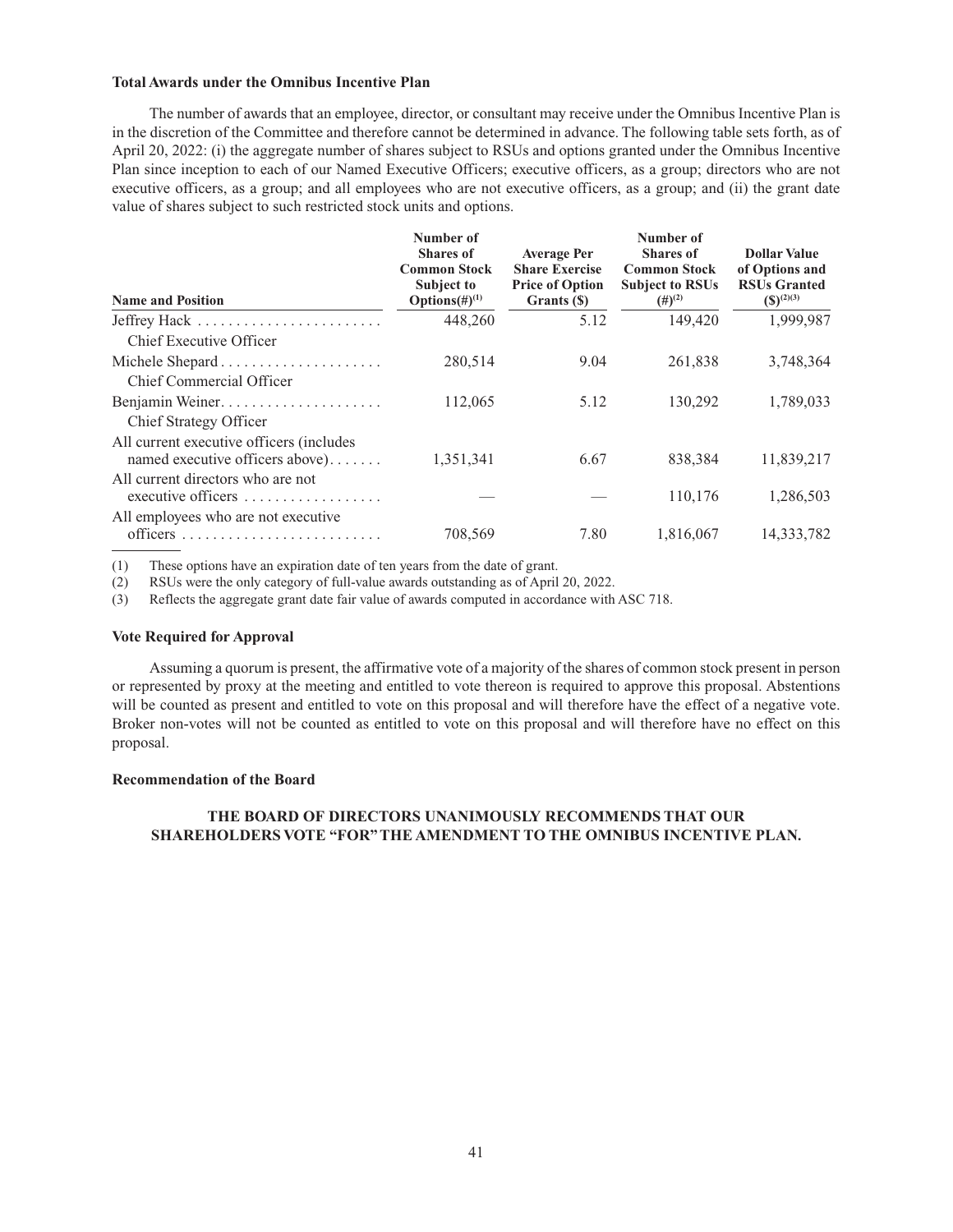### Total Awards under the Omnibus Incentive Plan

The number of awards that an employee, director, or consultant may receive under the Omnibus Incentive Plan is in the discretion of the Committee and therefore cannot be determined in advance. The following table sets forth, as of April 20, 2022: (i) the aggregate number of shares subject to RSUs and options granted under the Omnibus Incentive Plan since inception to each of our Named Executive Officers; executive officers, as a group; directors who are not executive officers, as a group; and all employees who are not executive officers, as a group; and (ii) the grant date value of shares subject to such restricted stock units and options.

| Name and Position | Number of Shares of Common Stock Subject to Options(#)[(1)] | Average Per Share Exercise Price of Option Grants ($) | Number of Shares of Common Stock Subject to RSUs (#)[(2)] | Dollar Value of Options and RSUs Granted ($)[(2)(3)] |
|---|---|---|---|---|
| Jeffrey Hack<br>Chief Executive Officer | 448,260 | 5.12 | 149,420 | 1,999,987 |
| Michele Shepard<br>Chief Commercial Officer | 280,514 | 9.04 | 261,838 | 3,748,364 |
| Benjamin Weiner<br>Chief Strategy Officer | 112,065 | 5.12 | 130,292 | 1,789,033 |
| All current executive officers (includes named executive officers above) | 1,351,341 | 6.67 | 838,384 | 11,839,217 |
| All current directors who are not executive officers | — | — | 110,176 | 1,286,503 |
| All employees who are not executive officers | 708,569 | 7.80 | 1,816,067 | 14,333,782 |

(1) These options have an expiration date of ten years from the date of grant.

(2) RSUs were the only category of full-value awards outstanding as of April 20, 2022.

(3) Reflects the aggregate grant date fair value of awards computed in accordance with ASC 718.

### Vote Required for Approval

Assuming a quorum is present, the affirmative vote of a majority of the shares of common stock present in person or represented by proxy at the meeting and entitled to vote thereon is required to approve this proposal. Abstentions will be counted as present and entitled to vote on this proposal and will therefore have the effect of a negative vote. Broker non-votes will not be counted as entitled to vote on this proposal and will therefore have no effect on this proposal.

### Recommendation of the Board

**THE BOARD OF DIRECTORS UNANIMOUSLY RECOMMENDS THAT OUR SHAREHOLDERS VOTE "FOR" THE AMENDMENT TO THE OMNIBUS INCENTIVE PLAN.**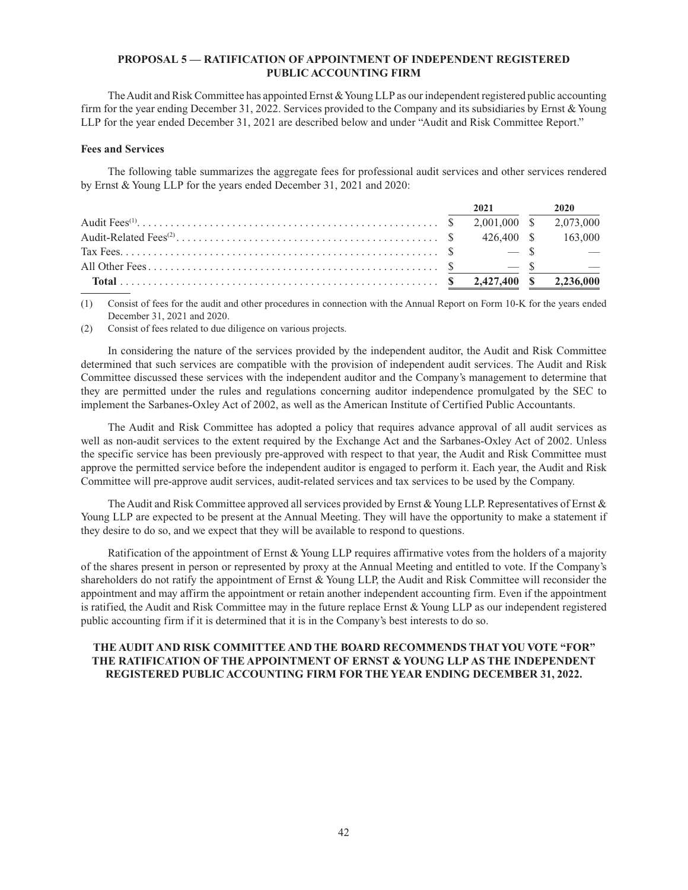## PROPOSAL 5 — RATIFICATION OF APPOINTMENT OF INDEPENDENT REGISTERED PUBLIC ACCOUNTING FIRM

The Audit and Risk Committee has appointed Ernst & Young LLP as our independent registered public accounting firm for the year ending December 31, 2022. Services provided to the Company and its subsidiaries by Ernst & Young LLP for the year ended December 31, 2021 are described below and under "Audit and Risk Committee Report."

### Fees and Services

The following table summarizes the aggregate fees for professional audit services and other services rendered by Ernst & Young LLP for the years ended December 31, 2021 and 2020:

| | 2021 | 2020 |
|---|---|---|
| Audit Fees[(1)] | $ 2,001,000 | $ 2,073,000 |
| Audit-Related Fees[(2)] | $ 426,400 | $ 163,000 |
| Tax Fees | $ — | $ — |
| All Other Fees | $ — | $ — |
| **Total** | **$ 2,427,400** | **$ 2,236,000** |

(1) Consist of fees for the audit and other procedures in connection with the Annual Report on Form 10-K for the years ended December 31, 2021 and 2020.

(2) Consist of fees related to due diligence on various projects.

In considering the nature of the services provided by the independent auditor, the Audit and Risk Committee determined that such services are compatible with the provision of independent audit services. The Audit and Risk Committee discussed these services with the independent auditor and the Company's management to determine that they are permitted under the rules and regulations concerning auditor independence promulgated by the SEC to implement the Sarbanes-Oxley Act of 2002, as well as the American Institute of Certified Public Accountants.

The Audit and Risk Committee has adopted a policy that requires advance approval of all audit services as well as non-audit services to the extent required by the Exchange Act and the Sarbanes-Oxley Act of 2002. Unless the specific service has been previously pre-approved with respect to that year, the Audit and Risk Committee must approve the permitted service before the independent auditor is engaged to perform it. Each year, the Audit and Risk Committee will pre-approve audit services, audit-related services and tax services to be used by the Company.

The Audit and Risk Committee approved all services provided by Ernst & Young LLP. Representatives of Ernst & Young LLP are expected to be present at the Annual Meeting. They will have the opportunity to make a statement if they desire to do so, and we expect that they will be available to respond to questions.

Ratification of the appointment of Ernst & Young LLP requires affirmative votes from the holders of a majority of the shares present in person or represented by proxy at the Annual Meeting and entitled to vote. If the Company's shareholders do not ratify the appointment of Ernst & Young LLP, the Audit and Risk Committee will reconsider the appointment and may affirm the appointment or retain another independent accounting firm. Even if the appointment is ratified, the Audit and Risk Committee may in the future replace Ernst & Young LLP as our independent registered public accounting firm if it is determined that it is in the Company's best interests to do so.

**THE AUDIT AND RISK COMMITTEE AND THE BOARD RECOMMENDS THAT YOU VOTE "FOR" THE RATIFICATION OF THE APPOINTMENT OF ERNST & YOUNG LLP AS THE INDEPENDENT REGISTERED PUBLIC ACCOUNTING FIRM FOR THE YEAR ENDING DECEMBER 31, 2022.**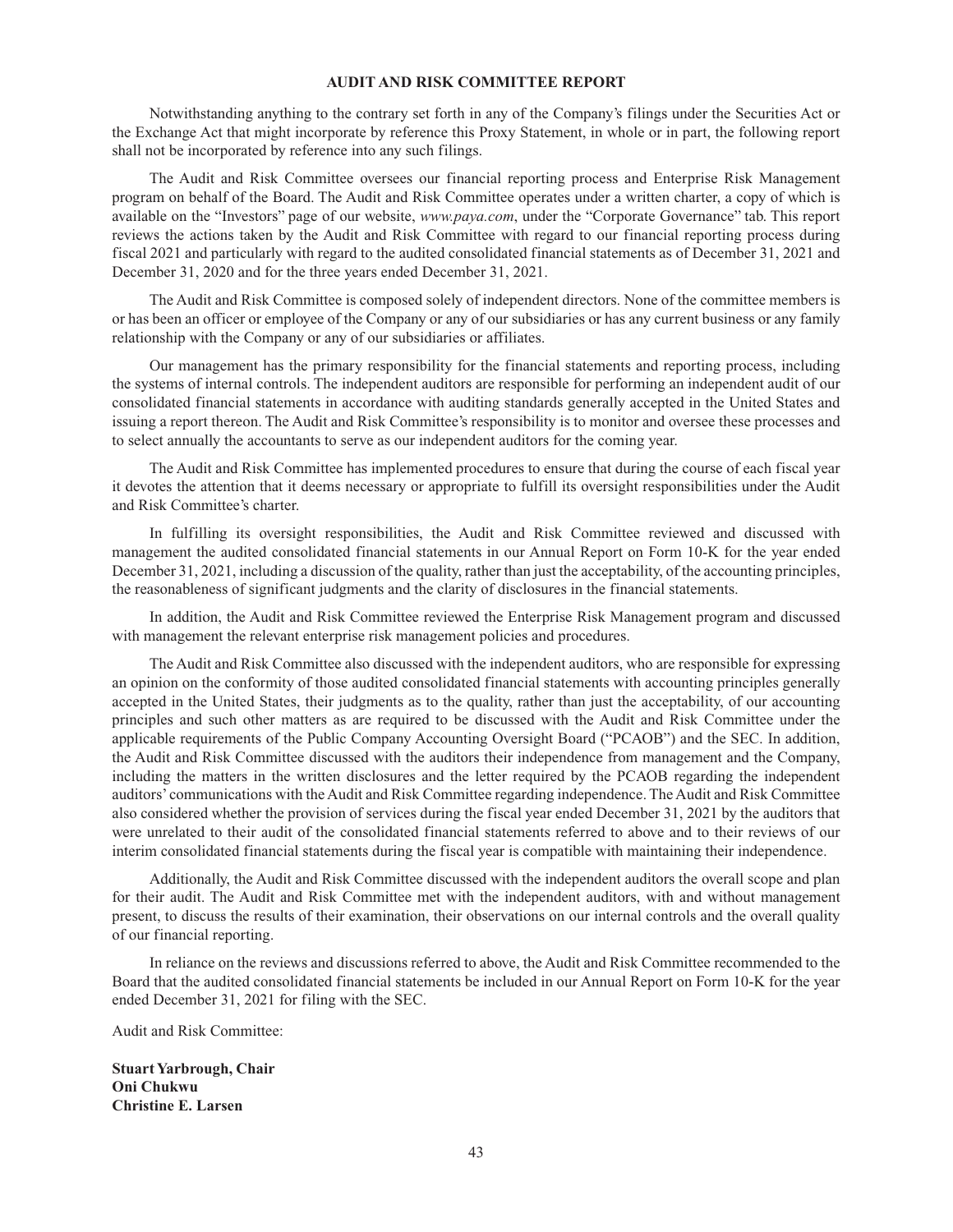## AUDIT AND RISK COMMITTEE REPORT

Notwithstanding anything to the contrary set forth in any of the Company's filings under the Securities Act or the Exchange Act that might incorporate by reference this Proxy Statement, in whole or in part, the following report shall not be incorporated by reference into any such filings.

The Audit and Risk Committee oversees our financial reporting process and Enterprise Risk Management program on behalf of the Board. The Audit and Risk Committee operates under a written charter, a copy of which is available on the "Investors" page of our website, *www.paya.com*, under the "Corporate Governance" tab. This report reviews the actions taken by the Audit and Risk Committee with regard to our financial reporting process during fiscal 2021 and particularly with regard to the audited consolidated financial statements as of December 31, 2021 and December 31, 2020 and for the three years ended December 31, 2021.

The Audit and Risk Committee is composed solely of independent directors. None of the committee members is or has been an officer or employee of the Company or any of our subsidiaries or has any current business or any family relationship with the Company or any of our subsidiaries or affiliates.

Our management has the primary responsibility for the financial statements and reporting process, including the systems of internal controls. The independent auditors are responsible for performing an independent audit of our consolidated financial statements in accordance with auditing standards generally accepted in the United States and issuing a report thereon. The Audit and Risk Committee's responsibility is to monitor and oversee these processes and to select annually the accountants to serve as our independent auditors for the coming year.

The Audit and Risk Committee has implemented procedures to ensure that during the course of each fiscal year it devotes the attention that it deems necessary or appropriate to fulfill its oversight responsibilities under the Audit and Risk Committee's charter.

In fulfilling its oversight responsibilities, the Audit and Risk Committee reviewed and discussed with management the audited consolidated financial statements in our Annual Report on Form 10-K for the year ended December 31, 2021, including a discussion of the quality, rather than just the acceptability, of the accounting principles, the reasonableness of significant judgments and the clarity of disclosures in the financial statements.

In addition, the Audit and Risk Committee reviewed the Enterprise Risk Management program and discussed with management the relevant enterprise risk management policies and procedures.

The Audit and Risk Committee also discussed with the independent auditors, who are responsible for expressing an opinion on the conformity of those audited consolidated financial statements with accounting principles generally accepted in the United States, their judgments as to the quality, rather than just the acceptability, of our accounting principles and such other matters as are required to be discussed with the Audit and Risk Committee under the applicable requirements of the Public Company Accounting Oversight Board ("PCAOB") and the SEC. In addition, the Audit and Risk Committee discussed with the auditors their independence from management and the Company, including the matters in the written disclosures and the letter required by the PCAOB regarding the independent auditors' communications with the Audit and Risk Committee regarding independence. The Audit and Risk Committee also considered whether the provision of services during the fiscal year ended December 31, 2021 by the auditors that were unrelated to their audit of the consolidated financial statements referred to above and to their reviews of our interim consolidated financial statements during the fiscal year is compatible with maintaining their independence.

Additionally, the Audit and Risk Committee discussed with the independent auditors the overall scope and plan for their audit. The Audit and Risk Committee met with the independent auditors, with and without management present, to discuss the results of their examination, their observations on our internal controls and the overall quality of our financial reporting.

In reliance on the reviews and discussions referred to above, the Audit and Risk Committee recommended to the Board that the audited consolidated financial statements be included in our Annual Report on Form 10-K for the year ended December 31, 2021 for filing with the SEC.

Audit and Risk Committee:

**Stuart Yarbrough, Chair**
**Oni Chukwu**
**Christine E. Larsen**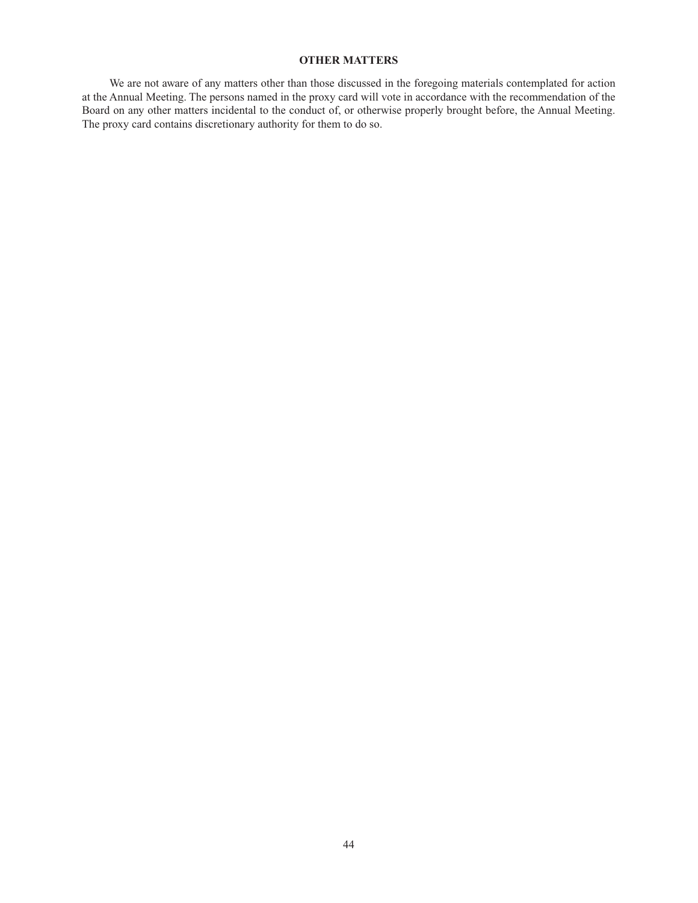## OTHER MATTERS

We are not aware of any matters other than those discussed in the foregoing materials contemplated for action at the Annual Meeting. The persons named in the proxy card will vote in accordance with the recommendation of the Board on any other matters incidental to the conduct of, or otherwise properly brought before, the Annual Meeting. The proxy card contains discretionary authority for them to do so.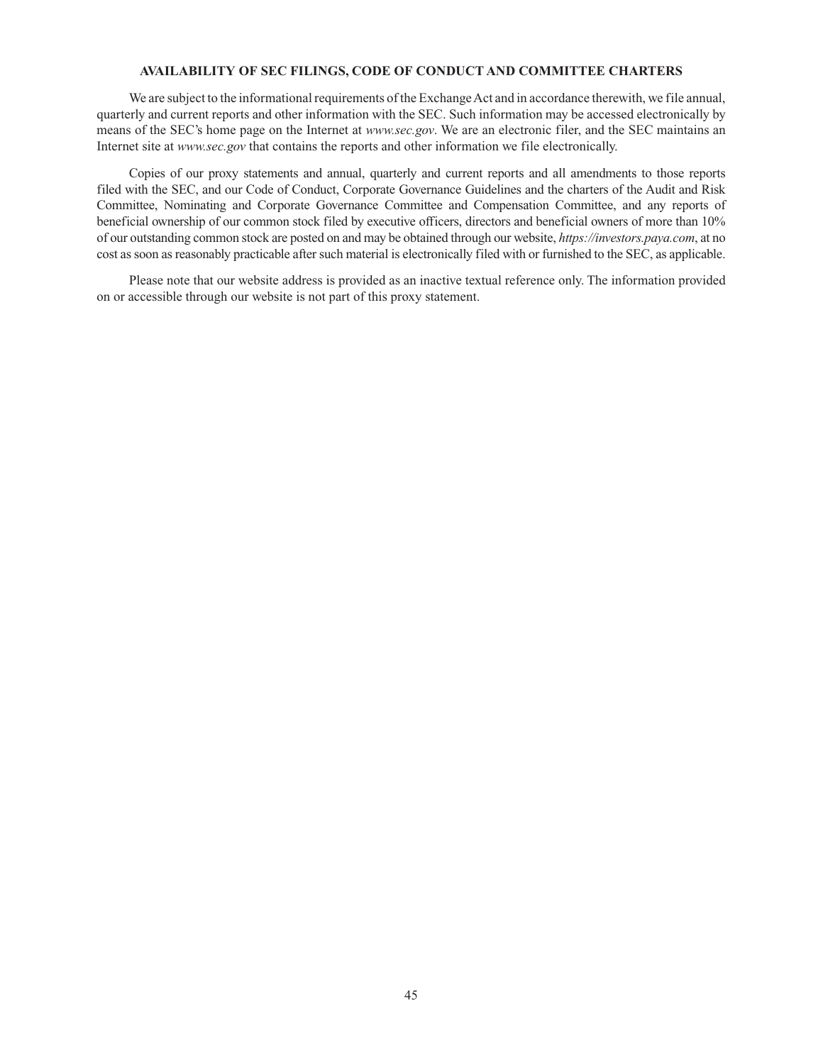## AVAILABILITY OF SEC FILINGS, CODE OF CONDUCT AND COMMITTEE CHARTERS

We are subject to the informational requirements of the Exchange Act and in accordance therewith, we file annual, quarterly and current reports and other information with the SEC. Such information may be accessed electronically by means of the SEC's home page on the Internet at *www.sec.gov*. We are an electronic filer, and the SEC maintains an Internet site at *www.sec.gov* that contains the reports and other information we file electronically.

Copies of our proxy statements and annual, quarterly and current reports and all amendments to those reports filed with the SEC, and our Code of Conduct, Corporate Governance Guidelines and the charters of the Audit and Risk Committee, Nominating and Corporate Governance Committee and Compensation Committee, and any reports of beneficial ownership of our common stock filed by executive officers, directors and beneficial owners of more than 10% of our outstanding common stock are posted on and may be obtained through our website, *https://investors.paya.com*, at no cost as soon as reasonably practicable after such material is electronically filed with or furnished to the SEC, as applicable.

Please note that our website address is provided as an inactive textual reference only. The information provided on or accessible through our website is not part of this proxy statement.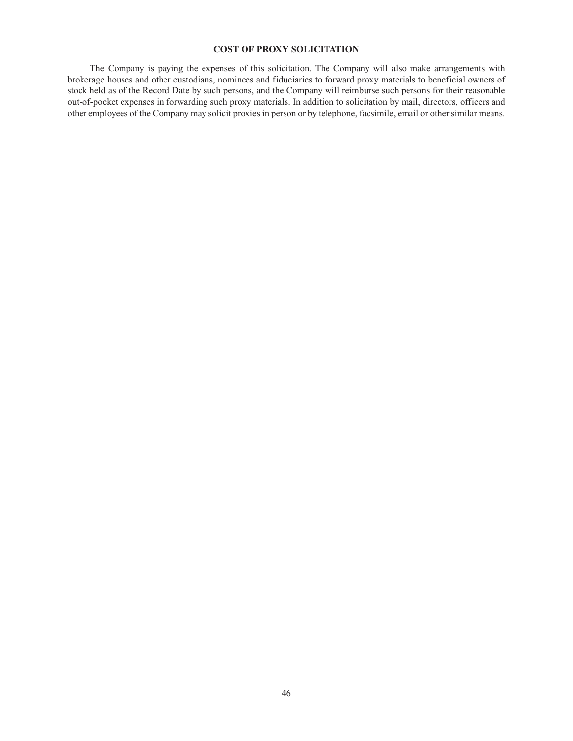## COST OF PROXY SOLICITATION

The Company is paying the expenses of this solicitation. The Company will also make arrangements with brokerage houses and other custodians, nominees and fiduciaries to forward proxy materials to beneficial owners of stock held as of the Record Date by such persons, and the Company will reimburse such persons for their reasonable out-of-pocket expenses in forwarding such proxy materials. In addition to solicitation by mail, directors, officers and other employees of the Company may solicit proxies in person or by telephone, facsimile, email or other similar means.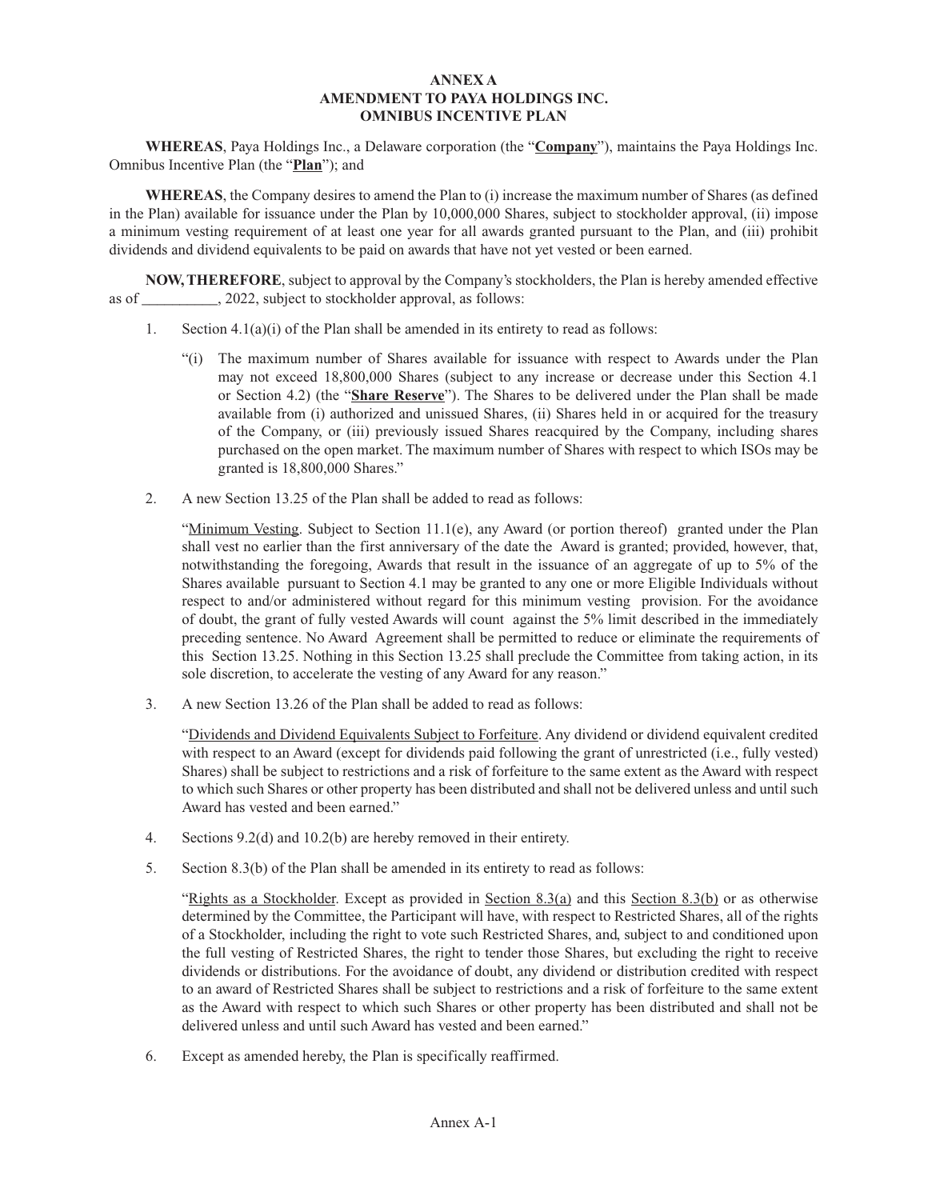# ANNEX A
# AMENDMENT TO PAYA HOLDINGS INC.
# OMNIBUS INCENTIVE PLAN

**WHEREAS**, Paya Holdings Inc., a Delaware corporation (the "**Company**"), maintains the Paya Holdings Inc. Omnibus Incentive Plan (the "**Plan**"); and

**WHEREAS**, the Company desires to amend the Plan to (i) increase the maximum number of Shares (as defined in the Plan) available for issuance under the Plan by 10,000,000 Shares, subject to stockholder approval, (ii) impose a minimum vesting requirement of at least one year for all awards granted pursuant to the Plan, and (iii) prohibit dividends and dividend equivalents to be paid on awards that have not yet vested or been earned.

**NOW, THEREFORE**, subject to approval by the Company's stockholders, the Plan is hereby amended effective as of __________, 2022, subject to stockholder approval, as follows:

1. Section 4.1(a)(i) of the Plan shall be amended in its entirety to read as follows:

   "(i) The maximum number of Shares available for issuance with respect to Awards under the Plan may not exceed 18,800,000 Shares (subject to any increase or decrease under this Section 4.1 or Section 4.2) (the "**Share Reserve**"). The Shares to be delivered under the Plan shall be made available from (i) authorized and unissued Shares, (ii) Shares held in or acquired for the treasury of the Company, or (iii) previously issued Shares reacquired by the Company, including shares purchased on the open market. The maximum number of Shares with respect to which ISOs may be granted is 18,800,000 Shares."

2. A new Section 13.25 of the Plan shall be added to read as follows:

   "Minimum Vesting. Subject to Section 11.1(e), any Award (or portion thereof) granted under the Plan shall vest no earlier than the first anniversary of the date the Award is granted; provided, however, that, notwithstanding the foregoing, Awards that result in the issuance of an aggregate of up to 5% of the Shares available pursuant to Section 4.1 may be granted to any one or more Eligible Individuals without respect to and/or administered without regard for this minimum vesting provision. For the avoidance of doubt, the grant of fully vested Awards will count against the 5% limit described in the immediately preceding sentence. No Award Agreement shall be permitted to reduce or eliminate the requirements of this Section 13.25. Nothing in this Section 13.25 shall preclude the Committee from taking action, in its sole discretion, to accelerate the vesting of any Award for any reason."

3. A new Section 13.26 of the Plan shall be added to read as follows:

   "Dividends and Dividend Equivalents Subject to Forfeiture. Any dividend or dividend equivalent credited with respect to an Award (except for dividends paid following the grant of unrestricted (i.e., fully vested) Shares) shall be subject to restrictions and a risk of forfeiture to the same extent as the Award with respect to which such Shares or other property has been distributed and shall not be delivered unless and until such Award has vested and been earned."

4. Sections 9.2(d) and 10.2(b) are hereby removed in their entirety.

5. Section 8.3(b) of the Plan shall be amended in its entirety to read as follows:

   "Rights as a Stockholder. Except as provided in Section 8.3(a) and this Section 8.3(b) or as otherwise determined by the Committee, the Participant will have, with respect to Restricted Shares, all of the rights of a Stockholder, including the right to vote such Restricted Shares, and, subject to and conditioned upon the full vesting of Restricted Shares, the right to tender those Shares, but excluding the right to receive dividends or distributions. For the avoidance of doubt, any dividend or distribution credited with respect to an award of Restricted Shares shall be subject to restrictions and a risk of forfeiture to the same extent as the Award with respect to which such Shares or other property has been distributed and shall not be delivered unless and until such Award has vested and been earned."

6. Except as amended hereby, the Plan is specifically reaffirmed.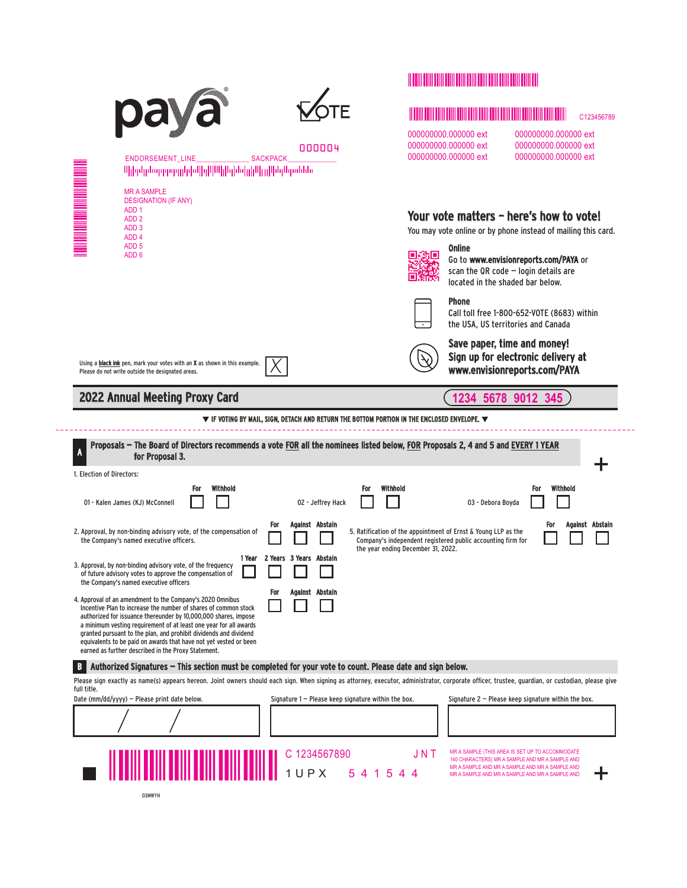paya®

VOTE

000004

C123456789

ENDORSEMENT_LINE______________ SACKPACK_____________

MR A SAMPLE
DESIGNATION (IF ANY)
ADD 1
ADD 2
ADD 3
ADD 4
ADD 5
ADD 6

000000000.000000 ext 000000000.000000 ext
000000000.000000 ext 000000000.000000 ext
000000000.000000 ext 000000000.000000 ext

## Your vote matters – here's how to vote!

You may vote online or by phone instead of mailing this card.

**Online**
Go to **www.envisionreports.com/PAYA** or scan the QR code — login details are located in the shaded bar below.

**Phone**
Call toll free 1-800-652-VOTE (8683) within the USA, US territories and Canada

**Save paper, time and money! Sign up for electronic delivery at www.envisionreports.com/PAYA**

Using a **black ink** pen, mark your votes with an **X** as shown in this example. Please do not write outside the designated areas.

## 2022 Annual Meeting Proxy Card

1234 5678 9012 345

▼ IF VOTING BY MAIL, SIGN, DETACH AND RETURN THE BOTTOM PORTION IN THE ENCLOSED ENVELOPE. ▼

**A Proposals — The Board of Directors recommends a vote FOR all the nominees listed below, FOR Proposals 2, 4 and 5 and EVERY 1 YEAR for Proposal 3.**

1. Election of Directors:

| | For | Withhold |
|---|---|---|
| 01 - Kalen James (KJ) McConnell | ☐ | ☐ |
| 02 - Jeffrey Hack | ☐ | ☐ |
| 03 - Debora Boyda | ☐ | ☐ |

| | For | Against | Abstain |
|---|---|---|---|
| 2. Approval, by non-binding advisory vote, of the compensation of the Company's named executive officers. | ☐ | ☐ | ☐ |

| | 1 Year | 2 Years | 3 Years | Abstain |
|---|---|---|---|---|
| 3. Approval, by non-binding advisory vote, of the frequency of future advisory votes to approve the compensation of the Company's named executive officers | ☐ | ☐ | ☐ | ☐ |

| | For | Against | Abstain |
|---|---|---|---|
| 4. Approval of an amendment to the Company's 2020 Omnibus Incentive Plan to increase the number of shares of common stock authorized for issuance thereunder by 10,000,000 shares, impose a minimum vesting requirement of at least one year for all awards granted pursuant to the plan, and prohibit dividends and dividend equivalents to be paid on awards that have not yet vested or been earned as further described in the Proxy Statement. | ☐ | ☐ | ☐ |
| 5. Ratification of the appointment of Ernst & Young LLP as the Company's independent registered public accounting firm for the year ending December 31, 2022. | ☐ | ☐ | ☐ |

**B Authorized Signatures — This section must be completed for your vote to count. Please date and sign below.**

Please sign exactly as name(s) appears hereon. Joint owners should each sign. When signing as attorney, executor, administrator, corporate officer, trustee, guardian, or custodian, please give full title.

| Date (mm/dd/yyyy) — Please print date below. | Signature 1 — Please keep signature within the box. | Signature 2 — Please keep signature within the box. |
|---|---|---|
| / / | | |

C 1234567890 JNT
1UPX 541544

MR A SAMPLE (THIS AREA IS SET UP TO ACCOMMODATE 140 CHARACTERS) MR A SAMPLE AND MR A SAMPLE AND MR A SAMPLE AND MR A SAMPLE AND MR A SAMPLE AND MR A SAMPLE AND MR A SAMPLE AND MR A SAMPLE AND

03MWYH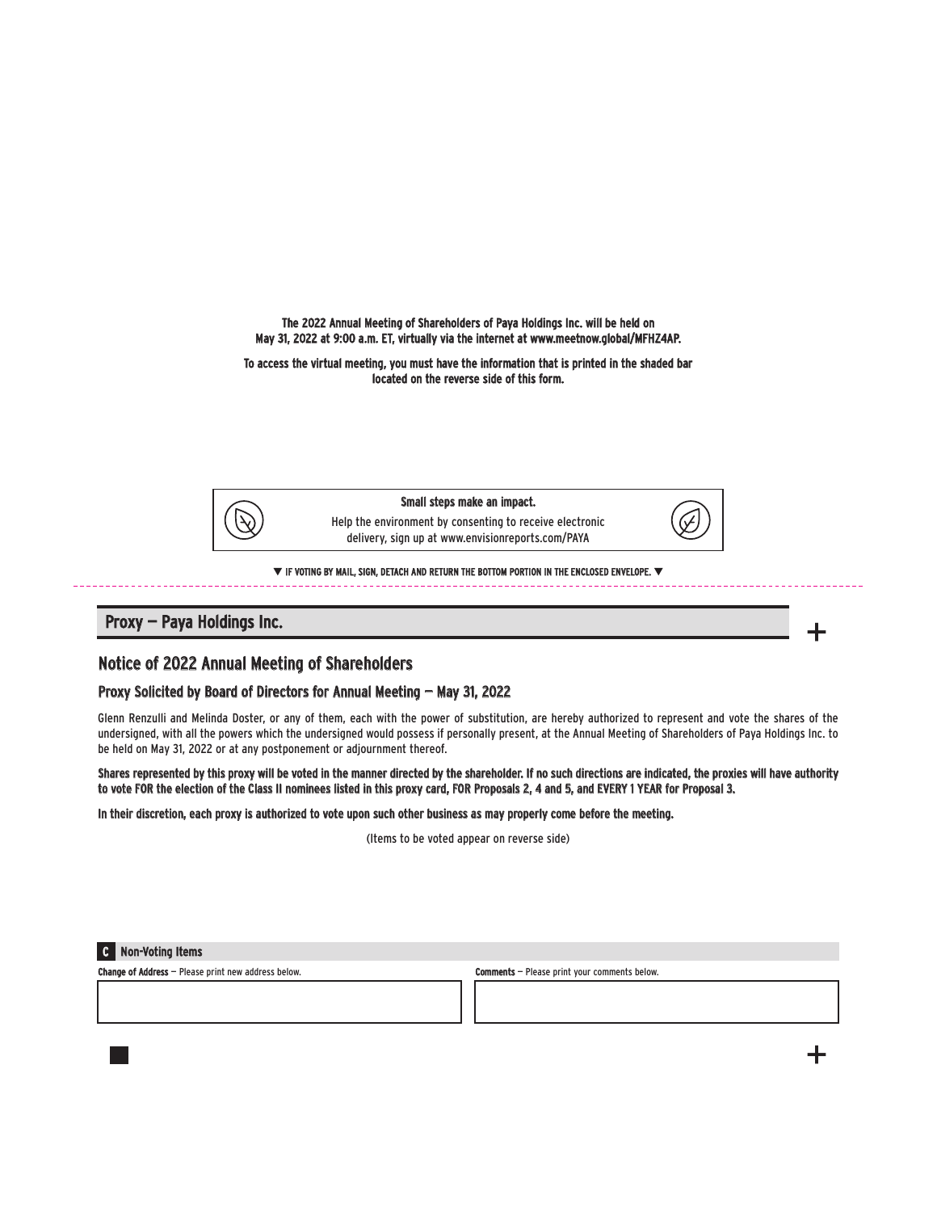**The 2022 Annual Meeting of Shareholders of Paya Holdings Inc. will be held on May 31, 2022 at 9:00 a.m. ET, virtually via the internet at www.meetnow.global/MFHZ4AP.**

**To access the virtual meeting, you must have the information that is printed in the shaded bar located on the reverse side of this form.**

**Small steps make an impact.**

Help the environment by consenting to receive electronic delivery, sign up at www.envisionreports.com/PAYA

▼ **IF VOTING BY MAIL, SIGN, DETACH AND RETURN THE BOTTOM PORTION IN THE ENCLOSED ENVELOPE.** ▼

## Proxy — Paya Holdings Inc.

## Notice of 2022 Annual Meeting of Shareholders

### Proxy Solicited by Board of Directors for Annual Meeting — May 31, 2022

Glenn Renzulli and Melinda Doster, or any of them, each with the power of substitution, are hereby authorized to represent and vote the shares of the undersigned, with all the powers which the undersigned would possess if personally present, at the Annual Meeting of Shareholders of Paya Holdings Inc. to be held on May 31, 2022 or at any postponement or adjournment thereof.

**Shares represented by this proxy will be voted in the manner directed by the shareholder. If no such directions are indicated, the proxies will have authority to vote FOR the election of the Class II nominees listed in this proxy card, FOR Proposals 2, 4 and 5, and EVERY 1 YEAR for Proposal 3.**

**In their discretion, each proxy is authorized to vote upon such other business as may properly come before the meeting.**

(Items to be voted appear on reverse side)

**C Non-Voting Items**

**Change of Address** — Please print new address below.

**Comments** — Please print your comments below.